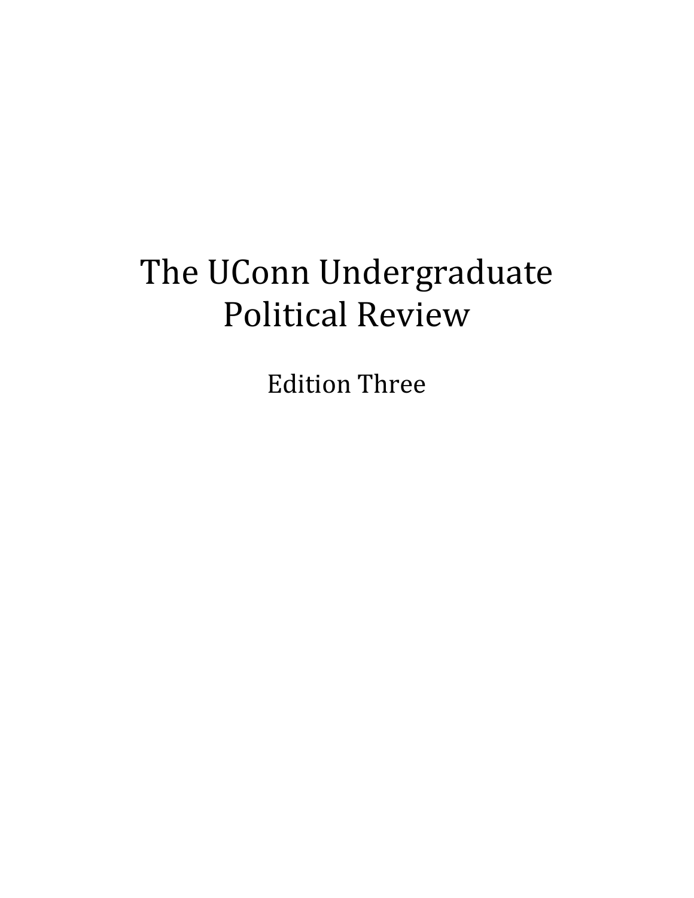# The UConn Undergraduate Political Review

Edition Three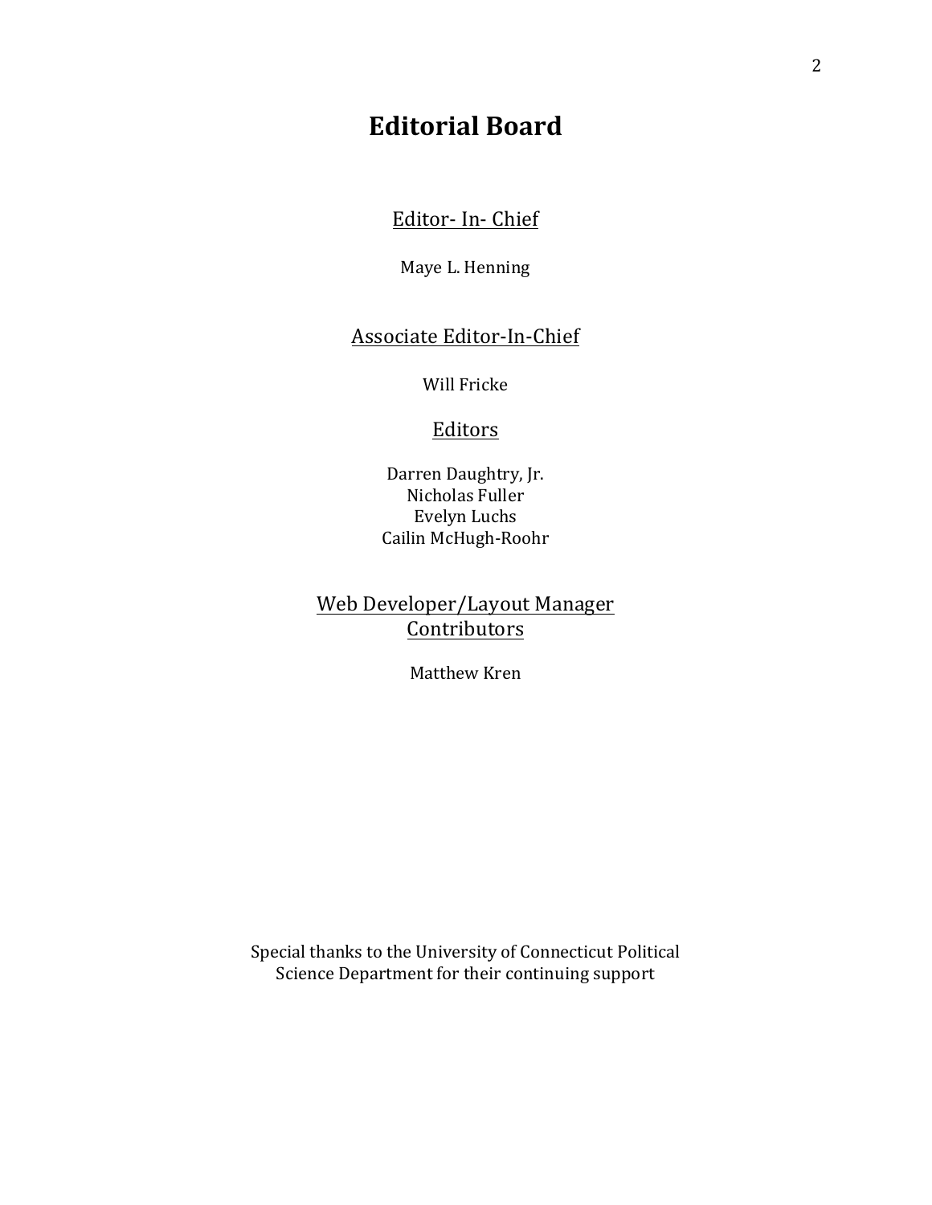# Editorial Board

Editor- In- Chief

Maye L. Henning

Associate Editor-In-Chief

Will Fricke

Editors

Darren Daughtry, Jr.
Nicholas Fuller
Evelyn Luchs
Cailin McHugh-Roohr

Web Developer/Layout Manager
Contributors

Matthew Kren

Special thanks to the University of Connecticut Political Science Department for their continuing support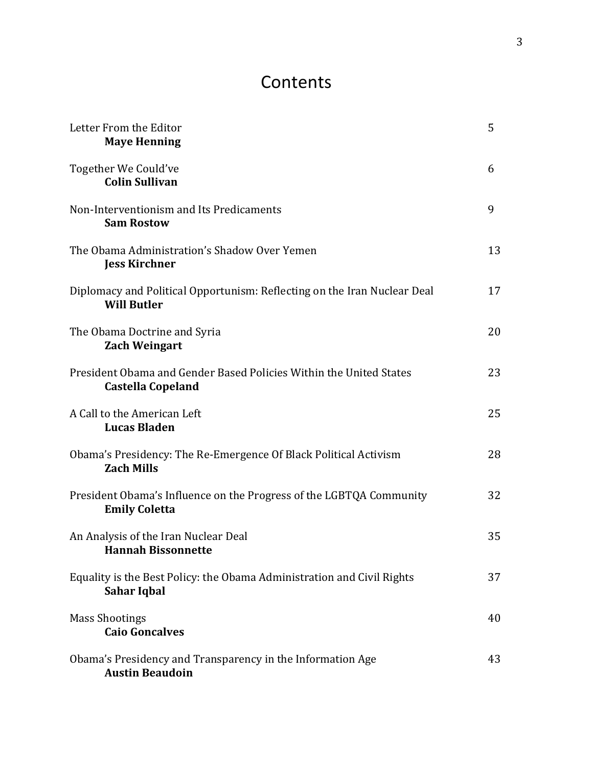# Contents

| | |
|---|---|
| Letter From the Editor<br>**Maye Henning** | 5 |
| Together We Could've<br>**Colin Sullivan** | 6 |
| Non-Interventionism and Its Predicaments<br>**Sam Rostow** | 9 |
| The Obama Administration's Shadow Over Yemen<br>**Jess Kirchner** | 13 |
| Diplomacy and Political Opportunism: Reflecting on the Iran Nuclear Deal<br>**Will Butler** | 17 |
| The Obama Doctrine and Syria<br>**Zach Weingart** | 20 |
| President Obama and Gender Based Policies Within the United States<br>**Castella Copeland** | 23 |
| A Call to the American Left<br>**Lucas Bladen** | 25 |
| Obama's Presidency: The Re-Emergence Of Black Political Activism<br>**Zach Mills** | 28 |
| President Obama's Influence on the Progress of the LGBTQA Community<br>**Emily Coletta** | 32 |
| An Analysis of the Iran Nuclear Deal<br>**Hannah Bissonnette** | 35 |
| Equality is the Best Policy: the Obama Administration and Civil Rights<br>**Sahar Iqbal** | 37 |
| Mass Shootings<br>**Caio Goncalves** | 40 |
| Obama's Presidency and Transparency in the Information Age<br>**Austin Beaudoin** | 43 |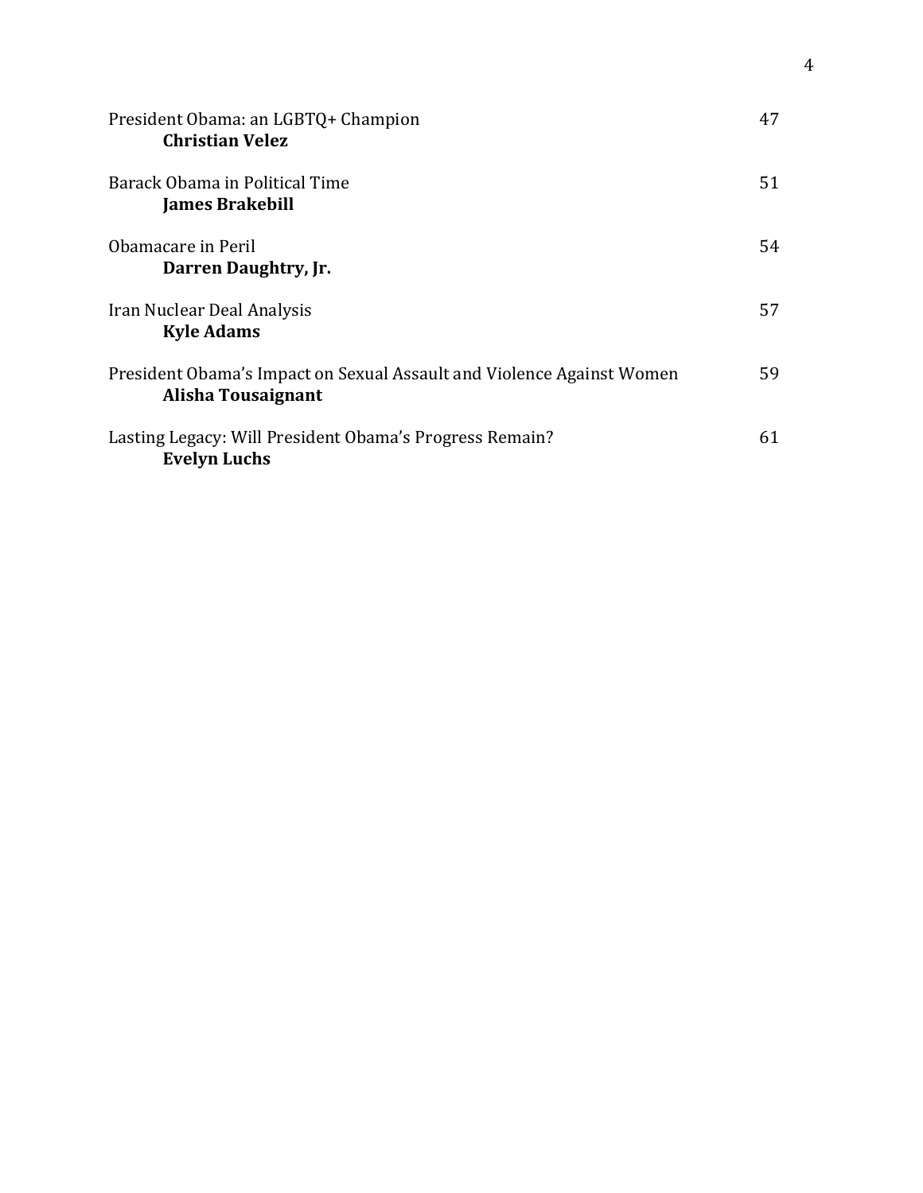President Obama: an LGBTQ+ Champion 47
**Christian Velez**

Barack Obama in Political Time 51
**James Brakebill**

Obamacare in Peril 54
**Darren Daughtry, Jr.**

Iran Nuclear Deal Analysis 57
**Kyle Adams**

President Obama's Impact on Sexual Assault and Violence Against Women 59
**Alisha Tousaignant**

Lasting Legacy: Will President Obama's Progress Remain? 61
**Evelyn Luchs**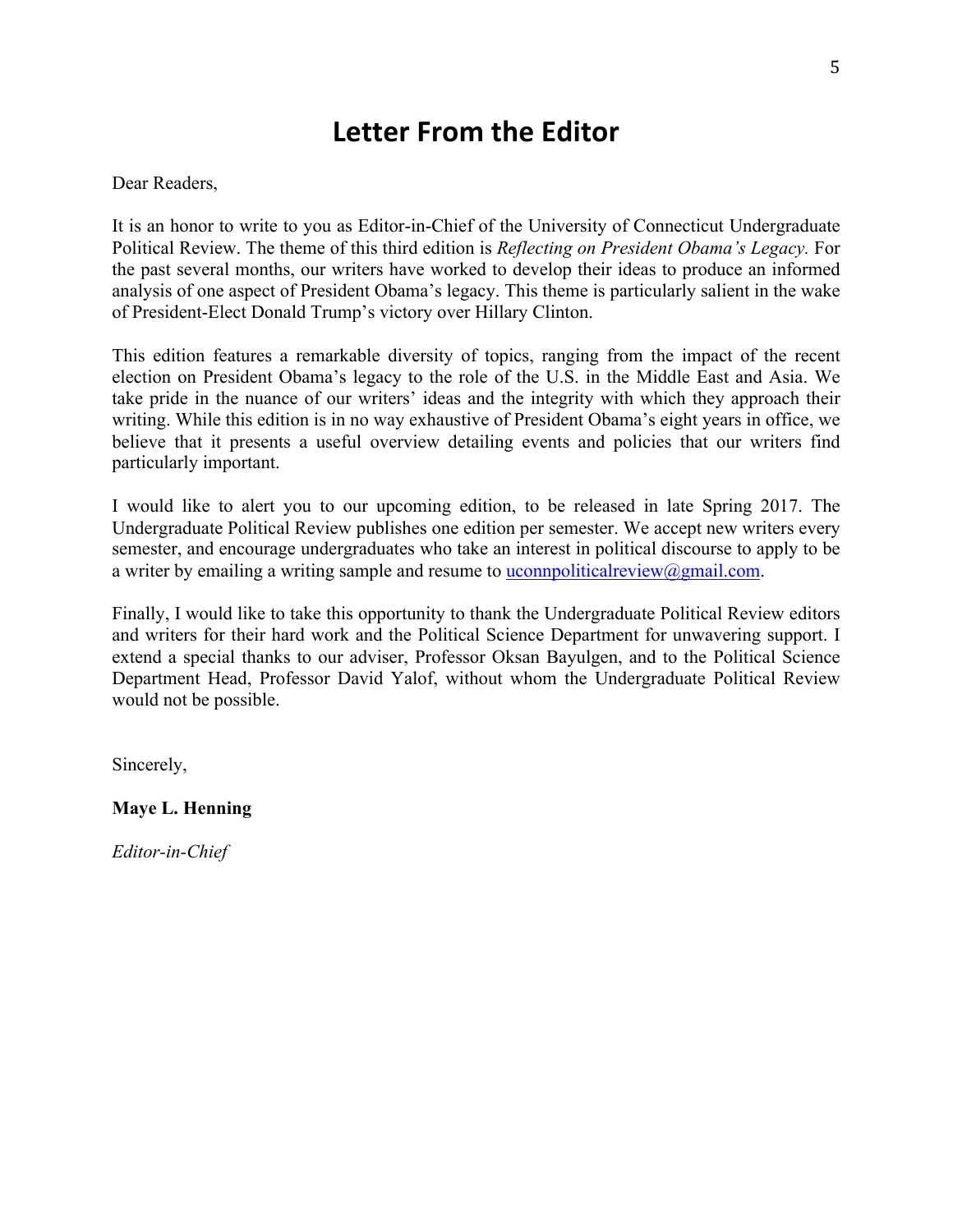# Letter From the Editor

Dear Readers,

It is an honor to write to you as Editor-in-Chief of the University of Connecticut Undergraduate Political Review. The theme of this third edition is *Reflecting on President Obama's Legacy.* For the past several months, our writers have worked to develop their ideas to produce an informed analysis of one aspect of President Obama's legacy. This theme is particularly salient in the wake of President-Elect Donald Trump's victory over Hillary Clinton.

This edition features a remarkable diversity of topics, ranging from the impact of the recent election on President Obama's legacy to the role of the U.S. in the Middle East and Asia. We take pride in the nuance of our writers' ideas and the integrity with which they approach their writing. While this edition is in no way exhaustive of President Obama's eight years in office, we believe that it presents a useful overview detailing events and policies that our writers find particularly important.

I would like to alert you to our upcoming edition, to be released in late Spring 2017. The Undergraduate Political Review publishes one edition per semester. We accept new writers every semester, and encourage undergraduates who take an interest in political discourse to apply to be a writer by emailing a writing sample and resume to uconnpoliticalreview@gmail.com.

Finally, I would like to take this opportunity to thank the Undergraduate Political Review editors and writers for their hard work and the Political Science Department for unwavering support. I extend a special thanks to our adviser, Professor Oksan Bayulgen, and to the Political Science Department Head, Professor David Yalof, without whom the Undergraduate Political Review would not be possible.

Sincerely,

**Maye L. Henning**

*Editor-in-Chief*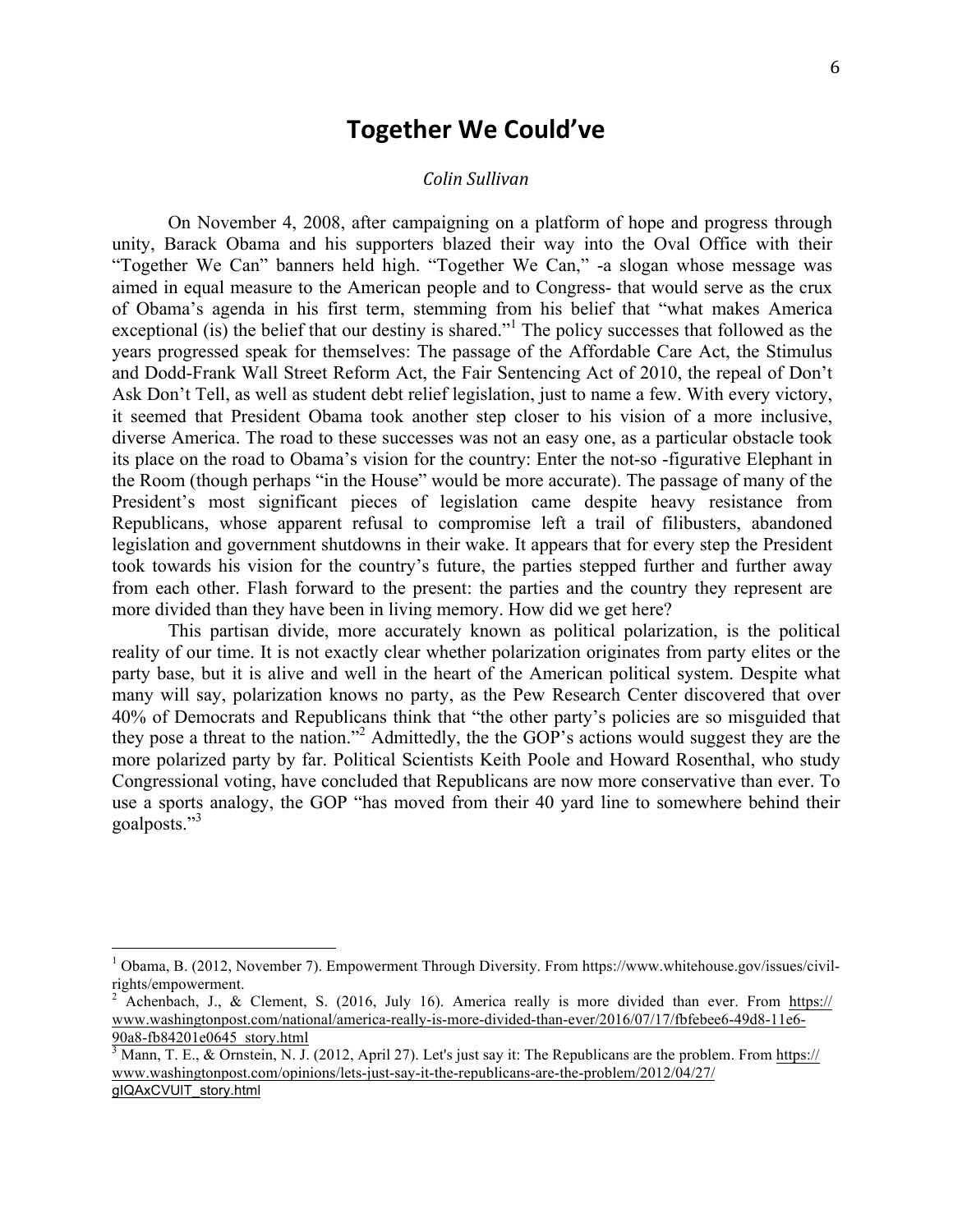# Together We Could've

*Colin Sullivan*

On November 4, 2008, after campaigning on a platform of hope and progress through unity, Barack Obama and his supporters blazed their way into the Oval Office with their "Together We Can" banners held high. "Together We Can," -a slogan whose message was aimed in equal measure to the American people and to Congress- that would serve as the crux of Obama's agenda in his first term, stemming from his belief that "what makes America exceptional (is) the belief that our destiny is shared."[1] The policy successes that followed as the years progressed speak for themselves: The passage of the Affordable Care Act, the Stimulus and Dodd-Frank Wall Street Reform Act, the Fair Sentencing Act of 2010, the repeal of Don't Ask Don't Tell, as well as student debt relief legislation, just to name a few. With every victory, it seemed that President Obama took another step closer to his vision of a more inclusive, diverse America. The road to these successes was not an easy one, as a particular obstacle took its place on the road to Obama's vision for the country: Enter the not-so -figurative Elephant in the Room (though perhaps "in the House" would be more accurate). The passage of many of the President's most significant pieces of legislation came despite heavy resistance from Republicans, whose apparent refusal to compromise left a trail of filibusters, abandoned legislation and government shutdowns in their wake. It appears that for every step the President took towards his vision for the country's future, the parties stepped further and further away from each other. Flash forward to the present: the parties and the country they represent are more divided than they have been in living memory. How did we get here?

This partisan divide, more accurately known as political polarization, is the political reality of our time. It is not exactly clear whether polarization originates from party elites or the party base, but it is alive and well in the heart of the American political system. Despite what many will say, polarization knows no party, as the Pew Research Center discovered that over 40% of Democrats and Republicans think that "the other party's policies are so misguided that they pose a threat to the nation."[2] Admittedly, the the GOP's actions would suggest they are the more polarized party by far. Political Scientists Keith Poole and Howard Rosenthal, who study Congressional voting, have concluded that Republicans are now more conservative than ever. To use a sports analogy, the GOP "has moved from their 40 yard line to somewhere behind their goalposts."[3]

---

[1] Obama, B. (2012, November 7). Empowerment Through Diversity. From https://www.whitehouse.gov/issues/civil-rights/empowerment.

[2] Achenbach, J., & Clement, S. (2016, July 16). America really is more divided than ever. From https://www.washingtonpost.com/national/america-really-is-more-divided-than-ever/2016/07/17/fbfebee6-49d8-11e6-90a8-fb84201e0645_story.html

[3] Mann, T. E., & Ornstein, N. J. (2012, April 27). Let's just say it: The Republicans are the problem. From https://www.washingtonpost.com/opinions/lets-just-say-it-the-republicans-are-the-problem/2012/04/27/gIQAxCVUlT_story.html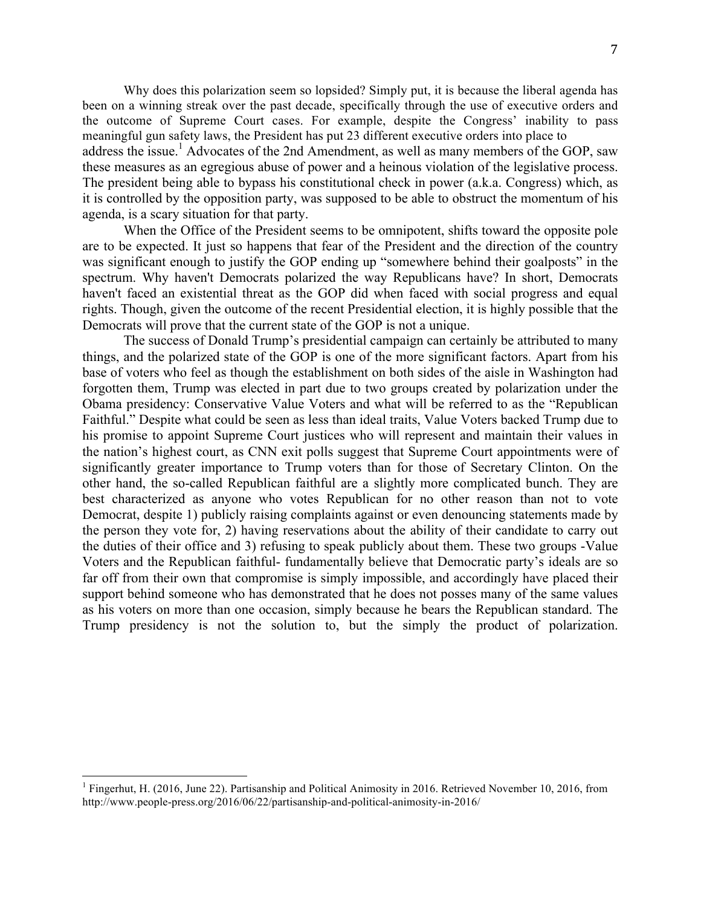Why does this polarization seem so lopsided? Simply put, it is because the liberal agenda has been on a winning streak over the past decade, specifically through the use of executive orders and the outcome of Supreme Court cases. For example, despite the Congress' inability to pass meaningful gun safety laws, the President has put 23 different executive orders into place to address the issue.[1] Advocates of the 2nd Amendment, as well as many members of the GOP, saw these measures as an egregious abuse of power and a heinous violation of the legislative process. The president being able to bypass his constitutional check in power (a.k.a. Congress) which, as it is controlled by the opposition party, was supposed to be able to obstruct the momentum of his agenda, is a scary situation for that party.

When the Office of the President seems to be omnipotent, shifts toward the opposite pole are to be expected. It just so happens that fear of the President and the direction of the country was significant enough to justify the GOP ending up "somewhere behind their goalposts" in the spectrum. Why haven't Democrats polarized the way Republicans have? In short, Democrats haven't faced an existential threat as the GOP did when faced with social progress and equal rights. Though, given the outcome of the recent Presidential election, it is highly possible that the Democrats will prove that the current state of the GOP is not a unique.

The success of Donald Trump's presidential campaign can certainly be attributed to many things, and the polarized state of the GOP is one of the more significant factors. Apart from his base of voters who feel as though the establishment on both sides of the aisle in Washington had forgotten them, Trump was elected in part due to two groups created by polarization under the Obama presidency: Conservative Value Voters and what will be referred to as the "Republican Faithful." Despite what could be seen as less than ideal traits, Value Voters backed Trump due to his promise to appoint Supreme Court justices who will represent and maintain their values in the nation's highest court, as CNN exit polls suggest that Supreme Court appointments were of significantly greater importance to Trump voters than for those of Secretary Clinton. On the other hand, the so-called Republican faithful are a slightly more complicated bunch. They are best characterized as anyone who votes Republican for no other reason than not to vote Democrat, despite 1) publicly raising complaints against or even denouncing statements made by the person they vote for, 2) having reservations about the ability of their candidate to carry out the duties of their office and 3) refusing to speak publicly about them. These two groups -Value Voters and the Republican faithful- fundamentally believe that Democratic party's ideals are so far off from their own that compromise is simply impossible, and accordingly have placed their support behind someone who has demonstrated that he does not posses many of the same values as his voters on more than one occasion, simply because he bears the Republican standard. The Trump presidency is not the solution to, but the simply the product of polarization.

---

[1] Fingerhut, H. (2016, June 22). Partisanship and Political Animosity in 2016. Retrieved November 10, 2016, from http://www.people-press.org/2016/06/22/partisanship-and-political-animosity-in-2016/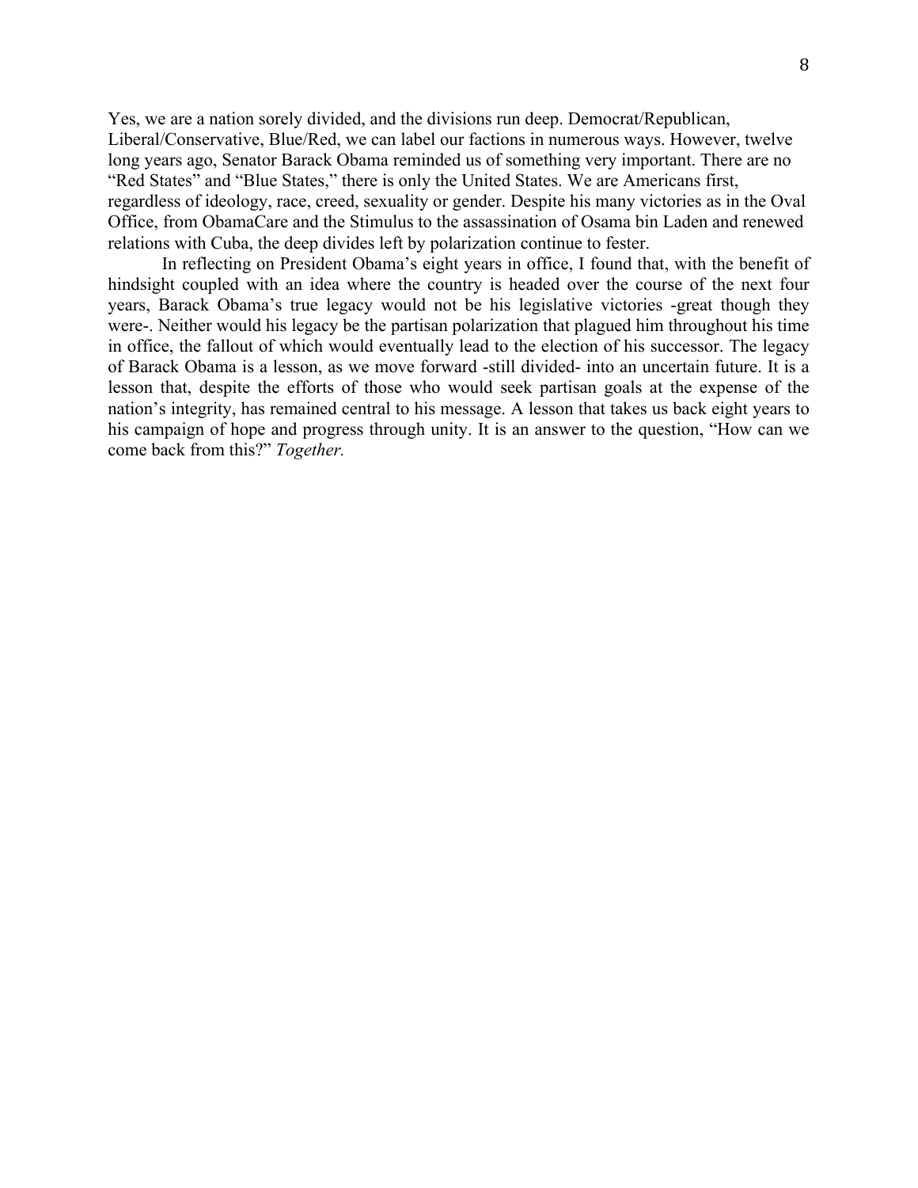Yes, we are a nation sorely divided, and the divisions run deep. Democrat/Republican, Liberal/Conservative, Blue/Red, we can label our factions in numerous ways. However, twelve long years ago, Senator Barack Obama reminded us of something very important. There are no "Red States" and "Blue States," there is only the United States. We are Americans first, regardless of ideology, race, creed, sexuality or gender. Despite his many victories as in the Oval Office, from ObamaCare and the Stimulus to the assassination of Osama bin Laden and renewed relations with Cuba, the deep divides left by polarization continue to fester.

In reflecting on President Obama's eight years in office, I found that, with the benefit of hindsight coupled with an idea where the country is headed over the course of the next four years, Barack Obama's true legacy would not be his legislative victories -great though they were-. Neither would his legacy be the partisan polarization that plagued him throughout his time in office, the fallout of which would eventually lead to the election of his successor. The legacy of Barack Obama is a lesson, as we move forward -still divided- into an uncertain future. It is a lesson that, despite the efforts of those who would seek partisan goals at the expense of the nation's integrity, has remained central to his message. A lesson that takes us back eight years to his campaign of hope and progress through unity. It is an answer to the question, "How can we come back from this?" *Together.*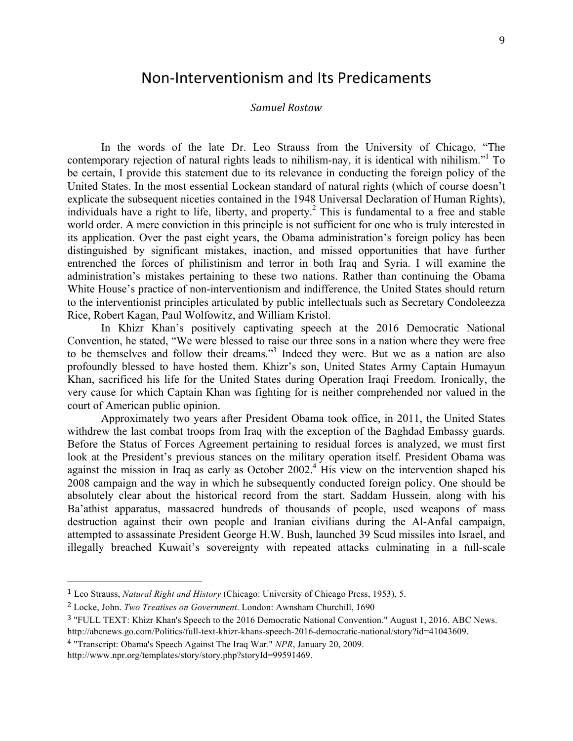# Non-Interventionism and Its Predicaments

*Samuel Rostow*

In the words of the late Dr. Leo Strauss from the University of Chicago, "The contemporary rejection of natural rights leads to nihilism-nay, it is identical with nihilism."[1] To be certain, I provide this statement due to its relevance in conducting the foreign policy of the United States. In the most essential Lockean standard of natural rights (which of course doesn't explicate the subsequent niceties contained in the 1948 Universal Declaration of Human Rights), individuals have a right to life, liberty, and property.[2] This is fundamental to a free and stable world order. A mere conviction in this principle is not sufficient for one who is truly interested in its application. Over the past eight years, the Obama administration's foreign policy has been distinguished by significant mistakes, inaction, and missed opportunities that have further entrenched the forces of philistinism and terror in both Iraq and Syria. I will examine the administration's mistakes pertaining to these two nations. Rather than continuing the Obama White House's practice of non-interventionism and indifference, the United States should return to the interventionist principles articulated by public intellectuals such as Secretary Condoleezza Rice, Robert Kagan, Paul Wolfowitz, and William Kristol.

In Khizr Khan's positively captivating speech at the 2016 Democratic National Convention, he stated, "We were blessed to raise our three sons in a nation where they were free to be themselves and follow their dreams."[3] Indeed they were. But we as a nation are also profoundly blessed to have hosted them. Khizr's son, United States Army Captain Humayun Khan, sacrificed his life for the United States during Operation Iraqi Freedom. Ironically, the very cause for which Captain Khan was fighting for is neither comprehended nor valued in the court of American public opinion.

Approximately two years after President Obama took office, in 2011, the United States withdrew the last combat troops from Iraq with the exception of the Baghdad Embassy guards. Before the Status of Forces Agreement pertaining to residual forces is analyzed, we must first look at the President's previous stances on the military operation itself. President Obama was against the mission in Iraq as early as October 2002.[4] His view on the intervention shaped his 2008 campaign and the way in which he subsequently conducted foreign policy. One should be absolutely clear about the historical record from the start. Saddam Hussein, along with his Ba'athist apparatus, massacred hundreds of thousands of people, used weapons of mass destruction against their own people and Iranian civilians during the Al-Anfal campaign, attempted to assassinate President George H.W. Bush, launched 39 Scud missiles into Israel, and illegally breached Kuwait's sovereignty with repeated attacks culminating in a full-scale

---

[1] Leo Strauss, *Natural Right and History* (Chicago: University of Chicago Press, 1953), 5.

[2] Locke, John. *Two Treatises on Government*. London: Awnsham Churchill, 1690

[3] "FULL TEXT: Khizr Khan's Speech to the 2016 Democratic National Convention." August 1, 2016. ABC News. http://abcnews.go.com/Politics/full-text-khizr-khans-speech-2016-democratic-national/story?id=41043609.

[4] "Transcript: Obama's Speech Against The Iraq War." *NPR*, January 20, 2009. http://www.npr.org/templates/story/story.php?storyId=99591469.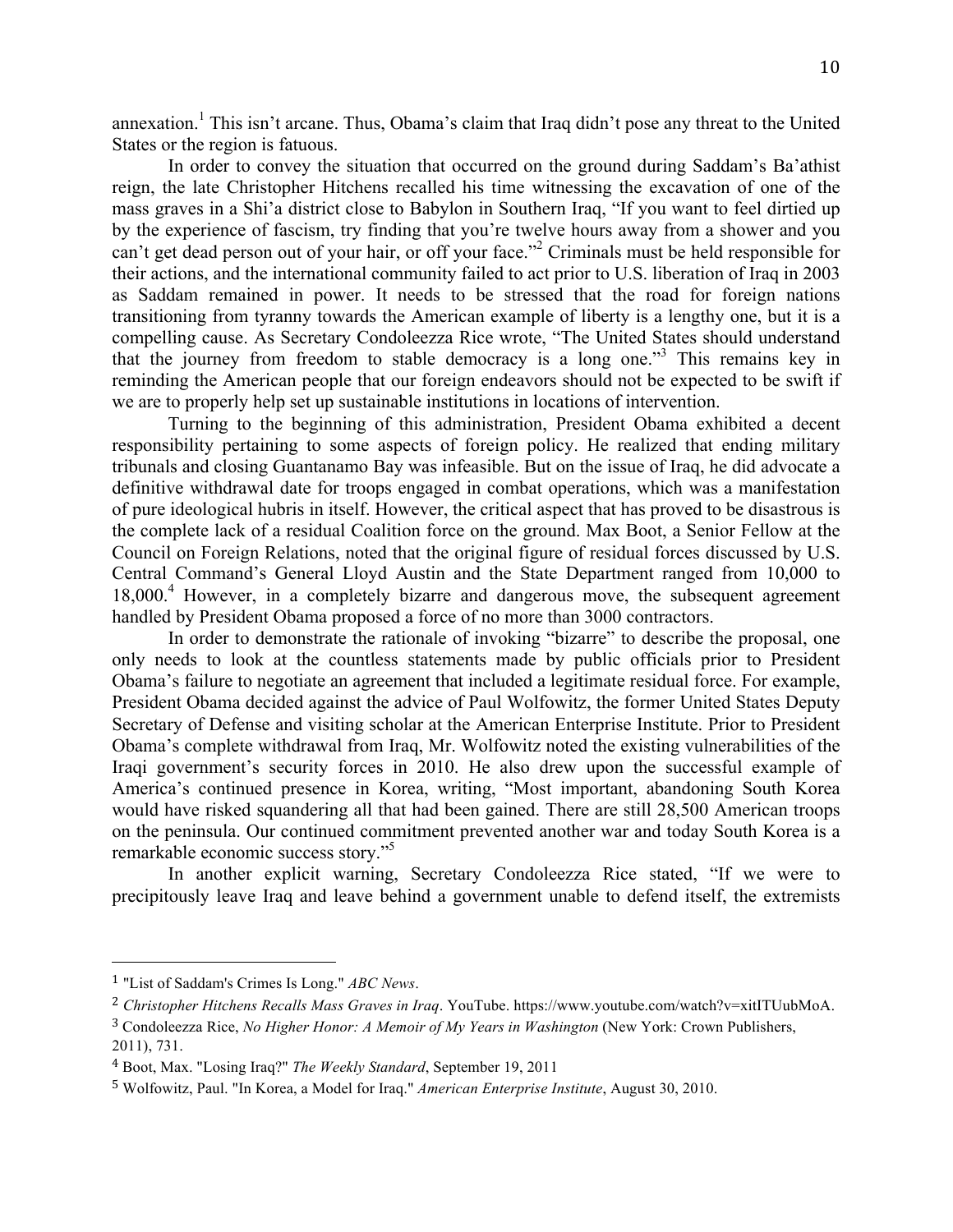annexation.[1] This isn't arcane. Thus, Obama's claim that Iraq didn't pose any threat to the United States or the region is fatuous.

In order to convey the situation that occurred on the ground during Saddam's Ba'athist reign, the late Christopher Hitchens recalled his time witnessing the excavation of one of the mass graves in a Shi'a district close to Babylon in Southern Iraq, "If you want to feel dirtied up by the experience of fascism, try finding that you're twelve hours away from a shower and you can't get dead person out of your hair, or off your face."[2] Criminals must be held responsible for their actions, and the international community failed to act prior to U.S. liberation of Iraq in 2003 as Saddam remained in power. It needs to be stressed that the road for foreign nations transitioning from tyranny towards the American example of liberty is a lengthy one, but it is a compelling cause. As Secretary Condoleezza Rice wrote, "The United States should understand that the journey from freedom to stable democracy is a long one."[3] This remains key in reminding the American people that our foreign endeavors should not be expected to be swift if we are to properly help set up sustainable institutions in locations of intervention.

Turning to the beginning of this administration, President Obama exhibited a decent responsibility pertaining to some aspects of foreign policy. He realized that ending military tribunals and closing Guantanamo Bay was infeasible. But on the issue of Iraq, he did advocate a definitive withdrawal date for troops engaged in combat operations, which was a manifestation of pure ideological hubris in itself. However, the critical aspect that has proved to be disastrous is the complete lack of a residual Coalition force on the ground. Max Boot, a Senior Fellow at the Council on Foreign Relations, noted that the original figure of residual forces discussed by U.S. Central Command's General Lloyd Austin and the State Department ranged from 10,000 to 18,000.[4] However, in a completely bizarre and dangerous move, the subsequent agreement handled by President Obama proposed a force of no more than 3000 contractors.

In order to demonstrate the rationale of invoking "bizarre" to describe the proposal, one only needs to look at the countless statements made by public officials prior to President Obama's failure to negotiate an agreement that included a legitimate residual force. For example, President Obama decided against the advice of Paul Wolfowitz, the former United States Deputy Secretary of Defense and visiting scholar at the American Enterprise Institute. Prior to President Obama's complete withdrawal from Iraq, Mr. Wolfowitz noted the existing vulnerabilities of the Iraqi government's security forces in 2010. He also drew upon the successful example of America's continued presence in Korea, writing, "Most important, abandoning South Korea would have risked squandering all that had been gained. There are still 28,500 American troops on the peninsula. Our continued commitment prevented another war and today South Korea is a remarkable economic success story."[5]

In another explicit warning, Secretary Condoleezza Rice stated, "If we were to precipitously leave Iraq and leave behind a government unable to defend itself, the extremists

---

[1] "List of Saddam's Crimes Is Long." *ABC News*.

[2] *Christopher Hitchens Recalls Mass Graves in Iraq*. YouTube. https://www.youtube.com/watch?v=xitITUubMoA.

[3] Condoleezza Rice, *No Higher Honor: A Memoir of My Years in Washington* (New York: Crown Publishers, 2011), 731.

[4] Boot, Max. "Losing Iraq?" *The Weekly Standard*, September 19, 2011

[5] Wolfowitz, Paul. "In Korea, a Model for Iraq." *American Enterprise Institute*, August 30, 2010.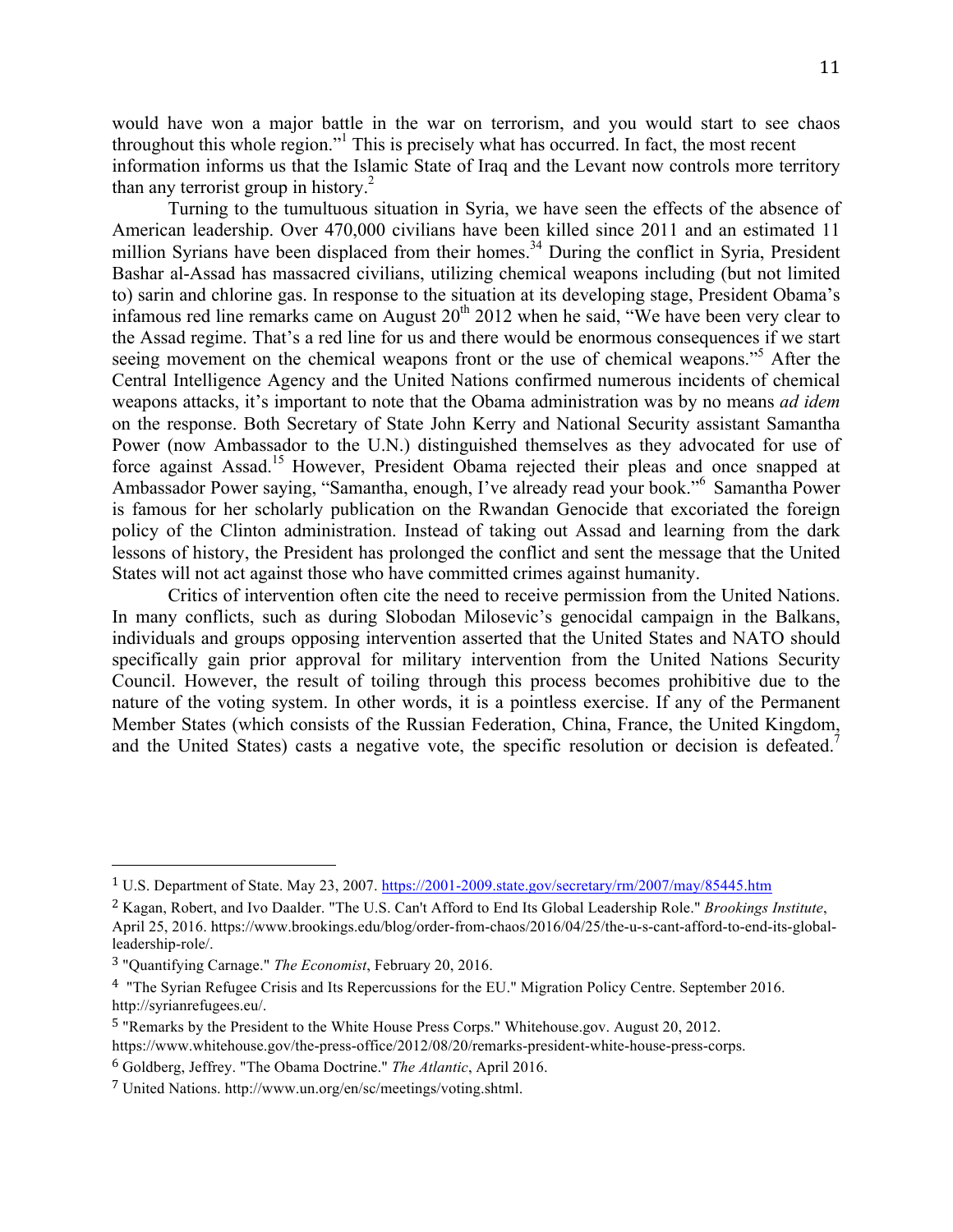would have won a major battle in the war on terrorism, and you would start to see chaos throughout this whole region."[1] This is precisely what has occurred. In fact, the most recent information informs us that the Islamic State of Iraq and the Levant now controls more territory than any terrorist group in history.[2]

Turning to the tumultuous situation in Syria, we have seen the effects of the absence of American leadership. Over 470,000 civilians have been killed since 2011 and an estimated 11 million Syrians have been displaced from their homes.[34] During the conflict in Syria, President Bashar al-Assad has massacred civilians, utilizing chemical weapons including (but not limited to) sarin and chlorine gas. In response to the situation at its developing stage, President Obama's infamous red line remarks came on August 20th 2012 when he said, "We have been very clear to the Assad regime. That's a red line for us and there would be enormous consequences if we start seeing movement on the chemical weapons front or the use of chemical weapons."[5] After the Central Intelligence Agency and the United Nations confirmed numerous incidents of chemical weapons attacks, it's important to note that the Obama administration was by no means *ad idem* on the response. Both Secretary of State John Kerry and National Security assistant Samantha Power (now Ambassador to the U.N.) distinguished themselves as they advocated for use of force against Assad.[15] However, President Obama rejected their pleas and once snapped at Ambassador Power saying, "Samantha, enough, I've already read your book."[6] Samantha Power is famous for her scholarly publication on the Rwandan Genocide that excoriated the foreign policy of the Clinton administration. Instead of taking out Assad and learning from the dark lessons of history, the President has prolonged the conflict and sent the message that the United States will not act against those who have committed crimes against humanity.

Critics of intervention often cite the need to receive permission from the United Nations. In many conflicts, such as during Slobodan Milosevic's genocidal campaign in the Balkans, individuals and groups opposing intervention asserted that the United States and NATO should specifically gain prior approval for military intervention from the United Nations Security Council. However, the result of toiling through this process becomes prohibitive due to the nature of the voting system. In other words, it is a pointless exercise. If any of the Permanent Member States (which consists of the Russian Federation, China, France, the United Kingdom, and the United States) casts a negative vote, the specific resolution or decision is defeated.[7]

---

[1] U.S. Department of State. May 23, 2007. https://2001-2009.state.gov/secretary/rm/2007/may/85445.htm

[2] Kagan, Robert, and Ivo Daalder. "The U.S. Can't Afford to End Its Global Leadership Role." *Brookings Institute*, April 25, 2016. https://www.brookings.edu/blog/order-from-chaos/2016/04/25/the-u-s-cant-afford-to-end-its-global-leadership-role/.

[3] "Quantifying Carnage." *The Economist*, February 20, 2016.

[4] "The Syrian Refugee Crisis and Its Repercussions for the EU." Migration Policy Centre. September 2016. http://syrianrefugees.eu/.

[5] "Remarks by the President to the White House Press Corps." Whitehouse.gov. August 20, 2012. https://www.whitehouse.gov/the-press-office/2012/08/20/remarks-president-white-house-press-corps.

[6] Goldberg, Jeffrey. "The Obama Doctrine." *The Atlantic*, April 2016.

[7] United Nations. http://www.un.org/en/sc/meetings/voting.shtml.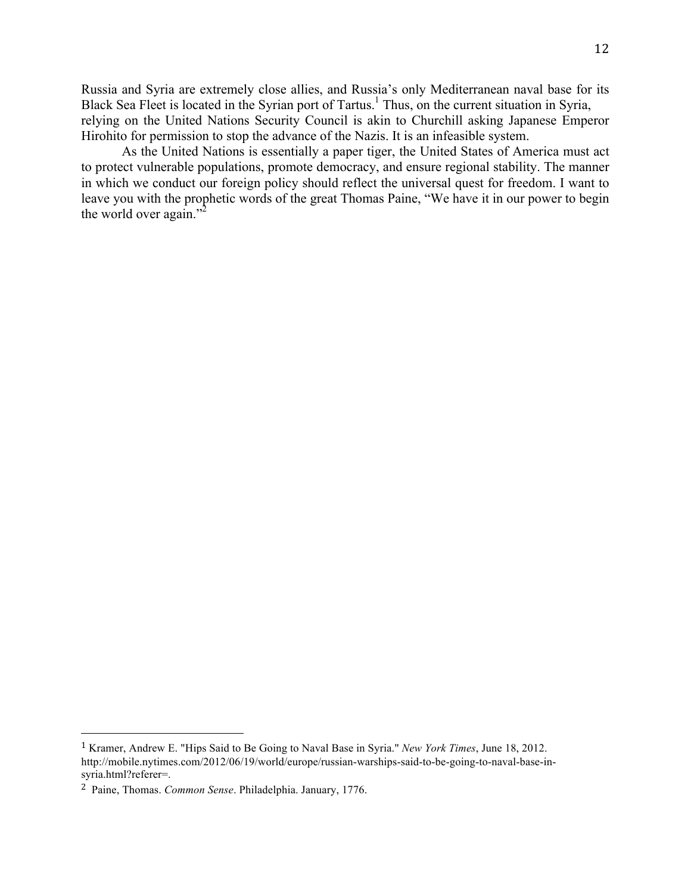Russia and Syria are extremely close allies, and Russia's only Mediterranean naval base for its Black Sea Fleet is located in the Syrian port of Tartus.[1] Thus, on the current situation in Syria, relying on the United Nations Security Council is akin to Churchill asking Japanese Emperor Hirohito for permission to stop the advance of the Nazis. It is an infeasible system.

As the United Nations is essentially a paper tiger, the United States of America must act to protect vulnerable populations, promote democracy, and ensure regional stability. The manner in which we conduct our foreign policy should reflect the universal quest for freedom. I want to leave you with the prophetic words of the great Thomas Paine, "We have it in our power to begin the world over again."[2]

---

[1] Kramer, Andrew E. "Hips Said to Be Going to Naval Base in Syria." *New York Times*, June 18, 2012. http://mobile.nytimes.com/2012/06/19/world/europe/russian-warships-said-to-be-going-to-naval-base-in-syria.html?referer=.

[2] Paine, Thomas. *Common Sense*. Philadelphia. January, 1776.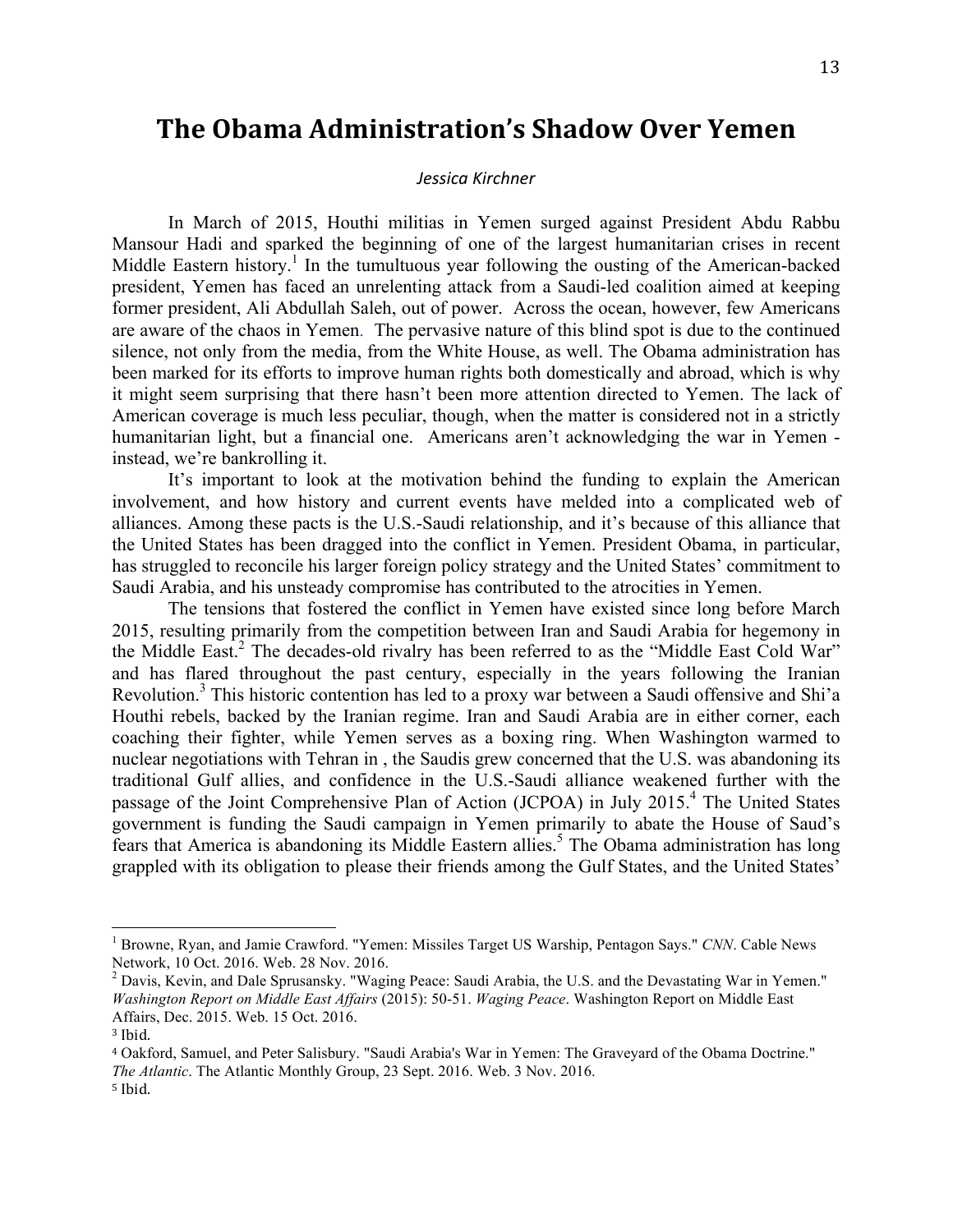# The Obama Administration's Shadow Over Yemen

*Jessica Kirchner*

In March of 2015, Houthi militias in Yemen surged against President Abdu Rabbu Mansour Hadi and sparked the beginning of one of the largest humanitarian crises in recent Middle Eastern history.[1] In the tumultuous year following the ousting of the American-backed president, Yemen has faced an unrelenting attack from a Saudi-led coalition aimed at keeping former president, Ali Abdullah Saleh, out of power. Across the ocean, however, few Americans are aware of the chaos in Yemen. The pervasive nature of this blind spot is due to the continued silence, not only from the media, from the White House, as well. The Obama administration has been marked for its efforts to improve human rights both domestically and abroad, which is why it might seem surprising that there hasn't been more attention directed to Yemen. The lack of American coverage is much less peculiar, though, when the matter is considered not in a strictly humanitarian light, but a financial one. Americans aren't acknowledging the war in Yemen - instead, we're bankrolling it.

It's important to look at the motivation behind the funding to explain the American involvement, and how history and current events have melded into a complicated web of alliances. Among these pacts is the U.S.-Saudi relationship, and it's because of this alliance that the United States has been dragged into the conflict in Yemen. President Obama, in particular, has struggled to reconcile his larger foreign policy strategy and the United States' commitment to Saudi Arabia, and his unsteady compromise has contributed to the atrocities in Yemen.

The tensions that fostered the conflict in Yemen have existed since long before March 2015, resulting primarily from the competition between Iran and Saudi Arabia for hegemony in the Middle East.[2] The decades-old rivalry has been referred to as the "Middle East Cold War" and has flared throughout the past century, especially in the years following the Iranian Revolution.[3] This historic contention has led to a proxy war between a Saudi offensive and Shi'a Houthi rebels, backed by the Iranian regime. Iran and Saudi Arabia are in either corner, each coaching their fighter, while Yemen serves as a boxing ring. When Washington warmed to nuclear negotiations with Tehran in , the Saudis grew concerned that the U.S. was abandoning its traditional Gulf allies, and confidence in the U.S.-Saudi alliance weakened further with the passage of the Joint Comprehensive Plan of Action (JCPOA) in July 2015.[4] The United States government is funding the Saudi campaign in Yemen primarily to abate the House of Saud's fears that America is abandoning its Middle Eastern allies.[5] The Obama administration has long grappled with its obligation to please their friends among the Gulf States, and the United States'

---

[1] Browne, Ryan, and Jamie Crawford. "Yemen: Missiles Target US Warship, Pentagon Says." *CNN*. Cable News Network, 10 Oct. 2016. Web. 28 Nov. 2016.

[2] Davis, Kevin, and Dale Sprusansky. "Waging Peace: Saudi Arabia, the U.S. and the Devastating War in Yemen." *Washington Report on Middle East Affairs* (2015): 50-51. *Waging Peace*. Washington Report on Middle East Affairs, Dec. 2015. Web. 15 Oct. 2016.

[3] Ibid.

[4] Oakford, Samuel, and Peter Salisbury. "Saudi Arabia's War in Yemen: The Graveyard of the Obama Doctrine." *The Atlantic*. The Atlantic Monthly Group, 23 Sept. 2016. Web. 3 Nov. 2016.

[5] Ibid.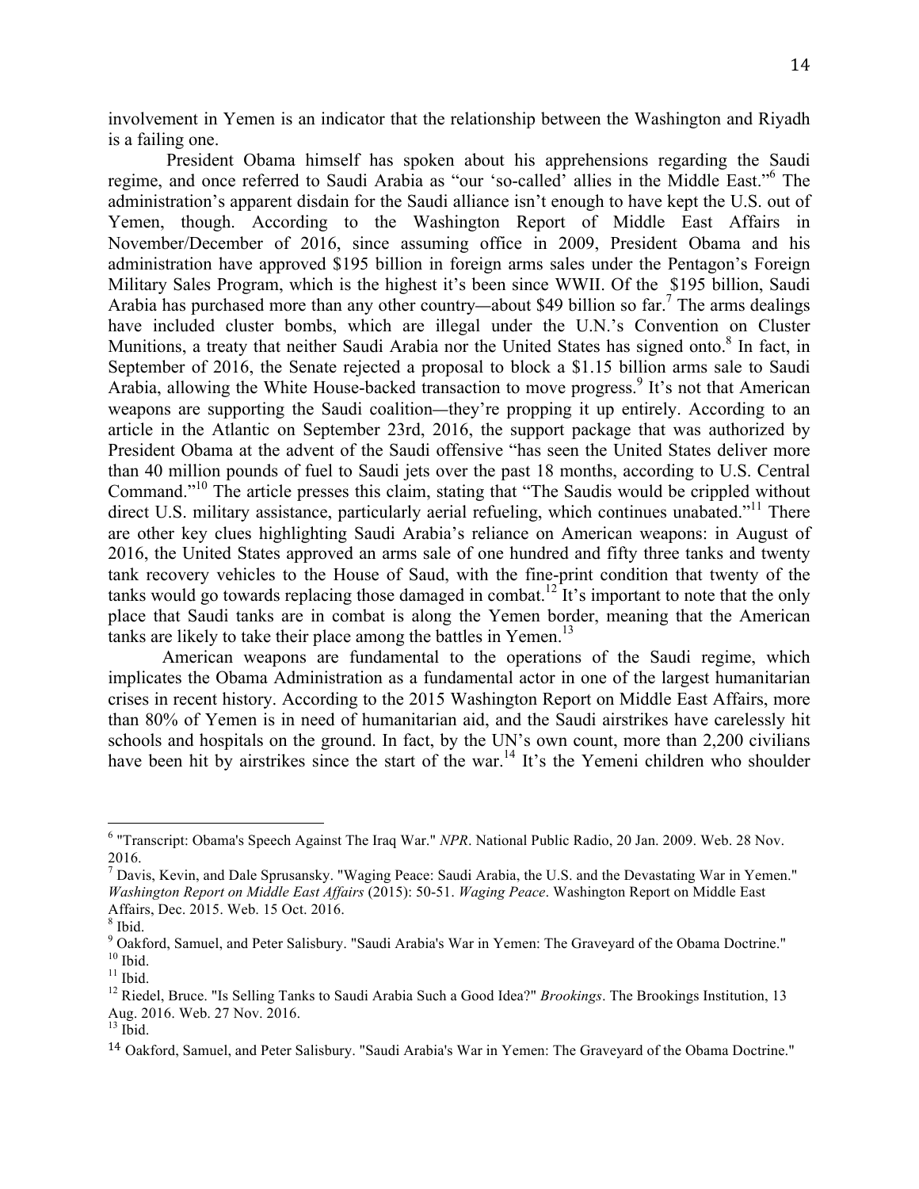involvement in Yemen is an indicator that the relationship between the Washington and Riyadh is a failing one.

President Obama himself has spoken about his apprehensions regarding the Saudi regime, and once referred to Saudi Arabia as "our 'so-called' allies in the Middle East."[6] The administration's apparent disdain for the Saudi alliance isn't enough to have kept the U.S. out of Yemen, though. According to the Washington Report of Middle East Affairs in November/December of 2016, since assuming office in 2009, President Obama and his administration have approved $195 billion in foreign arms sales under the Pentagon's Foreign Military Sales Program, which is the highest it's been since WWII. Of the $195 billion, Saudi Arabia has purchased more than any other country—about $49 billion so far.[7] The arms dealings have included cluster bombs, which are illegal under the U.N.'s Convention on Cluster Munitions, a treaty that neither Saudi Arabia nor the United States has signed onto.[8] In fact, in September of 2016, the Senate rejected a proposal to block a $1.15 billion arms sale to Saudi Arabia, allowing the White House-backed transaction to move progress.[9] It's not that American weapons are supporting the Saudi coalition—they're propping it up entirely. According to an article in the Atlantic on September 23rd, 2016, the support package that was authorized by President Obama at the advent of the Saudi offensive "has seen the United States deliver more than 40 million pounds of fuel to Saudi jets over the past 18 months, according to U.S. Central Command."[10] The article presses this claim, stating that "The Saudis would be crippled without direct U.S. military assistance, particularly aerial refueling, which continues unabated."[11] There are other key clues highlighting Saudi Arabia's reliance on American weapons: in August of 2016, the United States approved an arms sale of one hundred and fifty three tanks and twenty tank recovery vehicles to the House of Saud, with the fine-print condition that twenty of the tanks would go towards replacing those damaged in combat.[12] It's important to note that the only place that Saudi tanks are in combat is along the Yemen border, meaning that the American tanks are likely to take their place among the battles in Yemen.[13]

American weapons are fundamental to the operations of the Saudi regime, which implicates the Obama Administration as a fundamental actor in one of the largest humanitarian crises in recent history. According to the 2015 Washington Report on Middle East Affairs, more than 80% of Yemen is in need of humanitarian aid, and the Saudi airstrikes have carelessly hit schools and hospitals on the ground. In fact, by the UN's own count, more than 2,200 civilians have been hit by airstrikes since the start of the war.[14] It's the Yemeni children who shoulder

---

[6] "Transcript: Obama's Speech Against The Iraq War." *NPR*. National Public Radio, 20 Jan. 2009. Web. 28 Nov. 2016.

[7] Davis, Kevin, and Dale Sprusansky. "Waging Peace: Saudi Arabia, the U.S. and the Devastating War in Yemen." *Washington Report on Middle East Affairs* (2015): 50-51. *Waging Peace*. Washington Report on Middle East Affairs, Dec. 2015. Web. 15 Oct. 2016.

[8] Ibid.

[9] Oakford, Samuel, and Peter Salisbury. "Saudi Arabia's War in Yemen: The Graveyard of the Obama Doctrine."

[10] Ibid.

[11] Ibid.

[12] Riedel, Bruce. "Is Selling Tanks to Saudi Arabia Such a Good Idea?" *Brookings*. The Brookings Institution, 13 Aug. 2016. Web. 27 Nov. 2016.

[13] Ibid.

[14] Oakford, Samuel, and Peter Salisbury. "Saudi Arabia's War in Yemen: The Graveyard of the Obama Doctrine."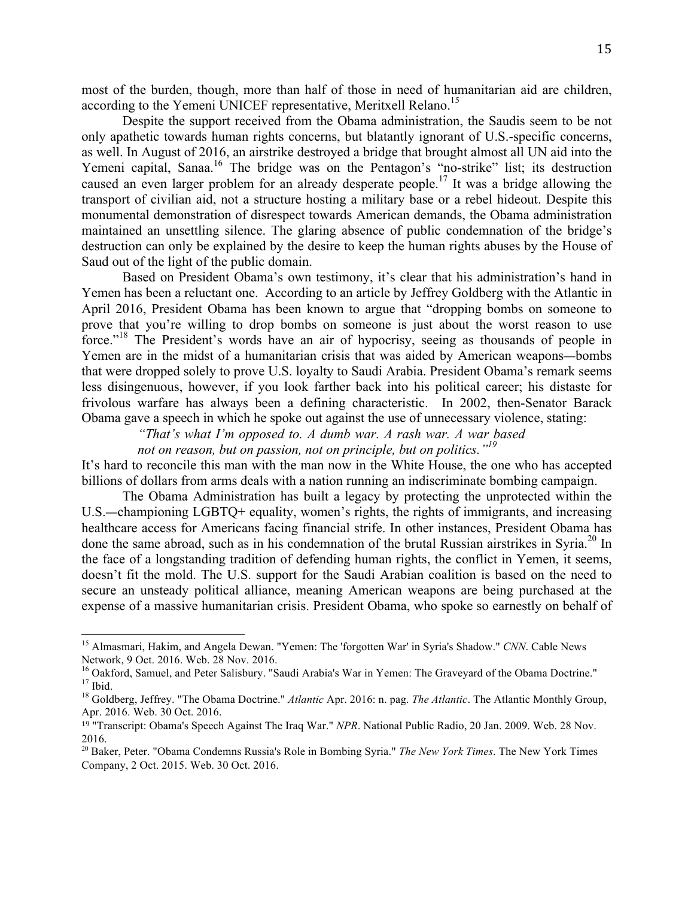most of the burden, though, more than half of those in need of humanitarian aid are children, according to the Yemeni UNICEF representative, Meritxell Relano.[15]

Despite the support received from the Obama administration, the Saudis seem to be not only apathetic towards human rights concerns, but blatantly ignorant of U.S.-specific concerns, as well. In August of 2016, an airstrike destroyed a bridge that brought almost all UN aid into the Yemeni capital, Sanaa.[16] The bridge was on the Pentagon's "no-strike" list; its destruction caused an even larger problem for an already desperate people.[17] It was a bridge allowing the transport of civilian aid, not a structure hosting a military base or a rebel hideout. Despite this monumental demonstration of disrespect towards American demands, the Obama administration maintained an unsettling silence. The glaring absence of public condemnation of the bridge's destruction can only be explained by the desire to keep the human rights abuses by the House of Saud out of the light of the public domain.

Based on President Obama's own testimony, it's clear that his administration's hand in Yemen has been a reluctant one. According to an article by Jeffrey Goldberg with the Atlantic in April 2016, President Obama has been known to argue that "dropping bombs on someone to prove that you're willing to drop bombs on someone is just about the worst reason to use force."[18] The President's words have an air of hypocrisy, seeing as thousands of people in Yemen are in the midst of a humanitarian crisis that was aided by American weapons—bombs that were dropped solely to prove U.S. loyalty to Saudi Arabia. President Obama's remark seems less disingenuous, however, if you look farther back into his political career; his distaste for frivolous warfare has always been a defining characteristic. In 2002, then-Senator Barack Obama gave a speech in which he spoke out against the use of unnecessary violence, stating:

> *"That's what I'm opposed to. A dumb war. A rash war. A war based not on reason, but on passion, not on principle, but on politics."*[19]

It's hard to reconcile this man with the man now in the White House, the one who has accepted billions of dollars from arms deals with a nation running an indiscriminate bombing campaign.

The Obama Administration has built a legacy by protecting the unprotected within the U.S.—championing LGBTQ+ equality, women's rights, the rights of immigrants, and increasing healthcare access for Americans facing financial strife. In other instances, President Obama has done the same abroad, such as in his condemnation of the brutal Russian airstrikes in Syria.[20] In the face of a longstanding tradition of defending human rights, the conflict in Yemen, it seems, doesn't fit the mold. The U.S. support for the Saudi Arabian coalition is based on the need to secure an unsteady political alliance, meaning American weapons are being purchased at the expense of a massive humanitarian crisis. President Obama, who spoke so earnestly on behalf of

---

[15] Almasmari, Hakim, and Angela Dewan. "Yemen: The 'forgotten War' in Syria's Shadow." *CNN*. Cable News Network, 9 Oct. 2016. Web. 28 Nov. 2016.

[16] Oakford, Samuel, and Peter Salisbury. "Saudi Arabia's War in Yemen: The Graveyard of the Obama Doctrine."

[17] Ibid.

[18] Goldberg, Jeffrey. "The Obama Doctrine." *Atlantic* Apr. 2016: n. pag. *The Atlantic*. The Atlantic Monthly Group, Apr. 2016. Web. 30 Oct. 2016.

[19] "Transcript: Obama's Speech Against The Iraq War." *NPR*. National Public Radio, 20 Jan. 2009. Web. 28 Nov. 2016.

[20] Baker, Peter. "Obama Condemns Russia's Role in Bombing Syria." *The New York Times*. The New York Times Company, 2 Oct. 2015. Web. 30 Oct. 2016.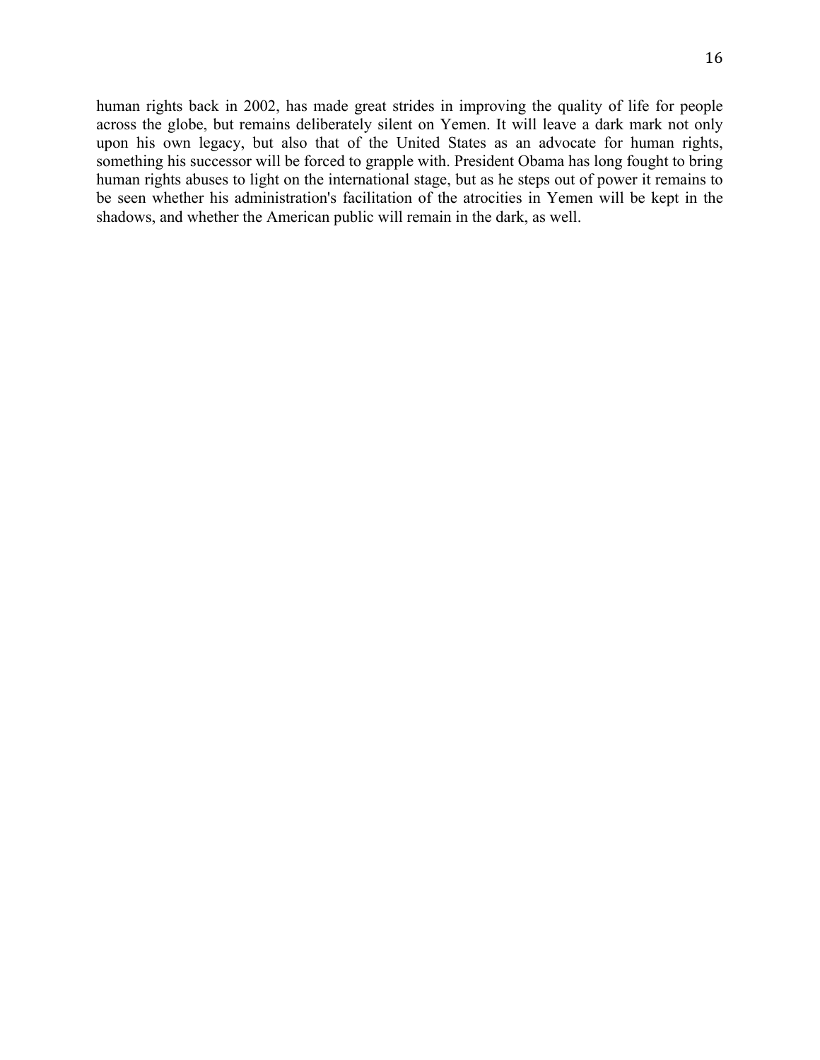human rights back in 2002, has made great strides in improving the quality of life for people across the globe, but remains deliberately silent on Yemen. It will leave a dark mark not only upon his own legacy, but also that of the United States as an advocate for human rights, something his successor will be forced to grapple with. President Obama has long fought to bring human rights abuses to light on the international stage, but as he steps out of power it remains to be seen whether his administration's facilitation of the atrocities in Yemen will be kept in the shadows, and whether the American public will remain in the dark, as well.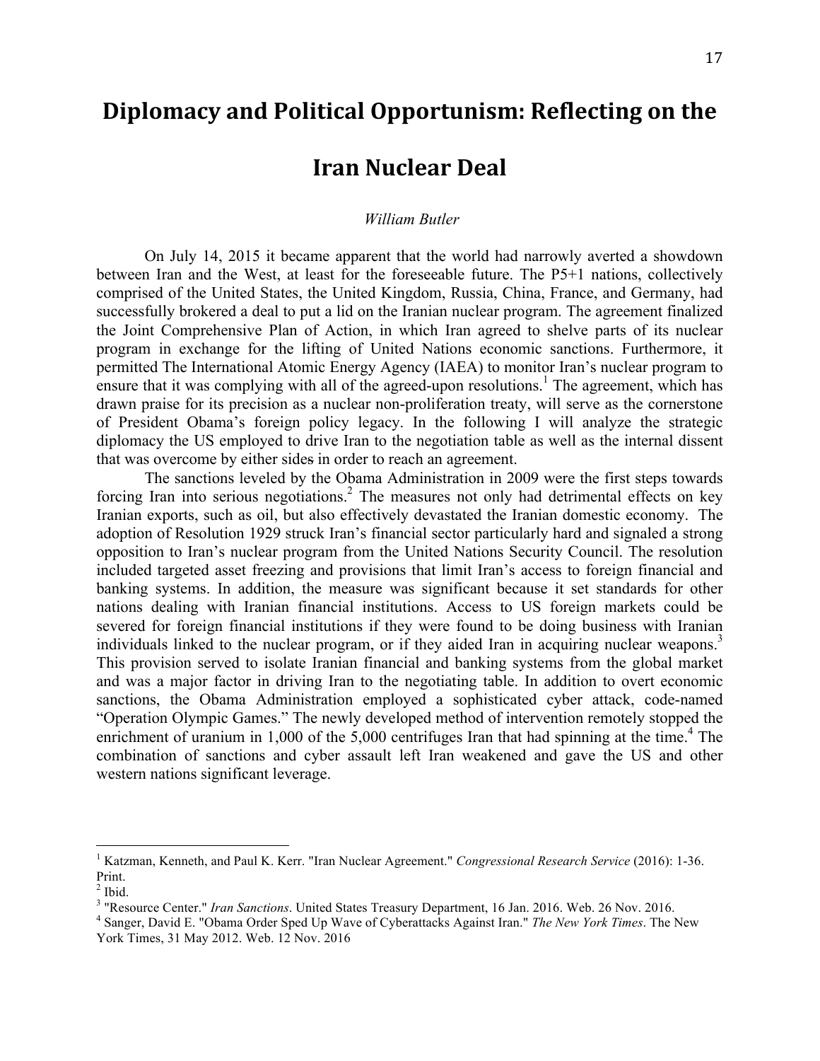# Diplomacy and Political Opportunism: Reflecting on the Iran Nuclear Deal

*William Butler*

On July 14, 2015 it became apparent that the world had narrowly averted a showdown between Iran and the West, at least for the foreseeable future. The P5+1 nations, collectively comprised of the United States, the United Kingdom, Russia, China, France, and Germany, had successfully brokered a deal to put a lid on the Iranian nuclear program. The agreement finalized the Joint Comprehensive Plan of Action, in which Iran agreed to shelve parts of its nuclear program in exchange for the lifting of United Nations economic sanctions. Furthermore, it permitted The International Atomic Energy Agency (IAEA) to monitor Iran's nuclear program to ensure that it was complying with all of the agreed-upon resolutions.[1] The agreement, which has drawn praise for its precision as a nuclear non-proliferation treaty, will serve as the cornerstone of President Obama's foreign policy legacy. In the following I will analyze the strategic diplomacy the US employed to drive Iran to the negotiation table as well as the internal dissent that was overcome by either sides in order to reach an agreement.

The sanctions leveled by the Obama Administration in 2009 were the first steps towards forcing Iran into serious negotiations.[2] The measures not only had detrimental effects on key Iranian exports, such as oil, but also effectively devastated the Iranian domestic economy. The adoption of Resolution 1929 struck Iran's financial sector particularly hard and signaled a strong opposition to Iran's nuclear program from the United Nations Security Council. The resolution included targeted asset freezing and provisions that limit Iran's access to foreign financial and banking systems. In addition, the measure was significant because it set standards for other nations dealing with Iranian financial institutions. Access to US foreign markets could be severed for foreign financial institutions if they were found to be doing business with Iranian individuals linked to the nuclear program, or if they aided Iran in acquiring nuclear weapons.[3] This provision served to isolate Iranian financial and banking systems from the global market and was a major factor in driving Iran to the negotiating table. In addition to overt economic sanctions, the Obama Administration employed a sophisticated cyber attack, code-named "Operation Olympic Games." The newly developed method of intervention remotely stopped the enrichment of uranium in 1,000 of the 5,000 centrifuges Iran that had spinning at the time.[4] The combination of sanctions and cyber assault left Iran weakened and gave the US and other western nations significant leverage.

---

[1] Katzman, Kenneth, and Paul K. Kerr. "Iran Nuclear Agreement." *Congressional Research Service* (2016): 1-36. Print.

[2] Ibid.

[3] "Resource Center." *Iran Sanctions*. United States Treasury Department, 16 Jan. 2016. Web. 26 Nov. 2016.

[4] Sanger, David E. "Obama Order Sped Up Wave of Cyberattacks Against Iran." *The New York Times*. The New York Times, 31 May 2012. Web. 12 Nov. 2016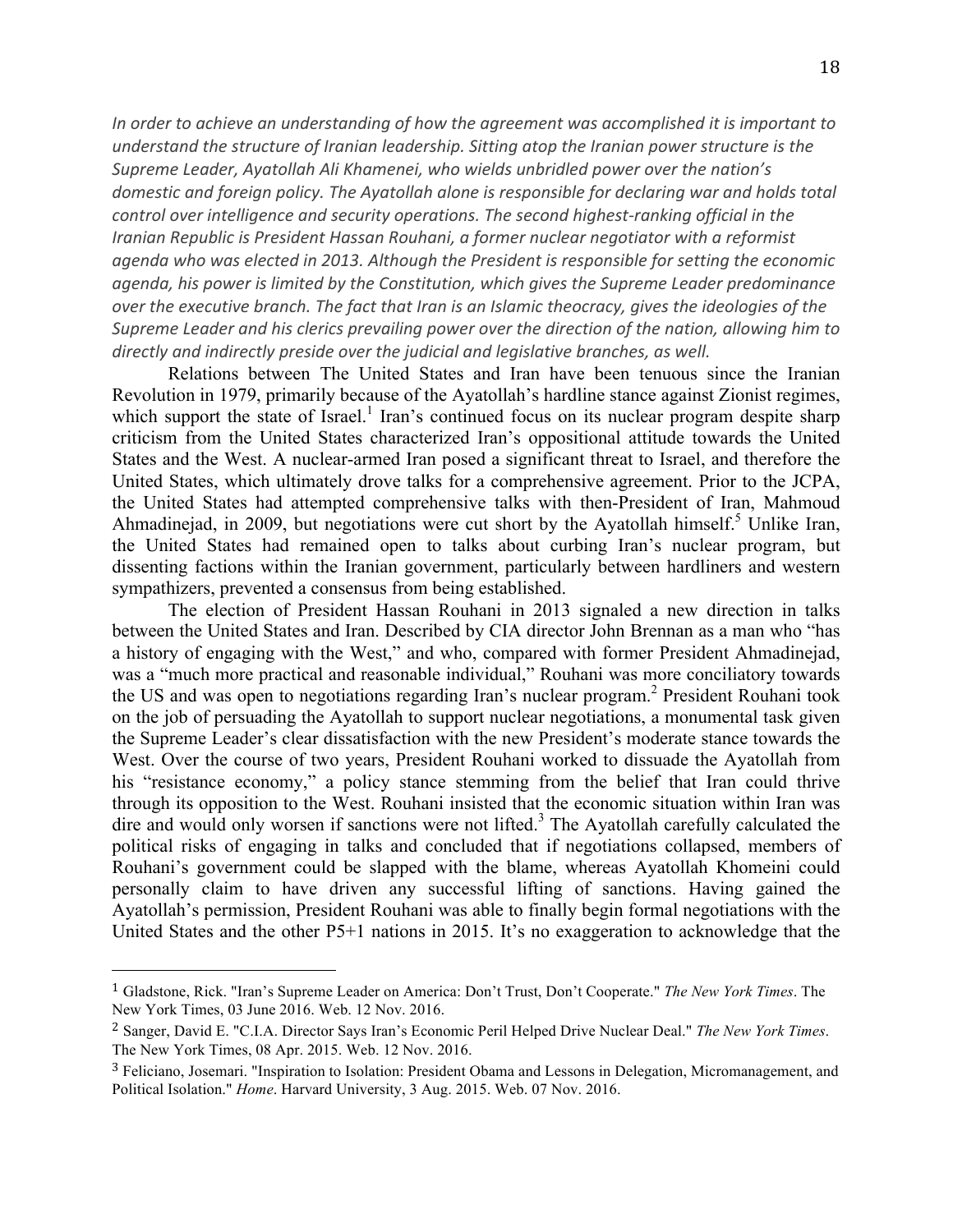*In order to achieve an understanding of how the agreement was accomplished it is important to understand the structure of Iranian leadership. Sitting atop the Iranian power structure is the Supreme Leader, Ayatollah Ali Khamenei, who wields unbridled power over the nation's domestic and foreign policy. The Ayatollah alone is responsible for declaring war and holds total control over intelligence and security operations. The second highest-ranking official in the Iranian Republic is President Hassan Rouhani, a former nuclear negotiator with a reformist agenda who was elected in 2013. Although the President is responsible for setting the economic agenda, his power is limited by the Constitution, which gives the Supreme Leader predominance over the executive branch. The fact that Iran is an Islamic theocracy, gives the ideologies of the Supreme Leader and his clerics prevailing power over the direction of the nation, allowing him to directly and indirectly preside over the judicial and legislative branches, as well.*

Relations between The United States and Iran have been tenuous since the Iranian Revolution in 1979, primarily because of the Ayatollah's hardline stance against Zionist regimes, which support the state of Israel.[1] Iran's continued focus on its nuclear program despite sharp criticism from the United States characterized Iran's oppositional attitude towards the United States and the West. A nuclear-armed Iran posed a significant threat to Israel, and therefore the United States, which ultimately drove talks for a comprehensive agreement. Prior to the JCPA, the United States had attempted comprehensive talks with then-President of Iran, Mahmoud Ahmadinejad, in 2009, but negotiations were cut short by the Ayatollah himself.[5] Unlike Iran, the United States had remained open to talks about curbing Iran's nuclear program, but dissenting factions within the Iranian government, particularly between hardliners and western sympathizers, prevented a consensus from being established.

The election of President Hassan Rouhani in 2013 signaled a new direction in talks between the United States and Iran. Described by CIA director John Brennan as a man who "has a history of engaging with the West," and who, compared with former President Ahmadinejad, was a "much more practical and reasonable individual," Rouhani was more conciliatory towards the US and was open to negotiations regarding Iran's nuclear program.[2] President Rouhani took on the job of persuading the Ayatollah to support nuclear negotiations, a monumental task given the Supreme Leader's clear dissatisfaction with the new President's moderate stance towards the West. Over the course of two years, President Rouhani worked to dissuade the Ayatollah from his "resistance economy," a policy stance stemming from the belief that Iran could thrive through its opposition to the West. Rouhani insisted that the economic situation within Iran was dire and would only worsen if sanctions were not lifted.[3] The Ayatollah carefully calculated the political risks of engaging in talks and concluded that if negotiations collapsed, members of Rouhani's government could be slapped with the blame, whereas Ayatollah Khomeini could personally claim to have driven any successful lifting of sanctions. Having gained the Ayatollah's permission, President Rouhani was able to finally begin formal negotiations with the United States and the other P5+1 nations in 2015. It's no exaggeration to acknowledge that the

---

[1] Gladstone, Rick. "Iran's Supreme Leader on America: Don't Trust, Don't Cooperate." *The New York Times*. The New York Times, 03 June 2016. Web. 12 Nov. 2016.

[2] Sanger, David E. "C.I.A. Director Says Iran's Economic Peril Helped Drive Nuclear Deal." *The New York Times*. The New York Times, 08 Apr. 2015. Web. 12 Nov. 2016.

[3] Feliciano, Josemari. "Inspiration to Isolation: President Obama and Lessons in Delegation, Micromanagement, and Political Isolation." *Home*. Harvard University, 3 Aug. 2015. Web. 07 Nov. 2016.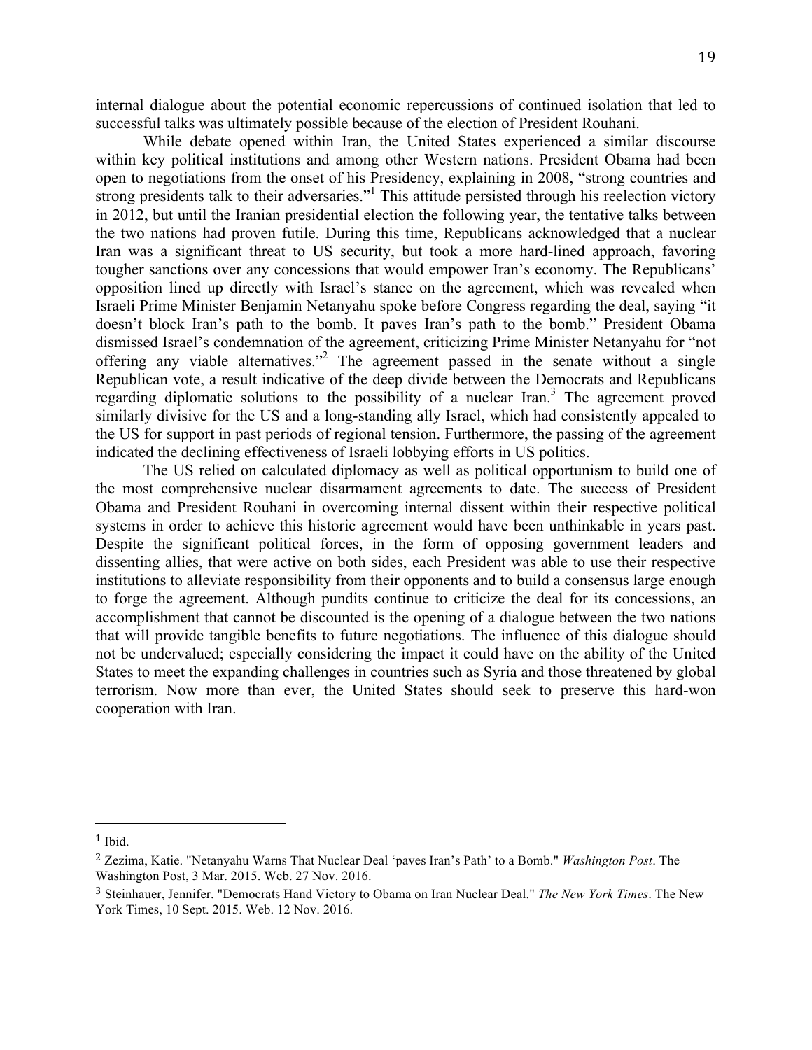internal dialogue about the potential economic repercussions of continued isolation that led to successful talks was ultimately possible because of the election of President Rouhani.

While debate opened within Iran, the United States experienced a similar discourse within key political institutions and among other Western nations. President Obama had been open to negotiations from the onset of his Presidency, explaining in 2008, "strong countries and strong presidents talk to their adversaries."[1] This attitude persisted through his reelection victory in 2012, but until the Iranian presidential election the following year, the tentative talks between the two nations had proven futile. During this time, Republicans acknowledged that a nuclear Iran was a significant threat to US security, but took a more hard-lined approach, favoring tougher sanctions over any concessions that would empower Iran's economy. The Republicans' opposition lined up directly with Israel's stance on the agreement, which was revealed when Israeli Prime Minister Benjamin Netanyahu spoke before Congress regarding the deal, saying "it doesn't block Iran's path to the bomb. It paves Iran's path to the bomb." President Obama dismissed Israel's condemnation of the agreement, criticizing Prime Minister Netanyahu for "not offering any viable alternatives."[2] The agreement passed in the senate without a single Republican vote, a result indicative of the deep divide between the Democrats and Republicans regarding diplomatic solutions to the possibility of a nuclear Iran.[3] The agreement proved similarly divisive for the US and a long-standing ally Israel, which had consistently appealed to the US for support in past periods of regional tension. Furthermore, the passing of the agreement indicated the declining effectiveness of Israeli lobbying efforts in US politics.

The US relied on calculated diplomacy as well as political opportunism to build one of the most comprehensive nuclear disarmament agreements to date. The success of President Obama and President Rouhani in overcoming internal dissent within their respective political systems in order to achieve this historic agreement would have been unthinkable in years past. Despite the significant political forces, in the form of opposing government leaders and dissenting allies, that were active on both sides, each President was able to use their respective institutions to alleviate responsibility from their opponents and to build a consensus large enough to forge the agreement. Although pundits continue to criticize the deal for its concessions, an accomplishment that cannot be discounted is the opening of a dialogue between the two nations that will provide tangible benefits to future negotiations. The influence of this dialogue should not be undervalued; especially considering the impact it could have on the ability of the United States to meet the expanding challenges in countries such as Syria and those threatened by global terrorism. Now more than ever, the United States should seek to preserve this hard-won cooperation with Iran.

---

[1] Ibid.

[2] Zezima, Katie. "Netanyahu Warns That Nuclear Deal 'paves Iran's Path' to a Bomb." *Washington Post*. The Washington Post, 3 Mar. 2015. Web. 27 Nov. 2016.

[3] Steinhauer, Jennifer. "Democrats Hand Victory to Obama on Iran Nuclear Deal." *The New York Times*. The New York Times, 10 Sept. 2015. Web. 12 Nov. 2016.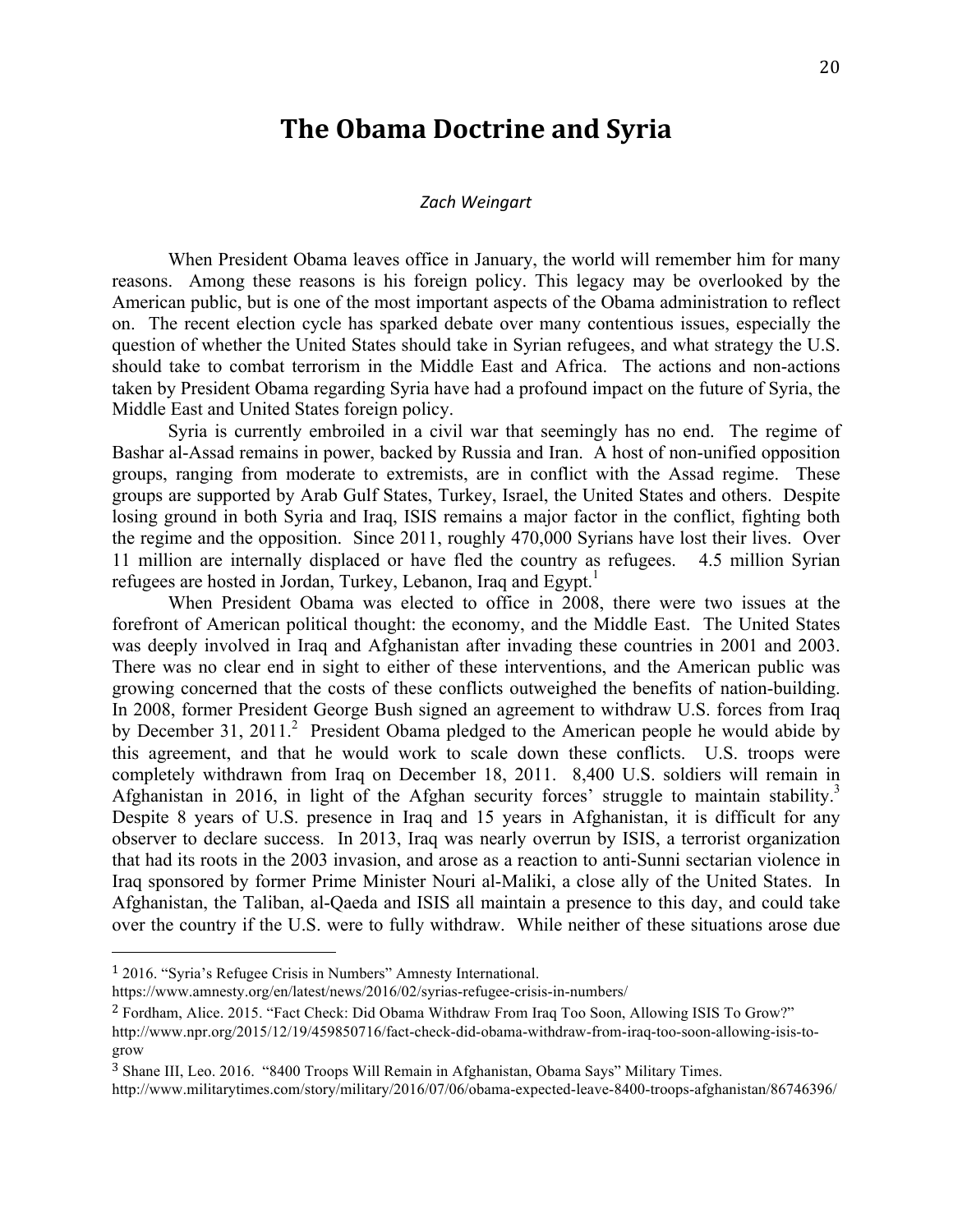# The Obama Doctrine and Syria

*Zach Weingart*

When President Obama leaves office in January, the world will remember him for many reasons. Among these reasons is his foreign policy. This legacy may be overlooked by the American public, but is one of the most important aspects of the Obama administration to reflect on. The recent election cycle has sparked debate over many contentious issues, especially the question of whether the United States should take in Syrian refugees, and what strategy the U.S. should take to combat terrorism in the Middle East and Africa. The actions and non-actions taken by President Obama regarding Syria have had a profound impact on the future of Syria, the Middle East and United States foreign policy.

Syria is currently embroiled in a civil war that seemingly has no end. The regime of Bashar al-Assad remains in power, backed by Russia and Iran. A host of non-unified opposition groups, ranging from moderate to extremists, are in conflict with the Assad regime. These groups are supported by Arab Gulf States, Turkey, Israel, the United States and others. Despite losing ground in both Syria and Iraq, ISIS remains a major factor in the conflict, fighting both the regime and the opposition. Since 2011, roughly 470,000 Syrians have lost their lives. Over 11 million are internally displaced or have fled the country as refugees. 4.5 million Syrian refugees are hosted in Jordan, Turkey, Lebanon, Iraq and Egypt.[1]

When President Obama was elected to office in 2008, there were two issues at the forefront of American political thought: the economy, and the Middle East. The United States was deeply involved in Iraq and Afghanistan after invading these countries in 2001 and 2003. There was no clear end in sight to either of these interventions, and the American public was growing concerned that the costs of these conflicts outweighed the benefits of nation-building. In 2008, former President George Bush signed an agreement to withdraw U.S. forces from Iraq by December 31, 2011.[2] President Obama pledged to the American people he would abide by this agreement, and that he would work to scale down these conflicts. U.S. troops were completely withdrawn from Iraq on December 18, 2011. 8,400 U.S. soldiers will remain in Afghanistan in 2016, in light of the Afghan security forces' struggle to maintain stability.[3] Despite 8 years of U.S. presence in Iraq and 15 years in Afghanistan, it is difficult for any observer to declare success. In 2013, Iraq was nearly overrun by ISIS, a terrorist organization that had its roots in the 2003 invasion, and arose as a reaction to anti-Sunni sectarian violence in Iraq sponsored by former Prime Minister Nouri al-Maliki, a close ally of the United States. In Afghanistan, the Taliban, al-Qaeda and ISIS all maintain a presence to this day, and could take over the country if the U.S. were to fully withdraw. While neither of these situations arose due

---

[1] 2016. "Syria's Refugee Crisis in Numbers" Amnesty International. https://www.amnesty.org/en/latest/news/2016/02/syrias-refugee-crisis-in-numbers/

[2] Fordham, Alice. 2015. "Fact Check: Did Obama Withdraw From Iraq Too Soon, Allowing ISIS To Grow?" http://www.npr.org/2015/12/19/459850716/fact-check-did-obama-withdraw-from-iraq-too-soon-allowing-isis-to-grow

[3] Shane III, Leo. 2016. "8400 Troops Will Remain in Afghanistan, Obama Says" Military Times. http://www.militarytimes.com/story/military/2016/07/06/obama-expected-leave-8400-troops-afghanistan/86746396/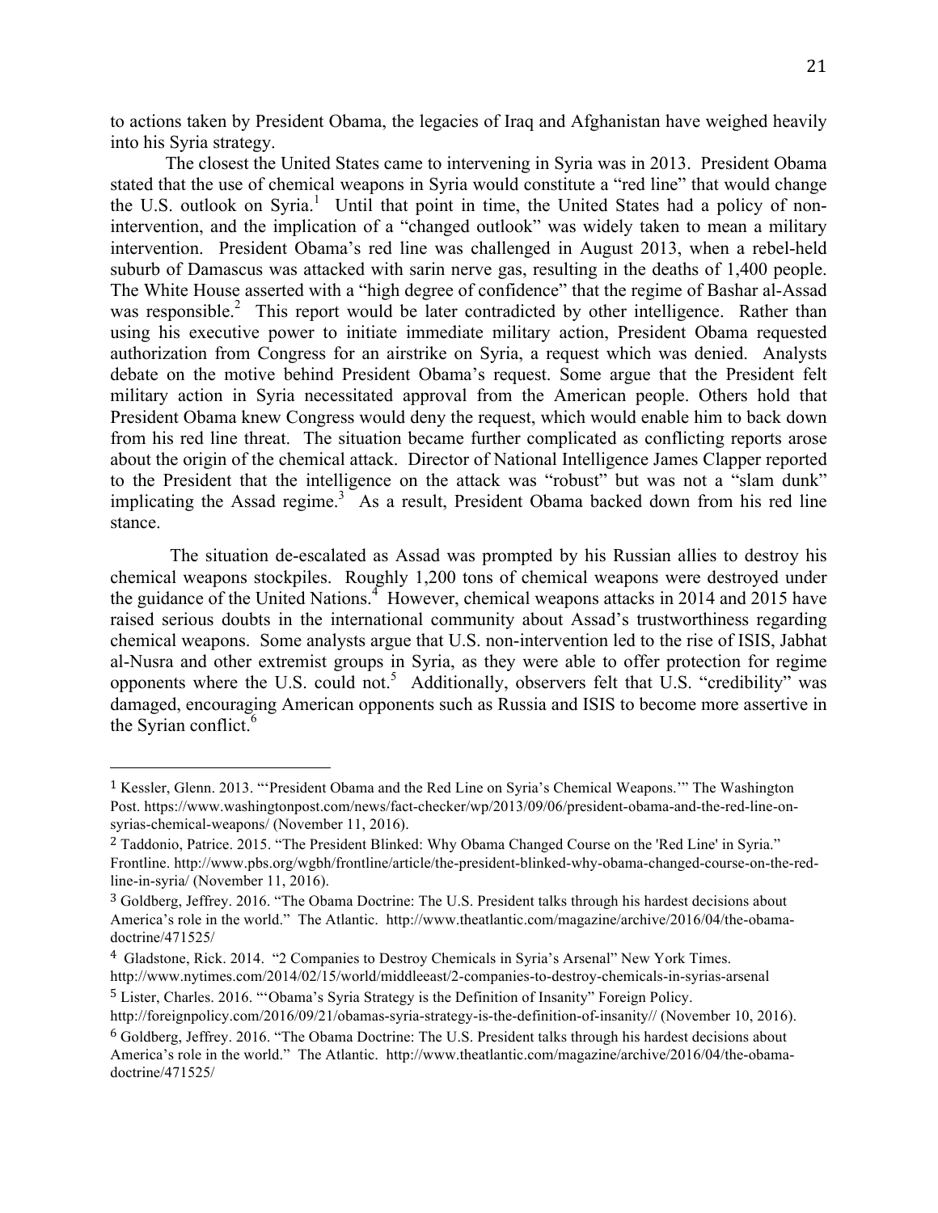to actions taken by President Obama, the legacies of Iraq and Afghanistan have weighed heavily into his Syria strategy.

The closest the United States came to intervening in Syria was in 2013. President Obama stated that the use of chemical weapons in Syria would constitute a "red line" that would change the U.S. outlook on Syria.[1] Until that point in time, the United States had a policy of non-intervention, and the implication of a "changed outlook" was widely taken to mean a military intervention. President Obama's red line was challenged in August 2013, when a rebel-held suburb of Damascus was attacked with sarin nerve gas, resulting in the deaths of 1,400 people. The White House asserted with a "high degree of confidence" that the regime of Bashar al-Assad was responsible.[2] This report would be later contradicted by other intelligence. Rather than using his executive power to initiate immediate military action, President Obama requested authorization from Congress for an airstrike on Syria, a request which was denied. Analysts debate on the motive behind President Obama's request. Some argue that the President felt military action in Syria necessitated approval from the American people. Others hold that President Obama knew Congress would deny the request, which would enable him to back down from his red line threat. The situation became further complicated as conflicting reports arose about the origin of the chemical attack. Director of National Intelligence James Clapper reported to the President that the intelligence on the attack was "robust" but was not a "slam dunk" implicating the Assad regime.[3] As a result, President Obama backed down from his red line stance.

The situation de-escalated as Assad was prompted by his Russian allies to destroy his chemical weapons stockpiles. Roughly 1,200 tons of chemical weapons were destroyed under the guidance of the United Nations.[4] However, chemical weapons attacks in 2014 and 2015 have raised serious doubts in the international community about Assad's trustworthiness regarding chemical weapons. Some analysts argue that U.S. non-intervention led to the rise of ISIS, Jabhat al-Nusra and other extremist groups in Syria, as they were able to offer protection for regime opponents where the U.S. could not.[5] Additionally, observers felt that U.S. "credibility" was damaged, encouraging American opponents such as Russia and ISIS to become more assertive in the Syrian conflict.[6]

---

[1] Kessler, Glenn. 2013. "'President Obama and the Red Line on Syria's Chemical Weapons.'" The Washington Post. https://www.washingtonpost.com/news/fact-checker/wp/2013/09/06/president-obama-and-the-red-line-on-syrias-chemical-weapons/ (November 11, 2016).

[2] Taddonio, Patrice. 2015. "The President Blinked: Why Obama Changed Course on the 'Red Line' in Syria." Frontline. http://www.pbs.org/wgbh/frontline/article/the-president-blinked-why-obama-changed-course-on-the-red-line-in-syria/ (November 11, 2016).

[3] Goldberg, Jeffrey. 2016. "The Obama Doctrine: The U.S. President talks through his hardest decisions about America's role in the world." The Atlantic. http://www.theatlantic.com/magazine/archive/2016/04/the-obama-doctrine/471525/

[4] Gladstone, Rick. 2014. "2 Companies to Destroy Chemicals in Syria's Arsenal" New York Times. http://www.nytimes.com/2014/02/15/world/middleeast/2-companies-to-destroy-chemicals-in-syrias-arsenal

[5] Lister, Charles. 2016. "'Obama's Syria Strategy is the Definition of Insanity" Foreign Policy. http://foreignpolicy.com/2016/09/21/obamas-syria-strategy-is-the-definition-of-insanity// (November 10, 2016).

[6] Goldberg, Jeffrey. 2016. "The Obama Doctrine: The U.S. President talks through his hardest decisions about America's role in the world." The Atlantic. http://www.theatlantic.com/magazine/archive/2016/04/the-obama-doctrine/471525/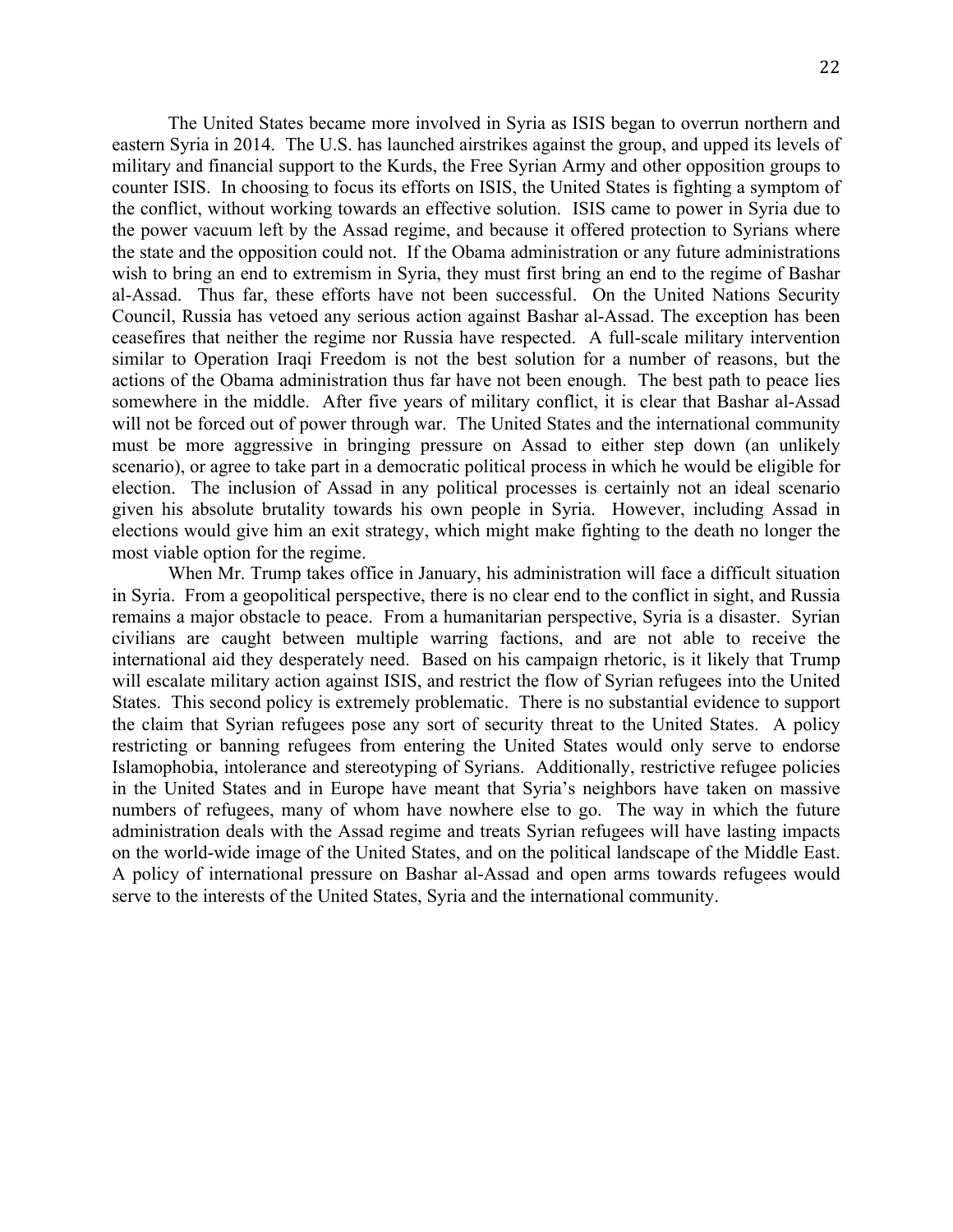The United States became more involved in Syria as ISIS began to overrun northern and eastern Syria in 2014. The U.S. has launched airstrikes against the group, and upped its levels of military and financial support to the Kurds, the Free Syrian Army and other opposition groups to counter ISIS. In choosing to focus its efforts on ISIS, the United States is fighting a symptom of the conflict, without working towards an effective solution. ISIS came to power in Syria due to the power vacuum left by the Assad regime, and because it offered protection to Syrians where the state and the opposition could not. If the Obama administration or any future administrations wish to bring an end to extremism in Syria, they must first bring an end to the regime of Bashar al-Assad. Thus far, these efforts have not been successful. On the United Nations Security Council, Russia has vetoed any serious action against Bashar al-Assad. The exception has been ceasefires that neither the regime nor Russia have respected. A full-scale military intervention similar to Operation Iraqi Freedom is not the best solution for a number of reasons, but the actions of the Obama administration thus far have not been enough. The best path to peace lies somewhere in the middle. After five years of military conflict, it is clear that Bashar al-Assad will not be forced out of power through war. The United States and the international community must be more aggressive in bringing pressure on Assad to either step down (an unlikely scenario), or agree to take part in a democratic political process in which he would be eligible for election. The inclusion of Assad in any political processes is certainly not an ideal scenario given his absolute brutality towards his own people in Syria. However, including Assad in elections would give him an exit strategy, which might make fighting to the death no longer the most viable option for the regime.

When Mr. Trump takes office in January, his administration will face a difficult situation in Syria. From a geopolitical perspective, there is no clear end to the conflict in sight, and Russia remains a major obstacle to peace. From a humanitarian perspective, Syria is a disaster. Syrian civilians are caught between multiple warring factions, and are not able to receive the international aid they desperately need. Based on his campaign rhetoric, is it likely that Trump will escalate military action against ISIS, and restrict the flow of Syrian refugees into the United States. This second policy is extremely problematic. There is no substantial evidence to support the claim that Syrian refugees pose any sort of security threat to the United States. A policy restricting or banning refugees from entering the United States would only serve to endorse Islamophobia, intolerance and stereotyping of Syrians. Additionally, restrictive refugee policies in the United States and in Europe have meant that Syria's neighbors have taken on massive numbers of refugees, many of whom have nowhere else to go. The way in which the future administration deals with the Assad regime and treats Syrian refugees will have lasting impacts on the world-wide image of the United States, and on the political landscape of the Middle East. A policy of international pressure on Bashar al-Assad and open arms towards refugees would serve to the interests of the United States, Syria and the international community.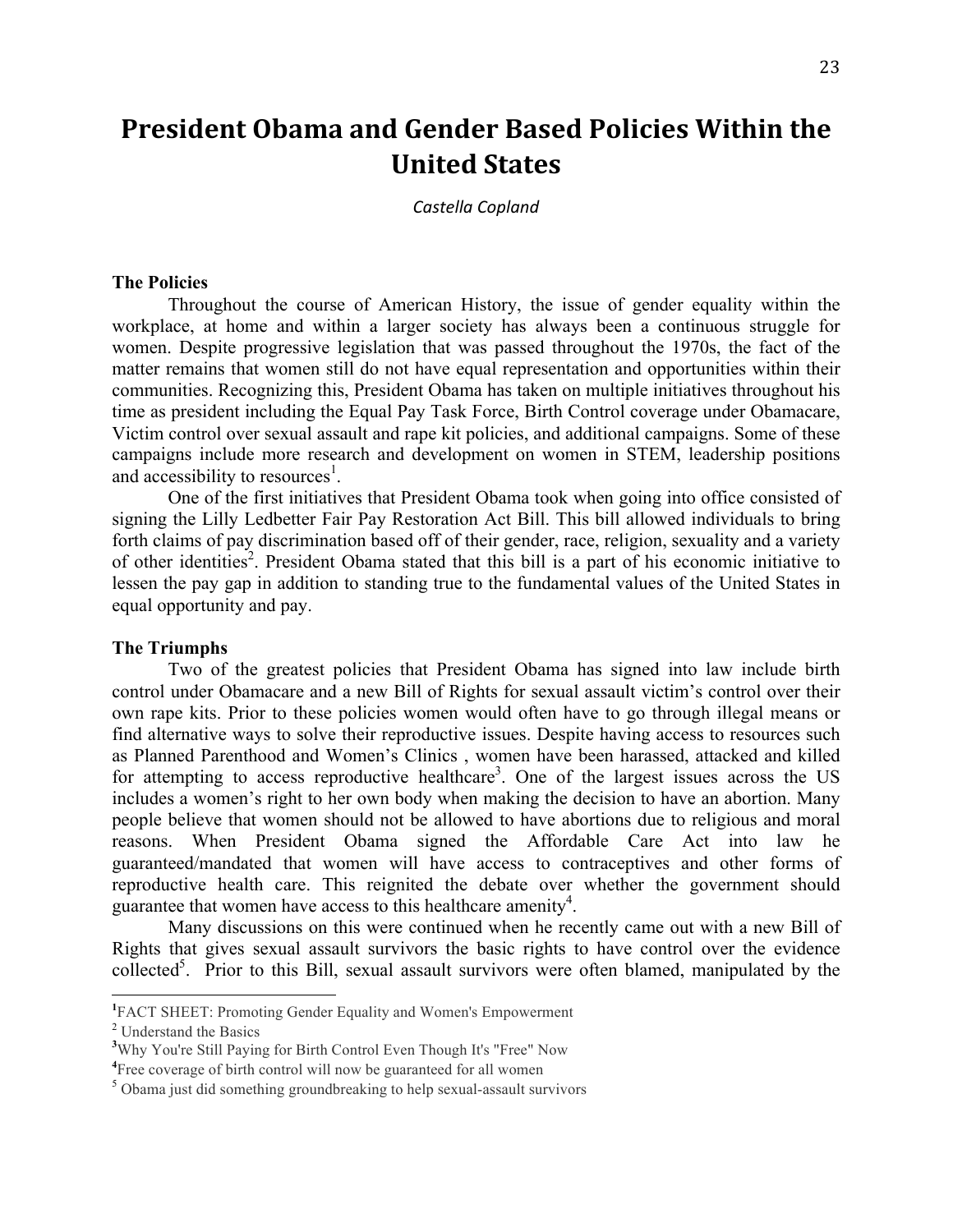# President Obama and Gender Based Policies Within the United States

*Castella Copland*

### The Policies

Throughout the course of American History, the issue of gender equality within the workplace, at home and within a larger society has always been a continuous struggle for women. Despite progressive legislation that was passed throughout the 1970s, the fact of the matter remains that women still do not have equal representation and opportunities within their communities. Recognizing this, President Obama has taken on multiple initiatives throughout his time as president including the Equal Pay Task Force, Birth Control coverage under Obamacare, Victim control over sexual assault and rape kit policies, and additional campaigns. Some of these campaigns include more research and development on women in STEM, leadership positions and accessibility to resources[1].

One of the first initiatives that President Obama took when going into office consisted of signing the Lilly Ledbetter Fair Pay Restoration Act Bill. This bill allowed individuals to bring forth claims of pay discrimination based off of their gender, race, religion, sexuality and a variety of other identities[2]. President Obama stated that this bill is a part of his economic initiative to lessen the pay gap in addition to standing true to the fundamental values of the United States in equal opportunity and pay.

### The Triumphs

Two of the greatest policies that President Obama has signed into law include birth control under Obamacare and a new Bill of Rights for sexual assault victim's control over their own rape kits. Prior to these policies women would often have to go through illegal means or find alternative ways to solve their reproductive issues. Despite having access to resources such as Planned Parenthood and Women's Clinics , women have been harassed, attacked and killed for attempting to access reproductive healthcare[3]. One of the largest issues across the US includes a women's right to her own body when making the decision to have an abortion. Many people believe that women should not be allowed to have abortions due to religious and moral reasons. When President Obama signed the Affordable Care Act into law he guaranteed/mandated that women will have access to contraceptives and other forms of reproductive health care. This reignited the debate over whether the government should guarantee that women have access to this healthcare amenity[4].

Many discussions on this were continued when he recently came out with a new Bill of Rights that gives sexual assault survivors the basic rights to have control over the evidence collected[5]. Prior to this Bill, sexual assault survivors were often blamed, manipulated by the

---

[1] FACT SHEET: Promoting Gender Equality and Women's Empowerment

[2] Understand the Basics

[3] Why You're Still Paying for Birth Control Even Though It's "Free" Now

[4] Free coverage of birth control will now be guaranteed for all women

[5] Obama just did something groundbreaking to help sexual-assault survivors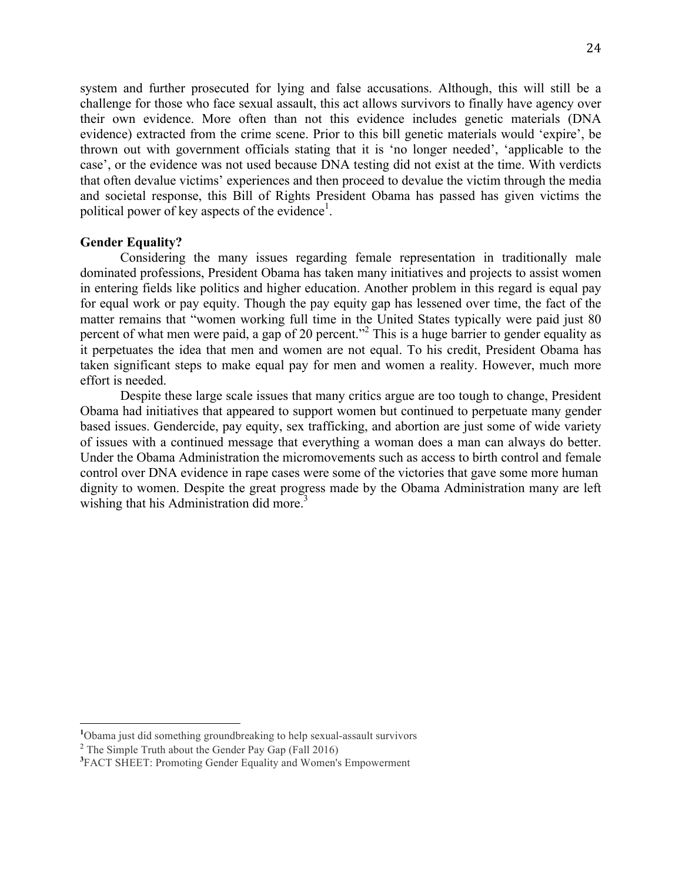system and further prosecuted for lying and false accusations. Although, this will still be a challenge for those who face sexual assault, this act allows survivors to finally have agency over their own evidence. More often than not this evidence includes genetic materials (DNA evidence) extracted from the crime scene. Prior to this bill genetic materials would 'expire', be thrown out with government officials stating that it is 'no longer needed', 'applicable to the case', or the evidence was not used because DNA testing did not exist at the time. With verdicts that often devalue victims' experiences and then proceed to devalue the victim through the media and societal response, this Bill of Rights President Obama has passed has given victims the political power of key aspects of the evidence[1].

**Gender Equality?**

Considering the many issues regarding female representation in traditionally male dominated professions, President Obama has taken many initiatives and projects to assist women in entering fields like politics and higher education. Another problem in this regard is equal pay for equal work or pay equity. Though the pay equity gap has lessened over time, the fact of the matter remains that "women working full time in the United States typically were paid just 80 percent of what men were paid, a gap of 20 percent."[2] This is a huge barrier to gender equality as it perpetuates the idea that men and women are not equal. To his credit, President Obama has taken significant steps to make equal pay for men and women a reality. However, much more effort is needed.

Despite these large scale issues that many critics argue are too tough to change, President Obama had initiatives that appeared to support women but continued to perpetuate many gender based issues. Gendercide, pay equity, sex trafficking, and abortion are just some of wide variety of issues with a continued message that everything a woman does a man can always do better. Under the Obama Administration the micromovements such as access to birth control and female control over DNA evidence in rape cases were some of the victories that gave some more human dignity to women. Despite the great progress made by the Obama Administration many are left wishing that his Administration did more.[3]

---

[1] Obama just did something groundbreaking to help sexual-assault survivors

[2] The Simple Truth about the Gender Pay Gap (Fall 2016)

[3] FACT SHEET: Promoting Gender Equality and Women's Empowerment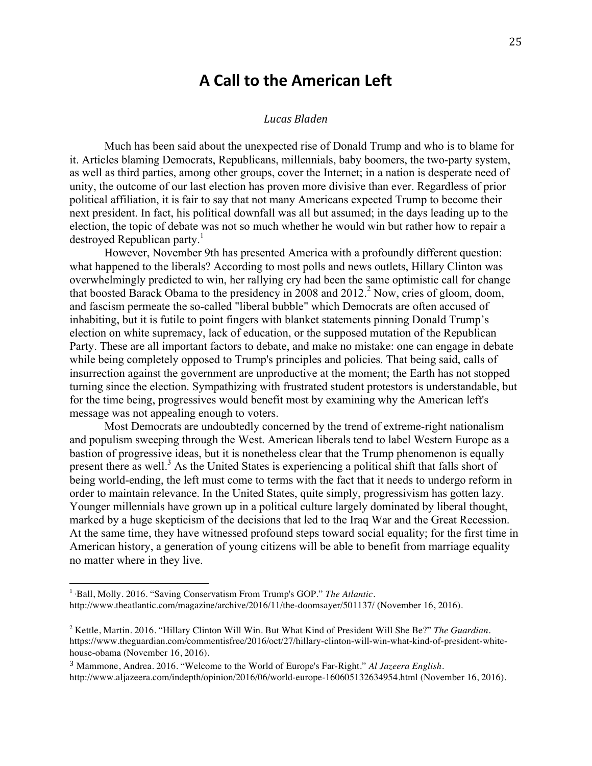# A Call to the American Left

*Lucas Bladen*

Much has been said about the unexpected rise of Donald Trump and who is to blame for it. Articles blaming Democrats, Republicans, millennials, baby boomers, the two-party system, as well as third parties, among other groups, cover the Internet; in a nation is desperate need of unity, the outcome of our last election has proven more divisive than ever. Regardless of prior political affiliation, it is fair to say that not many Americans expected Trump to become their next president. In fact, his political downfall was all but assumed; in the days leading up to the election, the topic of debate was not so much whether he would win but rather how to repair a destroyed Republican party.[1]

However, November 9th has presented America with a profoundly different question: what happened to the liberals? According to most polls and news outlets, Hillary Clinton was overwhelmingly predicted to win, her rallying cry had been the same optimistic call for change that boosted Barack Obama to the presidency in 2008 and 2012.[2] Now, cries of gloom, doom, and fascism permeate the so-called "liberal bubble" which Democrats are often accused of inhabiting, but it is futile to point fingers with blanket statements pinning Donald Trump's election on white supremacy, lack of education, or the supposed mutation of the Republican Party. These are all important factors to debate, and make no mistake: one can engage in debate while being completely opposed to Trump's principles and policies. That being said, calls of insurrection against the government are unproductive at the moment; the Earth has not stopped turning since the election. Sympathizing with frustrated student protestors is understandable, but for the time being, progressives would benefit most by examining why the American left's message was not appealing enough to voters.

Most Democrats are undoubtedly concerned by the trend of extreme-right nationalism and populism sweeping through the West. American liberals tend to label Western Europe as a bastion of progressive ideas, but it is nonetheless clear that the Trump phenomenon is equally present there as well.[3] As the United States is experiencing a political shift that falls short of being world-ending, the left must come to terms with the fact that it needs to undergo reform in order to maintain relevance. In the United States, quite simply, progressivism has gotten lazy. Younger millennials have grown up in a political culture largely dominated by liberal thought, marked by a huge skepticism of the decisions that led to the Iraq War and the Great Recession. At the same time, they have witnessed profound steps toward social equality; for the first time in American history, a generation of young citizens will be able to benefit from marriage equality no matter where in they live.

---

[1] Ball, Molly. 2016. "Saving Conservatism From Trump's GOP." *The Atlantic*. http://www.theatlantic.com/magazine/archive/2016/11/the-doomsayer/501137/ (November 16, 2016).

[2] Kettle, Martin. 2016. "Hillary Clinton Will Win. But What Kind of President Will She Be?" *The Guardian*. https://www.theguardian.com/commentisfree/2016/oct/27/hillary-clinton-will-win-what-kind-of-president-white-house-obama (November 16, 2016).

[3] Mammone, Andrea. 2016. "Welcome to the World of Europe's Far-Right." *Al Jazeera English*. http://www.aljazeera.com/indepth/opinion/2016/06/world-europe-160605132634954.html (November 16, 2016).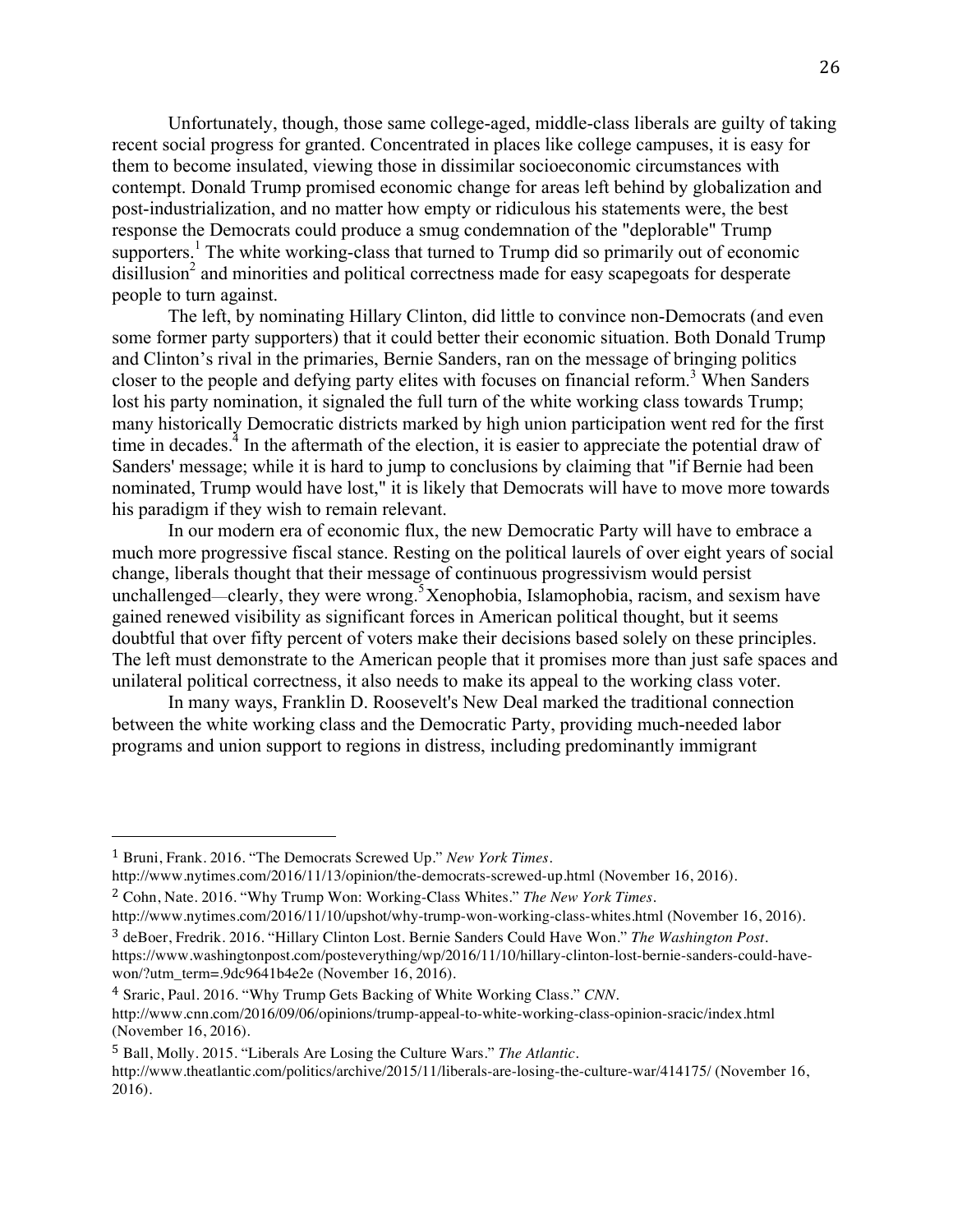Unfortunately, though, those same college-aged, middle-class liberals are guilty of taking recent social progress for granted. Concentrated in places like college campuses, it is easy for them to become insulated, viewing those in dissimilar socioeconomic circumstances with contempt. Donald Trump promised economic change for areas left behind by globalization and post-industrialization, and no matter how empty or ridiculous his statements were, the best response the Democrats could produce a smug condemnation of the "deplorable" Trump supporters.[1] The white working-class that turned to Trump did so primarily out of economic disillusion[2] and minorities and political correctness made for easy scapegoats for desperate people to turn against.

The left, by nominating Hillary Clinton, did little to convince non-Democrats (and even some former party supporters) that it could better their economic situation. Both Donald Trump and Clinton's rival in the primaries, Bernie Sanders, ran on the message of bringing politics closer to the people and defying party elites with focuses on financial reform.[3] When Sanders lost his party nomination, it signaled the full turn of the white working class towards Trump; many historically Democratic districts marked by high union participation went red for the first time in decades.[4] In the aftermath of the election, it is easier to appreciate the potential draw of Sanders' message; while it is hard to jump to conclusions by claiming that "if Bernie had been nominated, Trump would have lost," it is likely that Democrats will have to move more towards his paradigm if they wish to remain relevant.

In our modern era of economic flux, the new Democratic Party will have to embrace a much more progressive fiscal stance. Resting on the political laurels of over eight years of social change, liberals thought that their message of continuous progressivism would persist unchallenged—clearly, they were wrong.[5] Xenophobia, Islamophobia, racism, and sexism have gained renewed visibility as significant forces in American political thought, but it seems doubtful that over fifty percent of voters make their decisions based solely on these principles. The left must demonstrate to the American people that it promises more than just safe spaces and unilateral political correctness, it also needs to make its appeal to the working class voter.

In many ways, Franklin D. Roosevelt's New Deal marked the traditional connection between the white working class and the Democratic Party, providing much-needed labor programs and union support to regions in distress, including predominantly immigrant

---

[1] Bruni, Frank. 2016. "The Democrats Screwed Up." *New York Times*. http://www.nytimes.com/2016/11/13/opinion/the-democrats-screwed-up.html (November 16, 2016).

[2] Cohn, Nate. 2016. "Why Trump Won: Working-Class Whites." *The New York Times*. http://www.nytimes.com/2016/11/10/upshot/why-trump-won-working-class-whites.html (November 16, 2016).

[3] deBoer, Fredrik. 2016. "Hillary Clinton Lost. Bernie Sanders Could Have Won." *The Washington Post*. https://www.washingtonpost.com/posteverything/wp/2016/11/10/hillary-clinton-lost-bernie-sanders-could-have-won/?utm_term=.9dc9641b4e2e (November 16, 2016).

[4] Sraric, Paul. 2016. "Why Trump Gets Backing of White Working Class." *CNN*. http://www.cnn.com/2016/09/06/opinions/trump-appeal-to-white-working-class-opinion-sracic/index.html (November 16, 2016).

[5] Ball, Molly. 2015. "Liberals Are Losing the Culture Wars." *The Atlantic*. http://www.theatlantic.com/politics/archive/2015/11/liberals-are-losing-the-culture-war/414175/ (November 16, 2016).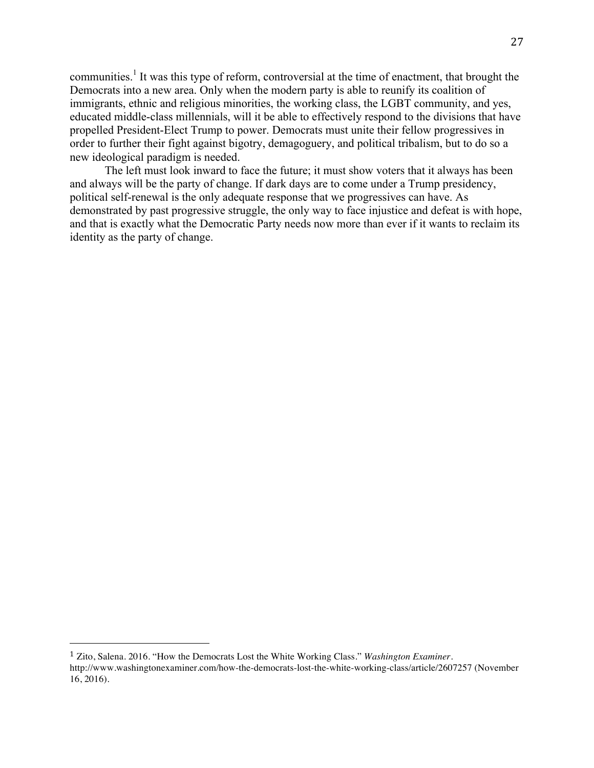communities.[1] It was this type of reform, controversial at the time of enactment, that brought the Democrats into a new area. Only when the modern party is able to reunify its coalition of immigrants, ethnic and religious minorities, the working class, the LGBT community, and yes, educated middle-class millennials, will it be able to effectively respond to the divisions that have propelled President-Elect Trump to power. Democrats must unite their fellow progressives in order to further their fight against bigotry, demagoguery, and political tribalism, but to do so a new ideological paradigm is needed.

The left must look inward to face the future; it must show voters that it always has been and always will be the party of change. If dark days are to come under a Trump presidency, political self-renewal is the only adequate response that we progressives can have. As demonstrated by past progressive struggle, the only way to face injustice and defeat is with hope, and that is exactly what the Democratic Party needs now more than ever if it wants to reclaim its identity as the party of change.

---

[1] Zito, Salena. 2016. "How the Democrats Lost the White Working Class." *Washington Examiner*. http://www.washingtonexaminer.com/how-the-democrats-lost-the-white-working-class/article/2607257 (November 16, 2016).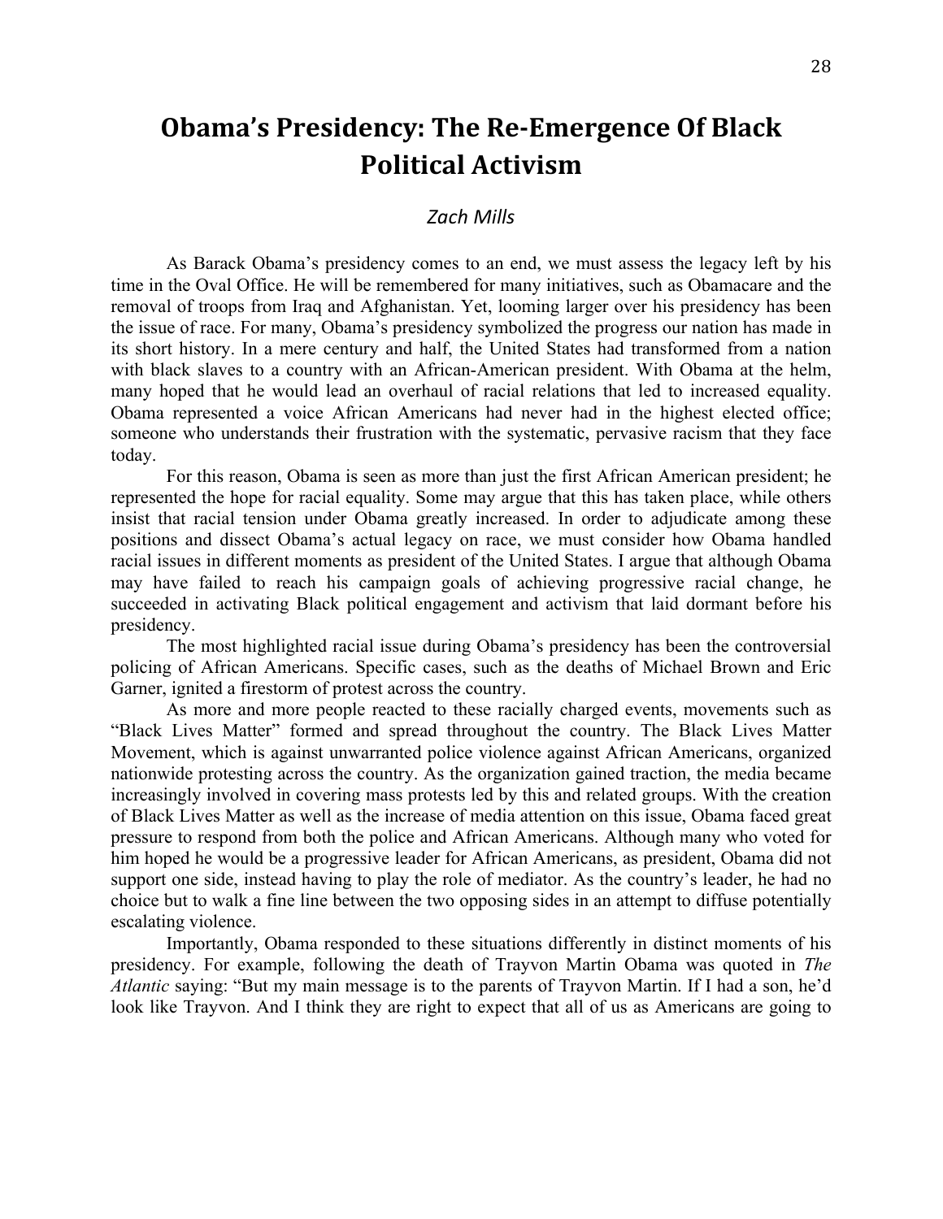# Obama's Presidency: The Re-Emergence Of Black Political Activism

*Zach Mills*

As Barack Obama's presidency comes to an end, we must assess the legacy left by his time in the Oval Office. He will be remembered for many initiatives, such as Obamacare and the removal of troops from Iraq and Afghanistan. Yet, looming larger over his presidency has been the issue of race. For many, Obama's presidency symbolized the progress our nation has made in its short history. In a mere century and half, the United States had transformed from a nation with black slaves to a country with an African-American president. With Obama at the helm, many hoped that he would lead an overhaul of racial relations that led to increased equality. Obama represented a voice African Americans had never had in the highest elected office; someone who understands their frustration with the systematic, pervasive racism that they face today.

For this reason, Obama is seen as more than just the first African American president; he represented the hope for racial equality. Some may argue that this has taken place, while others insist that racial tension under Obama greatly increased. In order to adjudicate among these positions and dissect Obama's actual legacy on race, we must consider how Obama handled racial issues in different moments as president of the United States. I argue that although Obama may have failed to reach his campaign goals of achieving progressive racial change, he succeeded in activating Black political engagement and activism that laid dormant before his presidency.

The most highlighted racial issue during Obama's presidency has been the controversial policing of African Americans. Specific cases, such as the deaths of Michael Brown and Eric Garner, ignited a firestorm of protest across the country.

As more and more people reacted to these racially charged events, movements such as "Black Lives Matter" formed and spread throughout the country. The Black Lives Matter Movement, which is against unwarranted police violence against African Americans, organized nationwide protesting across the country. As the organization gained traction, the media became increasingly involved in covering mass protests led by this and related groups. With the creation of Black Lives Matter as well as the increase of media attention on this issue, Obama faced great pressure to respond from both the police and African Americans. Although many who voted for him hoped he would be a progressive leader for African Americans, as president, Obama did not support one side, instead having to play the role of mediator. As the country's leader, he had no choice but to walk a fine line between the two opposing sides in an attempt to diffuse potentially escalating violence.

Importantly, Obama responded to these situations differently in distinct moments of his presidency. For example, following the death of Trayvon Martin Obama was quoted in *The Atlantic* saying: "But my main message is to the parents of Trayvon Martin. If I had a son, he'd look like Trayvon. And I think they are right to expect that all of us as Americans are going to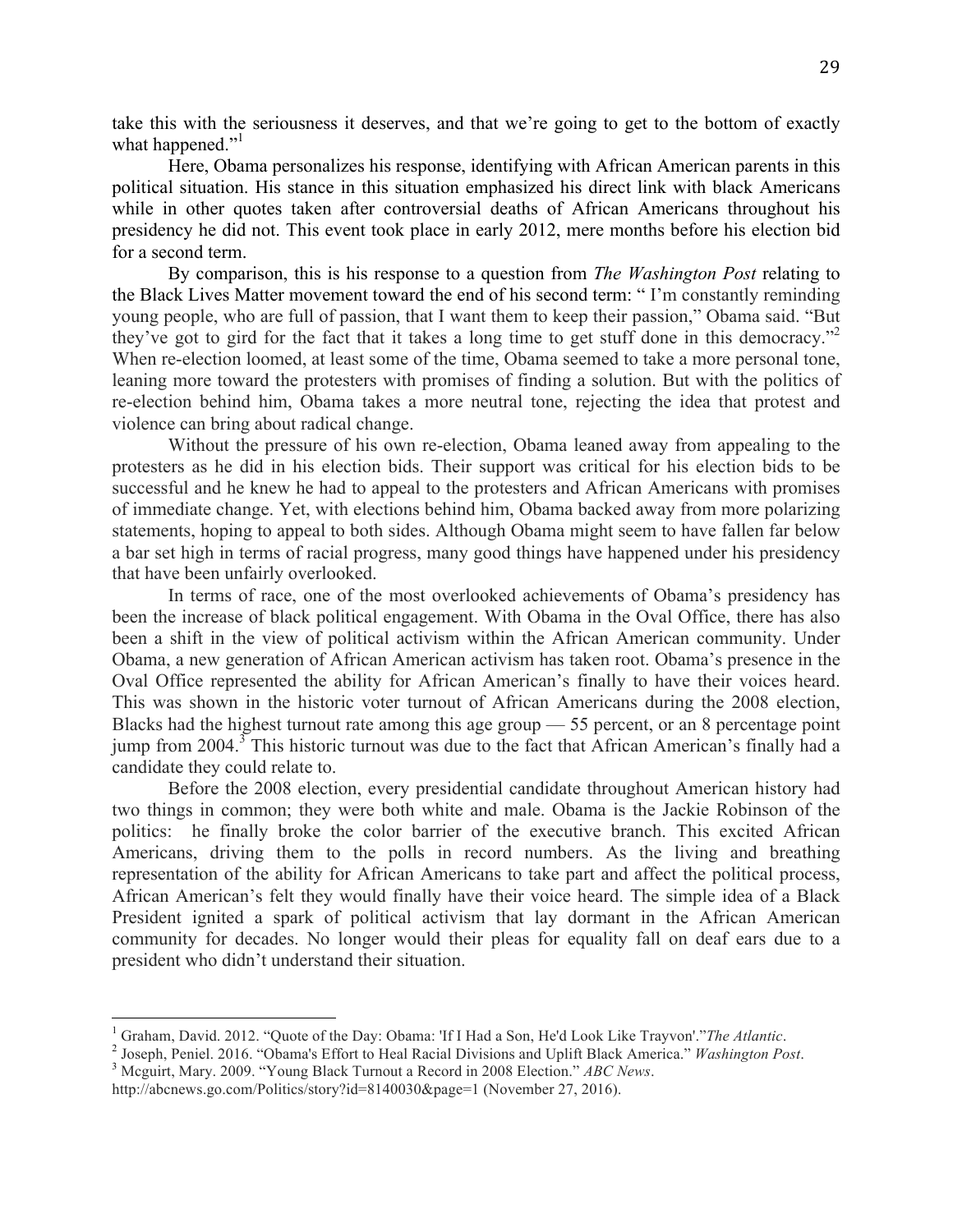take this with the seriousness it deserves, and that we're going to get to the bottom of exactly what happened."[1]

Here, Obama personalizes his response, identifying with African American parents in this political situation. His stance in this situation emphasized his direct link with black Americans while in other quotes taken after controversial deaths of African Americans throughout his presidency he did not. This event took place in early 2012, mere months before his election bid for a second term.

By comparison, this is his response to a question from *The Washington Post* relating to the Black Lives Matter movement toward the end of his second term: " I'm constantly reminding young people, who are full of passion, that I want them to keep their passion," Obama said. "But they've got to gird for the fact that it takes a long time to get stuff done in this democracy."[2] When re-election loomed, at least some of the time, Obama seemed to take a more personal tone, leaning more toward the protesters with promises of finding a solution. But with the politics of re-election behind him, Obama takes a more neutral tone, rejecting the idea that protest and violence can bring about radical change.

Without the pressure of his own re-election, Obama leaned away from appealing to the protesters as he did in his election bids. Their support was critical for his election bids to be successful and he knew he had to appeal to the protesters and African Americans with promises of immediate change. Yet, with elections behind him, Obama backed away from more polarizing statements, hoping to appeal to both sides. Although Obama might seem to have fallen far below a bar set high in terms of racial progress, many good things have happened under his presidency that have been unfairly overlooked.

In terms of race, one of the most overlooked achievements of Obama's presidency has been the increase of black political engagement. With Obama in the Oval Office, there has also been a shift in the view of political activism within the African American community. Under Obama, a new generation of African American activism has taken root. Obama's presence in the Oval Office represented the ability for African American's finally to have their voices heard. This was shown in the historic voter turnout of African Americans during the 2008 election, Blacks had the highest turnout rate among this age group — 55 percent, or an 8 percentage point jump from 2004.[3] This historic turnout was due to the fact that African American's finally had a candidate they could relate to.

Before the 2008 election, every presidential candidate throughout American history had two things in common; they were both white and male. Obama is the Jackie Robinson of the politics: he finally broke the color barrier of the executive branch. This excited African Americans, driving them to the polls in record numbers. As the living and breathing representation of the ability for African Americans to take part and affect the political process, African American's felt they would finally have their voice heard. The simple idea of a Black President ignited a spark of political activism that lay dormant in the African American community for decades. No longer would their pleas for equality fall on deaf ears due to a president who didn't understand their situation.

---

[1] Graham, David. 2012. "Quote of the Day: Obama: 'If I Had a Son, He'd Look Like Trayvon'."*The Atlantic*.

[2] Joseph, Peniel. 2016. "Obama's Effort to Heal Racial Divisions and Uplift Black America." *Washington Post*.

[3] Mcguirt, Mary. 2009. "Young Black Turnout a Record in 2008 Election." *ABC News*. http://abcnews.go.com/Politics/story?id=8140030&page=1 (November 27, 2016).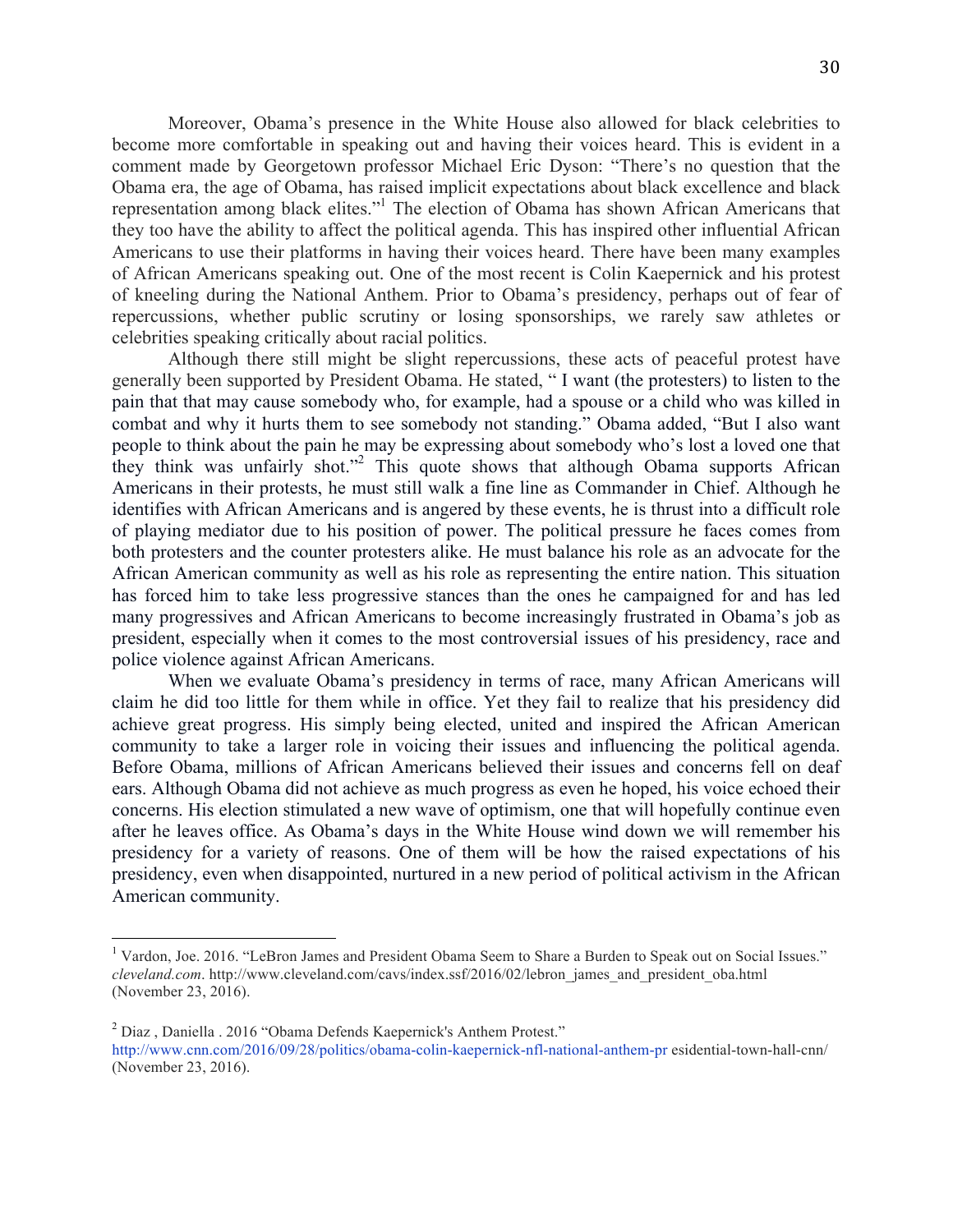Moreover, Obama's presence in the White House also allowed for black celebrities to become more comfortable in speaking out and having their voices heard. This is evident in a comment made by Georgetown professor Michael Eric Dyson: "There's no question that the Obama era, the age of Obama, has raised implicit expectations about black excellence and black representation among black elites."[1] The election of Obama has shown African Americans that they too have the ability to affect the political agenda. This has inspired other influential African Americans to use their platforms in having their voices heard. There have been many examples of African Americans speaking out. One of the most recent is Colin Kaepernick and his protest of kneeling during the National Anthem. Prior to Obama's presidency, perhaps out of fear of repercussions, whether public scrutiny or losing sponsorships, we rarely saw athletes or celebrities speaking critically about racial politics.

Although there still might be slight repercussions, these acts of peaceful protest have generally been supported by President Obama. He stated, " I want (the protesters) to listen to the pain that that may cause somebody who, for example, had a spouse or a child who was killed in combat and why it hurts them to see somebody not standing." Obama added, "But I also want people to think about the pain he may be expressing about somebody who's lost a loved one that they think was unfairly shot."[2] This quote shows that although Obama supports African Americans in their protests, he must still walk a fine line as Commander in Chief. Although he identifies with African Americans and is angered by these events, he is thrust into a difficult role of playing mediator due to his position of power. The political pressure he faces comes from both protesters and the counter protesters alike. He must balance his role as an advocate for the African American community as well as his role as representing the entire nation. This situation has forced him to take less progressive stances than the ones he campaigned for and has led many progressives and African Americans to become increasingly frustrated in Obama's job as president, especially when it comes to the most controversial issues of his presidency, race and police violence against African Americans.

When we evaluate Obama's presidency in terms of race, many African Americans will claim he did too little for them while in office. Yet they fail to realize that his presidency did achieve great progress. His simply being elected, united and inspired the African American community to take a larger role in voicing their issues and influencing the political agenda. Before Obama, millions of African Americans believed their issues and concerns fell on deaf ears. Although Obama did not achieve as much progress as even he hoped, his voice echoed their concerns. His election stimulated a new wave of optimism, one that will hopefully continue even after he leaves office. As Obama's days in the White House wind down we will remember his presidency for a variety of reasons. One of them will be how the raised expectations of his presidency, even when disappointed, nurtured in a new period of political activism in the African American community.

---

[1] Vardon, Joe. 2016. "LeBron James and President Obama Seem to Share a Burden to Speak out on Social Issues." *cleveland.com*. http://www.cleveland.com/cavs/index.ssf/2016/02/lebron_james_and_president_oba.html (November 23, 2016).

[2] Diaz , Daniella . 2016 "Obama Defends Kaepernick's Anthem Protest." http://www.cnn.com/2016/09/28/politics/obama-colin-kaepernick-nfl-national-anthem-pr esidential-town-hall-cnn/ (November 23, 2016).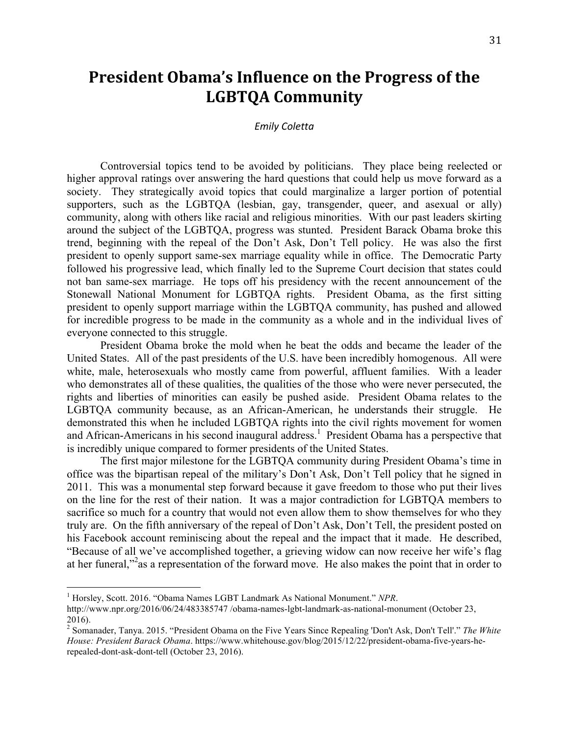# President Obama's Influence on the Progress of the LGBTQA Community

*Emily Coletta*

Controversial topics tend to be avoided by politicians. They place being reelected or higher approval ratings over answering the hard questions that could help us move forward as a society. They strategically avoid topics that could marginalize a larger portion of potential supporters, such as the LGBTQA (lesbian, gay, transgender, queer, and asexual or ally) community, along with others like racial and religious minorities. With our past leaders skirting around the subject of the LGBTQA, progress was stunted. President Barack Obama broke this trend, beginning with the repeal of the Don't Ask, Don't Tell policy. He was also the first president to openly support same-sex marriage equality while in office. The Democratic Party followed his progressive lead, which finally led to the Supreme Court decision that states could not ban same-sex marriage. He tops off his presidency with the recent announcement of the Stonewall National Monument for LGBTQA rights. President Obama, as the first sitting president to openly support marriage within the LGBTQA community, has pushed and allowed for incredible progress to be made in the community as a whole and in the individual lives of everyone connected to this struggle.

President Obama broke the mold when he beat the odds and became the leader of the United States. All of the past presidents of the U.S. have been incredibly homogenous. All were white, male, heterosexuals who mostly came from powerful, affluent families. With a leader who demonstrates all of these qualities, the qualities of the those who were never persecuted, the rights and liberties of minorities can easily be pushed aside. President Obama relates to the LGBTQA community because, as an African-American, he understands their struggle. He demonstrated this when he included LGBTQA rights into the civil rights movement for women and African-Americans in his second inaugural address.[1] President Obama has a perspective that is incredibly unique compared to former presidents of the United States.

The first major milestone for the LGBTQA community during President Obama's time in office was the bipartisan repeal of the military's Don't Ask, Don't Tell policy that he signed in 2011. This was a monumental step forward because it gave freedom to those who put their lives on the line for the rest of their nation. It was a major contradiction for LGBTQA members to sacrifice so much for a country that would not even allow them to show themselves for who they truly are. On the fifth anniversary of the repeal of Don't Ask, Don't Tell, the president posted on his Facebook account reminiscing about the repeal and the impact that it made. He described, "Because of all we've accomplished together, a grieving widow can now receive her wife's flag at her funeral,"[2] as a representation of the forward move. He also makes the point that in order to

---

[1] Horsley, Scott. 2016. "Obama Names LGBT Landmark As National Monument." *NPR*. http://www.npr.org/2016/06/24/483385747 /obama-names-lgbt-landmark-as-national-monument (October 23, 2016).

[2] Somanader, Tanya. 2015. "President Obama on the Five Years Since Repealing 'Don't Ask, Don't Tell'." *The White House: President Barack Obama*. https://www.whitehouse.gov/blog/2015/12/22/president-obama-five-years-he-repealed-dont-ask-dont-tell (October 23, 2016).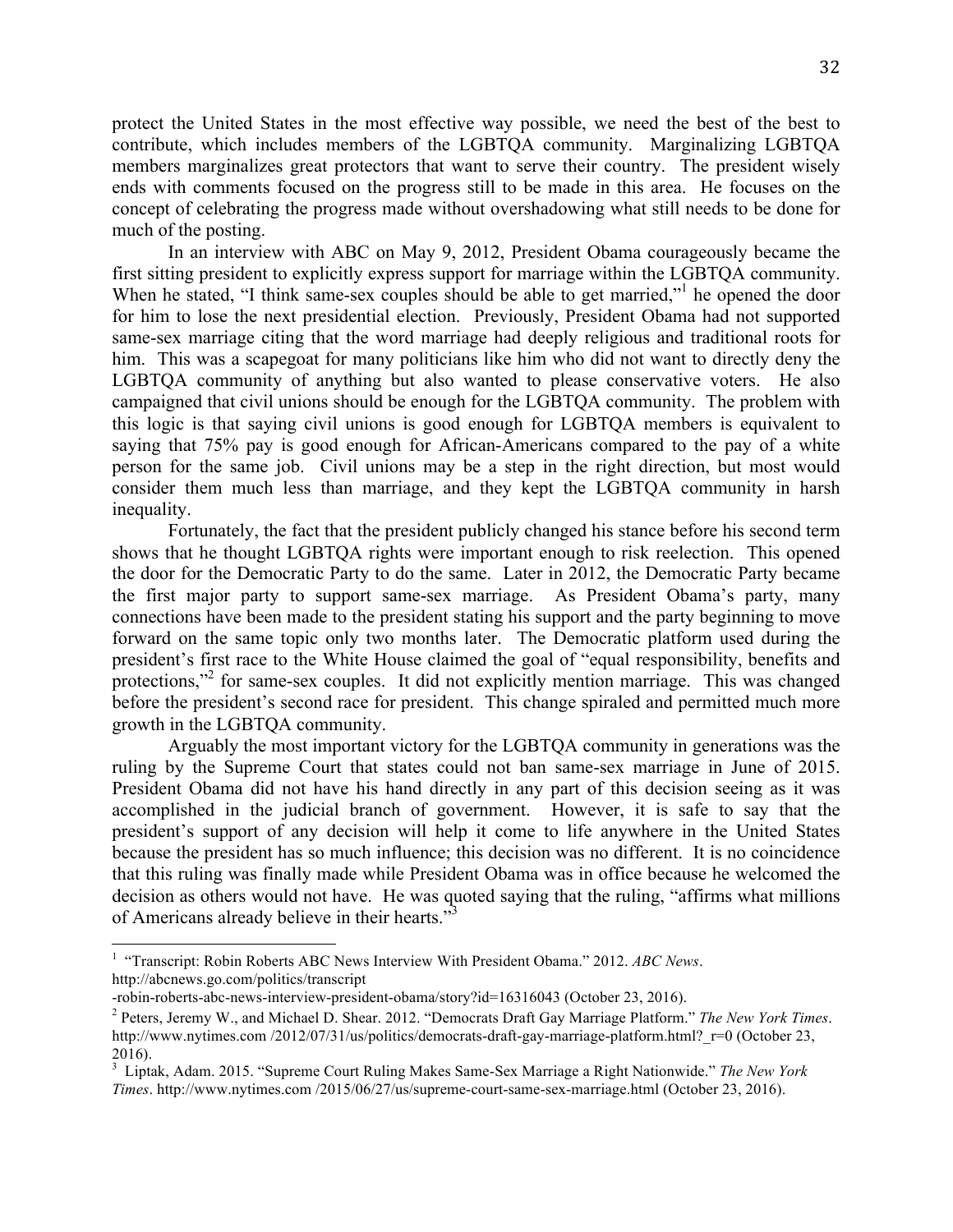protect the United States in the most effective way possible, we need the best of the best to contribute, which includes members of the LGBTQA community. Marginalizing LGBTQA members marginalizes great protectors that want to serve their country. The president wisely ends with comments focused on the progress still to be made in this area. He focuses on the concept of celebrating the progress made without overshadowing what still needs to be done for much of the posting.

In an interview with ABC on May 9, 2012, President Obama courageously became the first sitting president to explicitly express support for marriage within the LGBTQA community. When he stated, "I think same-sex couples should be able to get married,"[1] he opened the door for him to lose the next presidential election. Previously, President Obama had not supported same-sex marriage citing that the word marriage had deeply religious and traditional roots for him. This was a scapegoat for many politicians like him who did not want to directly deny the LGBTQA community of anything but also wanted to please conservative voters. He also campaigned that civil unions should be enough for the LGBTQA community. The problem with this logic is that saying civil unions is good enough for LGBTQA members is equivalent to saying that 75% pay is good enough for African-Americans compared to the pay of a white person for the same job. Civil unions may be a step in the right direction, but most would consider them much less than marriage, and they kept the LGBTQA community in harsh inequality.

Fortunately, the fact that the president publicly changed his stance before his second term shows that he thought LGBTQA rights were important enough to risk reelection. This opened the door for the Democratic Party to do the same. Later in 2012, the Democratic Party became the first major party to support same-sex marriage. As President Obama's party, many connections have been made to the president stating his support and the party beginning to move forward on the same topic only two months later. The Democratic platform used during the president's first race to the White House claimed the goal of "equal responsibility, benefits and protections,"[2] for same-sex couples. It did not explicitly mention marriage. This was changed before the president's second race for president. This change spiraled and permitted much more growth in the LGBTQA community.

Arguably the most important victory for the LGBTQA community in generations was the ruling by the Supreme Court that states could not ban same-sex marriage in June of 2015. President Obama did not have his hand directly in any part of this decision seeing as it was accomplished in the judicial branch of government. However, it is safe to say that the president's support of any decision will help it come to life anywhere in the United States because the president has so much influence; this decision was no different. It is no coincidence that this ruling was finally made while President Obama was in office because he welcomed the decision as others would not have. He was quoted saying that the ruling, "affirms what millions of Americans already believe in their hearts."[3]

---

[1] "Transcript: Robin Roberts ABC News Interview With President Obama." 2012. *ABC News*. http://abcnews.go.com/politics/transcript -robin-roberts-abc-news-interview-president-obama/story?id=16316043 (October 23, 2016).

[2] Peters, Jeremy W., and Michael D. Shear. 2012. "Democrats Draft Gay Marriage Platform." *The New York Times*. http://www.nytimes.com /2012/07/31/us/politics/democrats-draft-gay-marriage-platform.html?_r=0 (October 23, 2016).

[3] Liptak, Adam. 2015. "Supreme Court Ruling Makes Same-Sex Marriage a Right Nationwide." *The New York Times*. http://www.nytimes.com /2015/06/27/us/supreme-court-same-sex-marriage.html (October 23, 2016).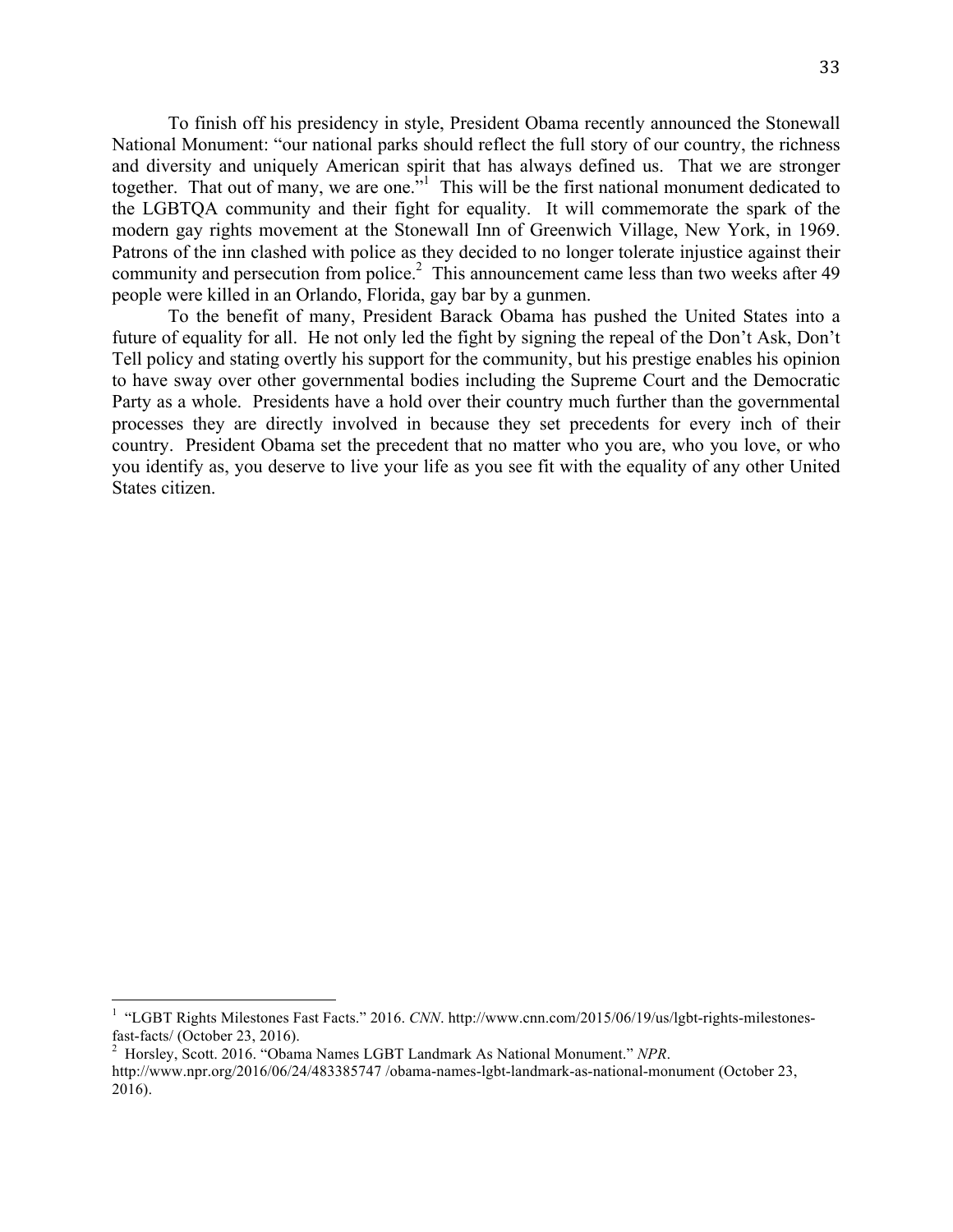To finish off his presidency in style, President Obama recently announced the Stonewall National Monument: "our national parks should reflect the full story of our country, the richness and diversity and uniquely American spirit that has always defined us. That we are stronger together. That out of many, we are one."[1] This will be the first national monument dedicated to the LGBTQA community and their fight for equality. It will commemorate the spark of the modern gay rights movement at the Stonewall Inn of Greenwich Village, New York, in 1969. Patrons of the inn clashed with police as they decided to no longer tolerate injustice against their community and persecution from police.[2] This announcement came less than two weeks after 49 people were killed in an Orlando, Florida, gay bar by a gunmen.

To the benefit of many, President Barack Obama has pushed the United States into a future of equality for all. He not only led the fight by signing the repeal of the Don't Ask, Don't Tell policy and stating overtly his support for the community, but his prestige enables his opinion to have sway over other governmental bodies including the Supreme Court and the Democratic Party as a whole. Presidents have a hold over their country much further than the governmental processes they are directly involved in because they set precedents for every inch of their country. President Obama set the precedent that no matter who you are, who you love, or who you identify as, you deserve to live your life as you see fit with the equality of any other United States citizen.

---

[1] "LGBT Rights Milestones Fast Facts." 2016. *CNN*. http://www.cnn.com/2015/06/19/us/lgbt-rights-milestones-fast-facts/ (October 23, 2016).

[2] Horsley, Scott. 2016. "Obama Names LGBT Landmark As National Monument." *NPR*. http://www.npr.org/2016/06/24/483385747 /obama-names-lgbt-landmark-as-national-monument (October 23, 2016).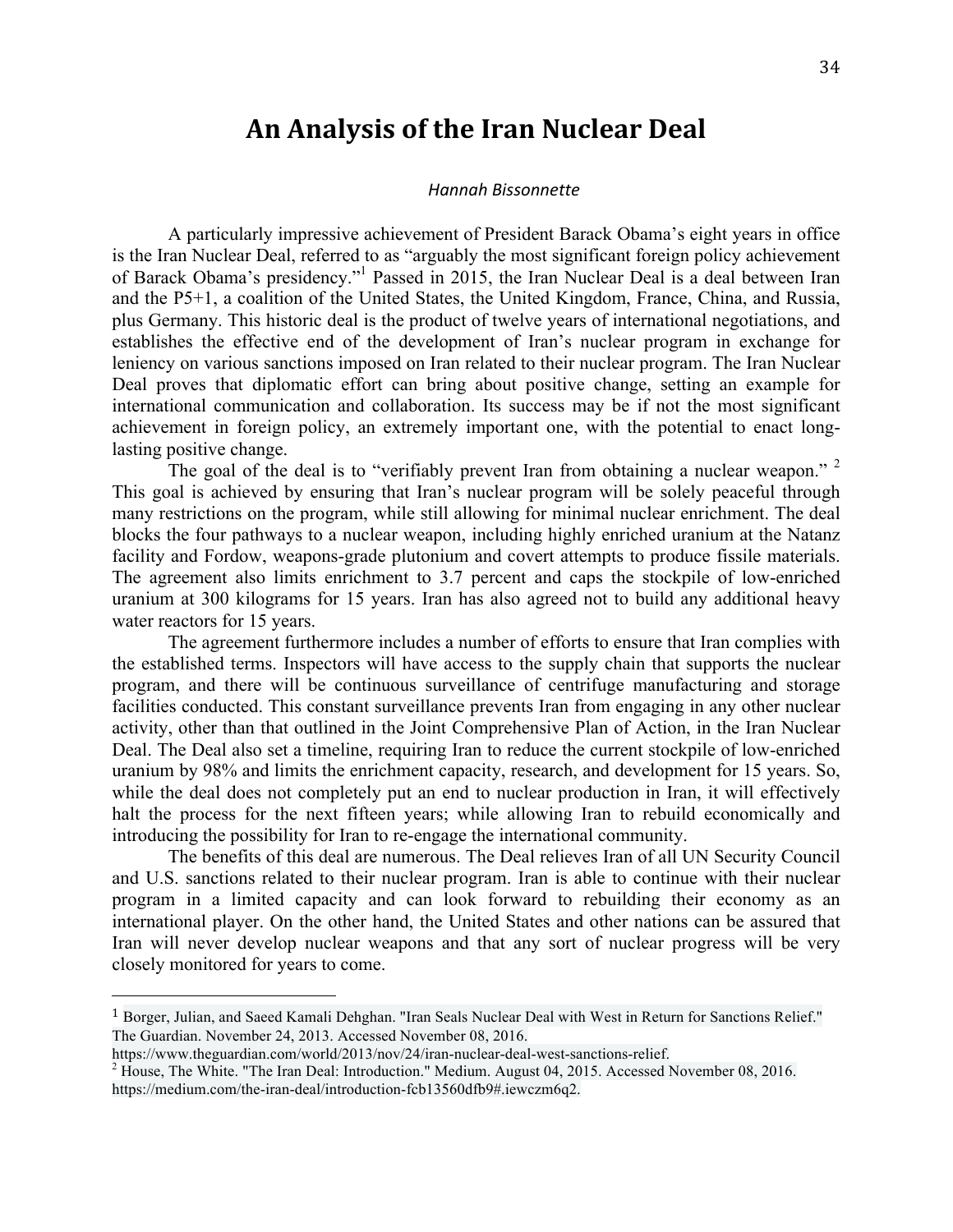# An Analysis of the Iran Nuclear Deal

*Hannah Bissonnette*

A particularly impressive achievement of President Barack Obama's eight years in office is the Iran Nuclear Deal, referred to as "arguably the most significant foreign policy achievement of Barack Obama's presidency."[1] Passed in 2015, the Iran Nuclear Deal is a deal between Iran and the P5+1, a coalition of the United States, the United Kingdom, France, China, and Russia, plus Germany. This historic deal is the product of twelve years of international negotiations, and establishes the effective end of the development of Iran's nuclear program in exchange for leniency on various sanctions imposed on Iran related to their nuclear program. The Iran Nuclear Deal proves that diplomatic effort can bring about positive change, setting an example for international communication and collaboration. Its success may be if not the most significant achievement in foreign policy, an extremely important one, with the potential to enact long-lasting positive change.

The goal of the deal is to "verifiably prevent Iran from obtaining a nuclear weapon." [2] This goal is achieved by ensuring that Iran's nuclear program will be solely peaceful through many restrictions on the program, while still allowing for minimal nuclear enrichment. The deal blocks the four pathways to a nuclear weapon, including highly enriched uranium at the Natanz facility and Fordow, weapons-grade plutonium and covert attempts to produce fissile materials. The agreement also limits enrichment to 3.7 percent and caps the stockpile of low-enriched uranium at 300 kilograms for 15 years. Iran has also agreed not to build any additional heavy water reactors for 15 years.

The agreement furthermore includes a number of efforts to ensure that Iran complies with the established terms. Inspectors will have access to the supply chain that supports the nuclear program, and there will be continuous surveillance of centrifuge manufacturing and storage facilities conducted. This constant surveillance prevents Iran from engaging in any other nuclear activity, other than that outlined in the Joint Comprehensive Plan of Action, in the Iran Nuclear Deal. The Deal also set a timeline, requiring Iran to reduce the current stockpile of low-enriched uranium by 98% and limits the enrichment capacity, research, and development for 15 years. So, while the deal does not completely put an end to nuclear production in Iran, it will effectively halt the process for the next fifteen years; while allowing Iran to rebuild economically and introducing the possibility for Iran to re-engage the international community.

The benefits of this deal are numerous. The Deal relieves Iran of all UN Security Council and U.S. sanctions related to their nuclear program. Iran is able to continue with their nuclear program in a limited capacity and can look forward to rebuilding their economy as an international player. On the other hand, the United States and other nations can be assured that Iran will never develop nuclear weapons and that any sort of nuclear progress will be very closely monitored for years to come.

---

[1] Borger, Julian, and Saeed Kamali Dehghan. "Iran Seals Nuclear Deal with West in Return for Sanctions Relief." The Guardian. November 24, 2013. Accessed November 08, 2016. https://www.theguardian.com/world/2013/nov/24/iran-nuclear-deal-west-sanctions-relief.

[2] House, The White. "The Iran Deal: Introduction." Medium. August 04, 2015. Accessed November 08, 2016. https://medium.com/the-iran-deal/introduction-fcb13560dfb9#.iewczm6q2.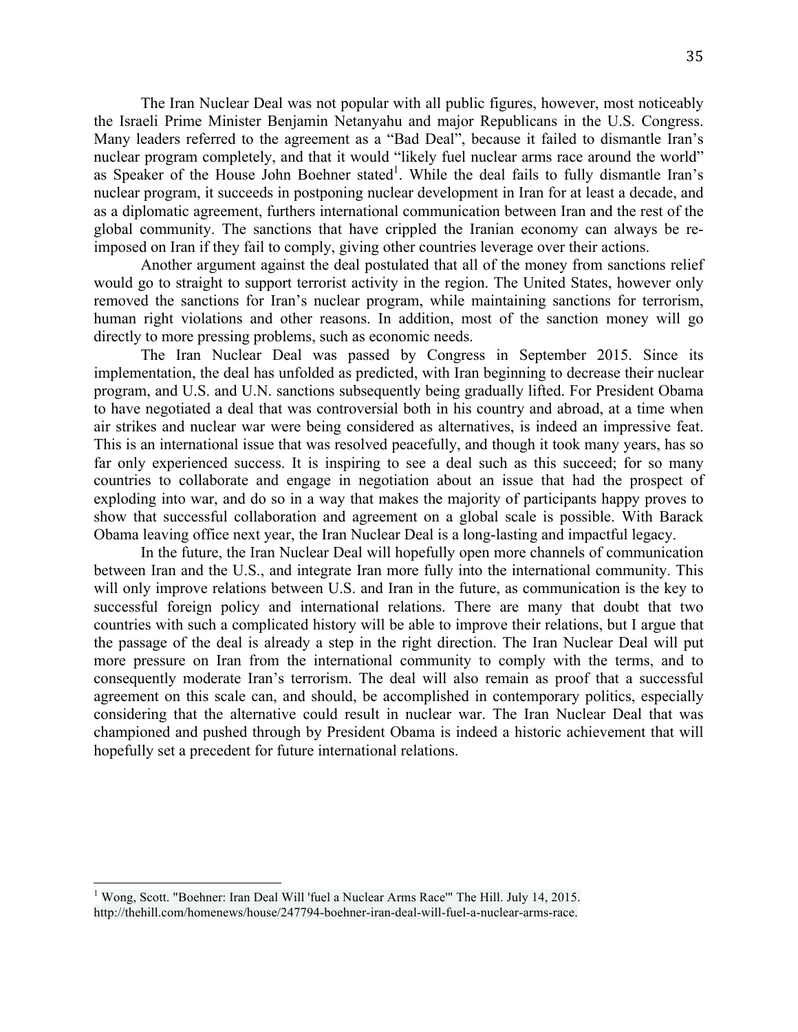The Iran Nuclear Deal was not popular with all public figures, however, most noticeably the Israeli Prime Minister Benjamin Netanyahu and major Republicans in the U.S. Congress. Many leaders referred to the agreement as a "Bad Deal", because it failed to dismantle Iran's nuclear program completely, and that it would "likely fuel nuclear arms race around the world" as Speaker of the House John Boehner stated[1]. While the deal fails to fully dismantle Iran's nuclear program, it succeeds in postponing nuclear development in Iran for at least a decade, and as a diplomatic agreement, furthers international communication between Iran and the rest of the global community. The sanctions that have crippled the Iranian economy can always be re-imposed on Iran if they fail to comply, giving other countries leverage over their actions.

Another argument against the deal postulated that all of the money from sanctions relief would go to straight to support terrorist activity in the region. The United States, however only removed the sanctions for Iran's nuclear program, while maintaining sanctions for terrorism, human right violations and other reasons. In addition, most of the sanction money will go directly to more pressing problems, such as economic needs.

The Iran Nuclear Deal was passed by Congress in September 2015. Since its implementation, the deal has unfolded as predicted, with Iran beginning to decrease their nuclear program, and U.S. and U.N. sanctions subsequently being gradually lifted. For President Obama to have negotiated a deal that was controversial both in his country and abroad, at a time when air strikes and nuclear war were being considered as alternatives, is indeed an impressive feat. This is an international issue that was resolved peacefully, and though it took many years, has so far only experienced success. It is inspiring to see a deal such as this succeed; for so many countries to collaborate and engage in negotiation about an issue that had the prospect of exploding into war, and do so in a way that makes the majority of participants happy proves to show that successful collaboration and agreement on a global scale is possible. With Barack Obama leaving office next year, the Iran Nuclear Deal is a long-lasting and impactful legacy.

In the future, the Iran Nuclear Deal will hopefully open more channels of communication between Iran and the U.S., and integrate Iran more fully into the international community. This will only improve relations between U.S. and Iran in the future, as communication is the key to successful foreign policy and international relations. There are many that doubt that two countries with such a complicated history will be able to improve their relations, but I argue that the passage of the deal is already a step in the right direction. The Iran Nuclear Deal will put more pressure on Iran from the international community to comply with the terms, and to consequently moderate Iran's terrorism. The deal will also remain as proof that a successful agreement on this scale can, and should, be accomplished in contemporary politics, especially considering that the alternative could result in nuclear war. The Iran Nuclear Deal that was championed and pushed through by President Obama is indeed a historic achievement that will hopefully set a precedent for future international relations.

---

[1] Wong, Scott. "Boehner: Iran Deal Will 'fuel a Nuclear Arms Race'" The Hill. July 14, 2015. http://thehill.com/homenews/house/247794-boehner-iran-deal-will-fuel-a-nuclear-arms-race.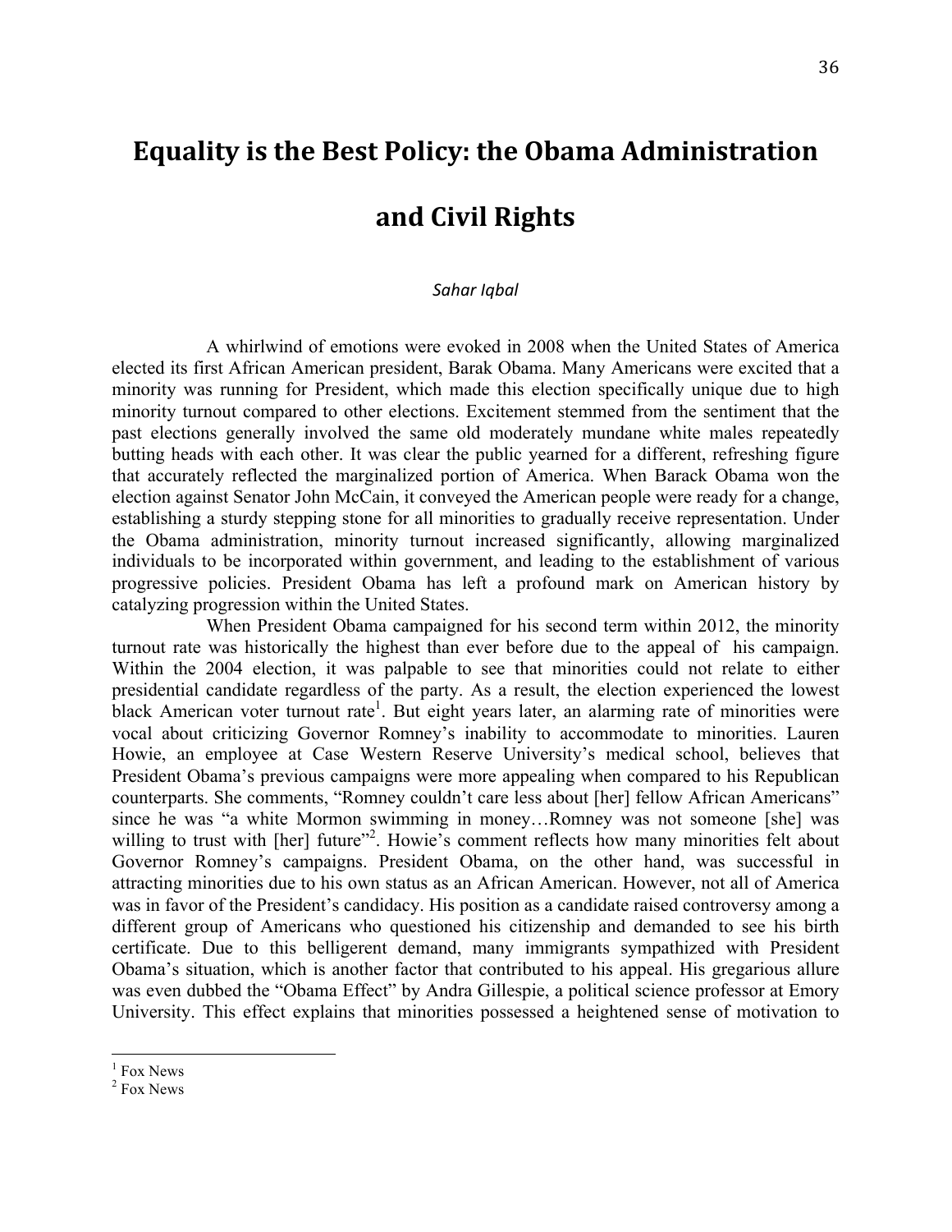# Equality is the Best Policy: the Obama Administration and Civil Rights

*Sahar Iqbal*

A whirlwind of emotions were evoked in 2008 when the United States of America elected its first African American president, Barak Obama. Many Americans were excited that a minority was running for President, which made this election specifically unique due to high minority turnout compared to other elections. Excitement stemmed from the sentiment that the past elections generally involved the same old moderately mundane white males repeatedly butting heads with each other. It was clear the public yearned for a different, refreshing figure that accurately reflected the marginalized portion of America. When Barack Obama won the election against Senator John McCain, it conveyed the American people were ready for a change, establishing a sturdy stepping stone for all minorities to gradually receive representation. Under the Obama administration, minority turnout increased significantly, allowing marginalized individuals to be incorporated within government, and leading to the establishment of various progressive policies. President Obama has left a profound mark on American history by catalyzing progression within the United States.

When President Obama campaigned for his second term within 2012, the minority turnout rate was historically the highest than ever before due to the appeal of his campaign. Within the 2004 election, it was palpable to see that minorities could not relate to either presidential candidate regardless of the party. As a result, the election experienced the lowest black American voter turnout rate[1]. But eight years later, an alarming rate of minorities were vocal about criticizing Governor Romney's inability to accommodate to minorities. Lauren Howie, an employee at Case Western Reserve University's medical school, believes that President Obama's previous campaigns were more appealing when compared to his Republican counterparts. She comments, "Romney couldn't care less about [her] fellow African Americans" since he was "a white Mormon swimming in money…Romney was not someone [she] was willing to trust with [her] future"[2]. Howie's comment reflects how many minorities felt about Governor Romney's campaigns. President Obama, on the other hand, was successful in attracting minorities due to his own status as an African American. However, not all of America was in favor of the President's candidacy. His position as a candidate raised controversy among a different group of Americans who questioned his citizenship and demanded to see his birth certificate. Due to this belligerent demand, many immigrants sympathized with President Obama's situation, which is another factor that contributed to his appeal. His gregarious allure was even dubbed the "Obama Effect" by Andra Gillespie, a political science professor at Emory University. This effect explains that minorities possessed a heightened sense of motivation to

[1] Fox News

[2] Fox News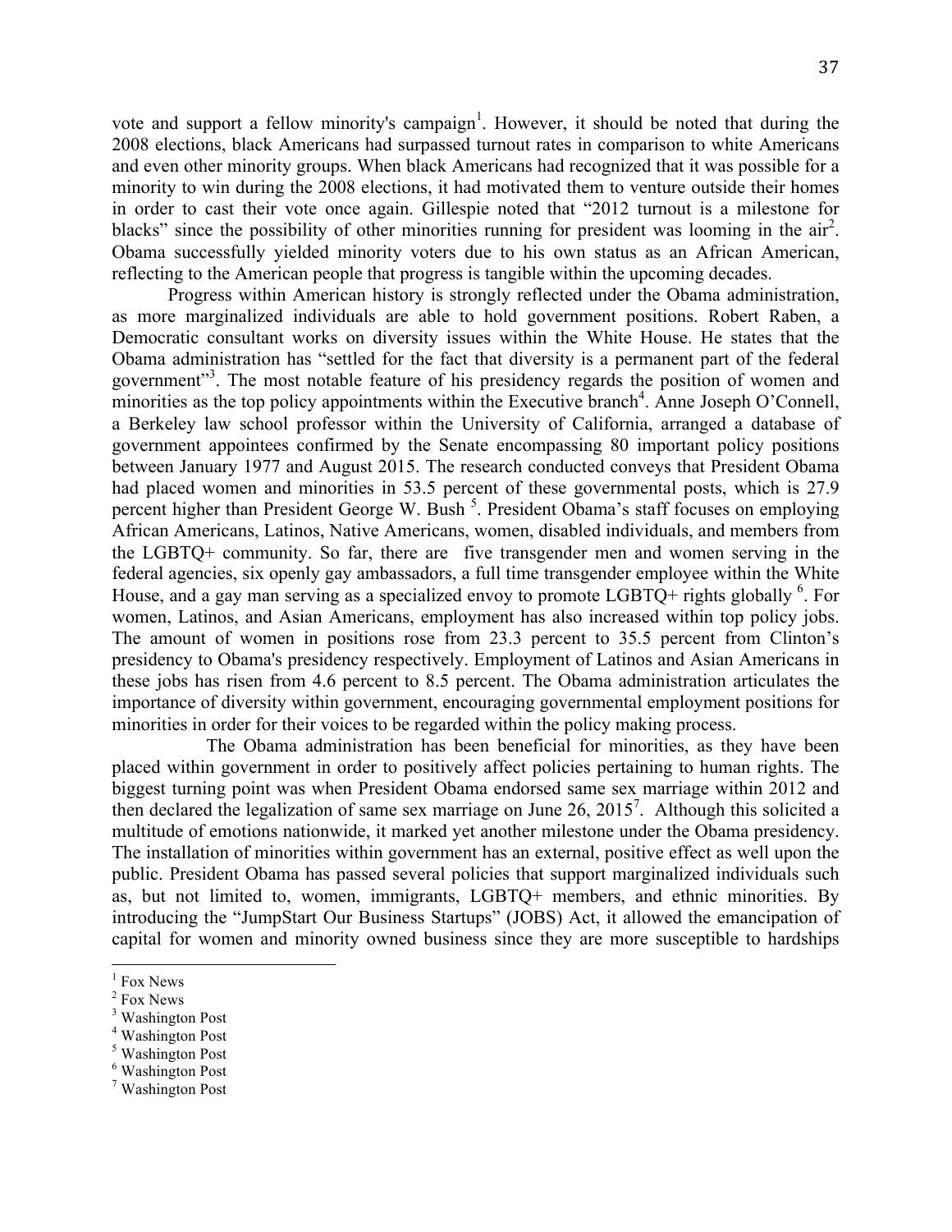vote and support a fellow minority's campaign[1]. However, it should be noted that during the 2008 elections, black Americans had surpassed turnout rates in comparison to white Americans and even other minority groups. When black Americans had recognized that it was possible for a minority to win during the 2008 elections, it had motivated them to venture outside their homes in order to cast their vote once again. Gillespie noted that "2012 turnout is a milestone for blacks" since the possibility of other minorities running for president was looming in the air[2]. Obama successfully yielded minority voters due to his own status as an African American, reflecting to the American people that progress is tangible within the upcoming decades.

Progress within American history is strongly reflected under the Obama administration, as more marginalized individuals are able to hold government positions. Robert Raben, a Democratic consultant works on diversity issues within the White House. He states that the Obama administration has "settled for the fact that diversity is a permanent part of the federal government"[3]. The most notable feature of his presidency regards the position of women and minorities as the top policy appointments within the Executive branch[4]. Anne Joseph O'Connell, a Berkeley law school professor within the University of California, arranged a database of government appointees confirmed by the Senate encompassing 80 important policy positions between January 1977 and August 2015. The research conducted conveys that President Obama had placed women and minorities in 53.5 percent of these governmental posts, which is 27.9 percent higher than President George W. Bush [5]. President Obama's staff focuses on employing African Americans, Latinos, Native Americans, women, disabled individuals, and members from the LGBTQ+ community. So far, there are five transgender men and women serving in the federal agencies, six openly gay ambassadors, a full time transgender employee within the White House, and a gay man serving as a specialized envoy to promote LGBTQ+ rights globally [6]. For women, Latinos, and Asian Americans, employment has also increased within top policy jobs. The amount of women in positions rose from 23.3 percent to 35.5 percent from Clinton's presidency to Obama's presidency respectively. Employment of Latinos and Asian Americans in these jobs has risen from 4.6 percent to 8.5 percent. The Obama administration articulates the importance of diversity within government, encouraging governmental employment positions for minorities in order for their voices to be regarded within the policy making process.

The Obama administration has been beneficial for minorities, as they have been placed within government in order to positively affect policies pertaining to human rights. The biggest turning point was when President Obama endorsed same sex marriage within 2012 and then declared the legalization of same sex marriage on June 26, 2015[7]. Although this solicited a multitude of emotions nationwide, it marked yet another milestone under the Obama presidency. The installation of minorities within government has an external, positive effect as well upon the public. President Obama has passed several policies that support marginalized individuals such as, but not limited to, women, immigrants, LGBTQ+ members, and ethnic minorities. By introducing the "JumpStart Our Business Startups" (JOBS) Act, it allowed the emancipation of capital for women and minority owned business since they are more susceptible to hardships

---

[1] Fox News
[2] Fox News
[3] Washington Post
[4] Washington Post
[5] Washington Post
[6] Washington Post
[7] Washington Post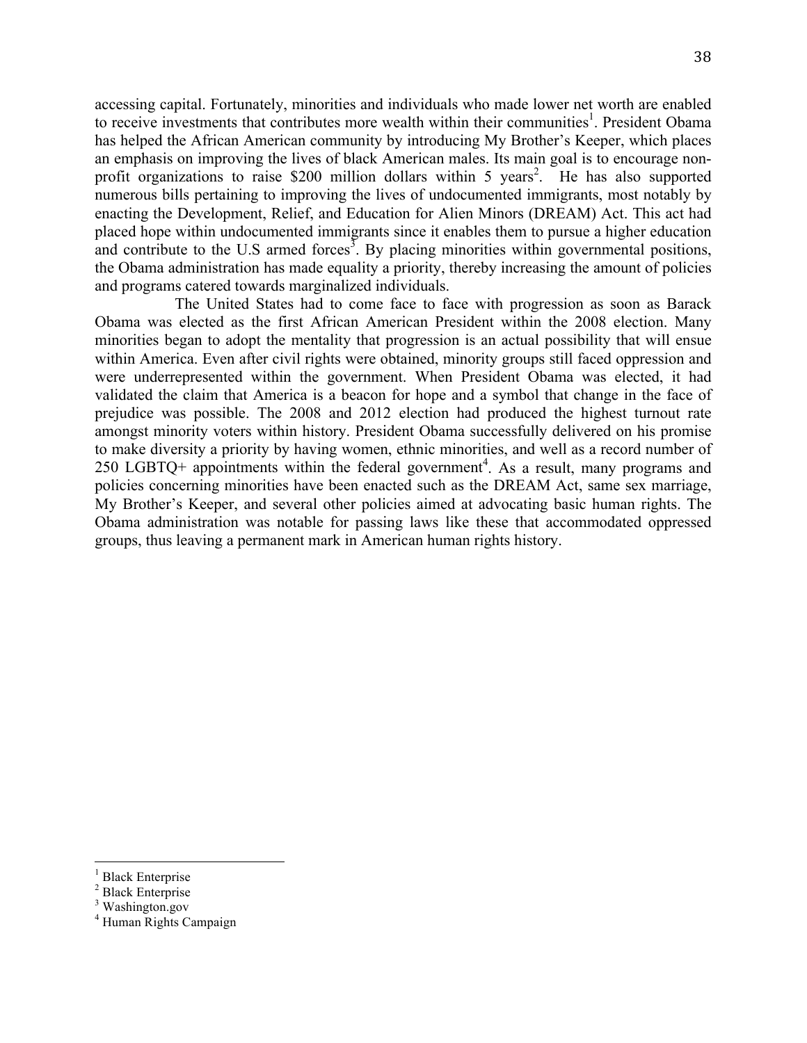accessing capital. Fortunately, minorities and individuals who made lower net worth are enabled to receive investments that contributes more wealth within their communities[1]. President Obama has helped the African American community by introducing My Brother's Keeper, which places an emphasis on improving the lives of black American males. Its main goal is to encourage non-profit organizations to raise $200 million dollars within 5 years[2]. He has also supported numerous bills pertaining to improving the lives of undocumented immigrants, most notably by enacting the Development, Relief, and Education for Alien Minors (DREAM) Act. This act had placed hope within undocumented immigrants since it enables them to pursue a higher education and contribute to the U.S armed forces[3]. By placing minorities within governmental positions, the Obama administration has made equality a priority, thereby increasing the amount of policies and programs catered towards marginalized individuals.

The United States had to come face to face with progression as soon as Barack Obama was elected as the first African American President within the 2008 election. Many minorities began to adopt the mentality that progression is an actual possibility that will ensue within America. Even after civil rights were obtained, minority groups still faced oppression and were underrepresented within the government. When President Obama was elected, it had validated the claim that America is a beacon for hope and a symbol that change in the face of prejudice was possible. The 2008 and 2012 election had produced the highest turnout rate amongst minority voters within history. President Obama successfully delivered on his promise to make diversity a priority by having women, ethnic minorities, and well as a record number of 250 LGBTQ+ appointments within the federal government[4]. As a result, many programs and policies concerning minorities have been enacted such as the DREAM Act, same sex marriage, My Brother's Keeper, and several other policies aimed at advocating basic human rights. The Obama administration was notable for passing laws like these that accommodated oppressed groups, thus leaving a permanent mark in American human rights history.

---

[1] Black Enterprise
[2] Black Enterprise
[3] Washington.gov
[4] Human Rights Campaign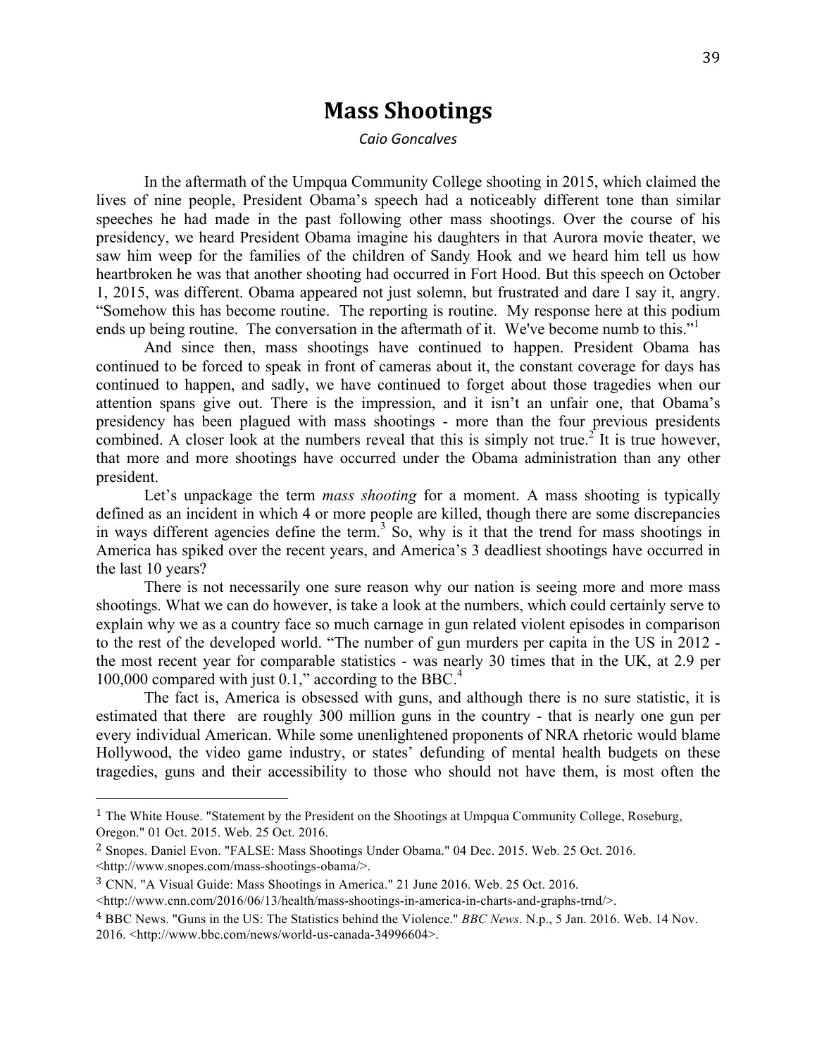# Mass Shootings

*Caio Goncalves*

In the aftermath of the Umpqua Community College shooting in 2015, which claimed the lives of nine people, President Obama's speech had a noticeably different tone than similar speeches he had made in the past following other mass shootings. Over the course of his presidency, we heard President Obama imagine his daughters in that Aurora movie theater, we saw him weep for the families of the children of Sandy Hook and we heard him tell us how heartbroken he was that another shooting had occurred in Fort Hood. But this speech on October 1, 2015, was different. Obama appeared not just solemn, but frustrated and dare I say it, angry. "Somehow this has become routine. The reporting is routine. My response here at this podium ends up being routine. The conversation in the aftermath of it. We've become numb to this."[1]

And since then, mass shootings have continued to happen. President Obama has continued to be forced to speak in front of cameras about it, the constant coverage for days has continued to happen, and sadly, we have continued to forget about those tragedies when our attention spans give out. There is the impression, and it isn't an unfair one, that Obama's presidency has been plagued with mass shootings - more than the four previous presidents combined. A closer look at the numbers reveal that this is simply not true.[2] It is true however, that more and more shootings have occurred under the Obama administration than any other president.

Let's unpackage the term *mass shooting* for a moment. A mass shooting is typically defined as an incident in which 4 or more people are killed, though there are some discrepancies in ways different agencies define the term.[3] So, why is it that the trend for mass shootings in America has spiked over the recent years, and America's 3 deadliest shootings have occurred in the last 10 years?

There is not necessarily one sure reason why our nation is seeing more and more mass shootings. What we can do however, is take a look at the numbers, which could certainly serve to explain why we as a country face so much carnage in gun related violent episodes in comparison to the rest of the developed world. "The number of gun murders per capita in the US in 2012 - the most recent year for comparable statistics - was nearly 30 times that in the UK, at 2.9 per 100,000 compared with just 0.1," according to the BBC.[4]

The fact is, America is obsessed with guns, and although there is no sure statistic, it is estimated that there are roughly 300 million guns in the country - that is nearly one gun per every individual American. While some unenlightened proponents of NRA rhetoric would blame Hollywood, the video game industry, or states' defunding of mental health budgets on these tragedies, guns and their accessibility to those who should not have them, is most often the

---

[1] The White House. "Statement by the President on the Shootings at Umpqua Community College, Roseburg, Oregon." 01 Oct. 2015. Web. 25 Oct. 2016.

[2] Snopes. Daniel Evon. "FALSE: Mass Shootings Under Obama." 04 Dec. 2015. Web. 25 Oct. 2016. <http://www.snopes.com/mass-shootings-obama/>.

[3] CNN. "A Visual Guide: Mass Shootings in America." 21 June 2016. Web. 25 Oct. 2016. <http://www.cnn.com/2016/06/13/health/mass-shootings-in-america-in-charts-and-graphs-trnd/>.

[4] BBC News. "Guns in the US: The Statistics behind the Violence." *BBC News*. N.p., 5 Jan. 2016. Web. 14 Nov. 2016. <http://www.bbc.com/news/world-us-canada-34996604>.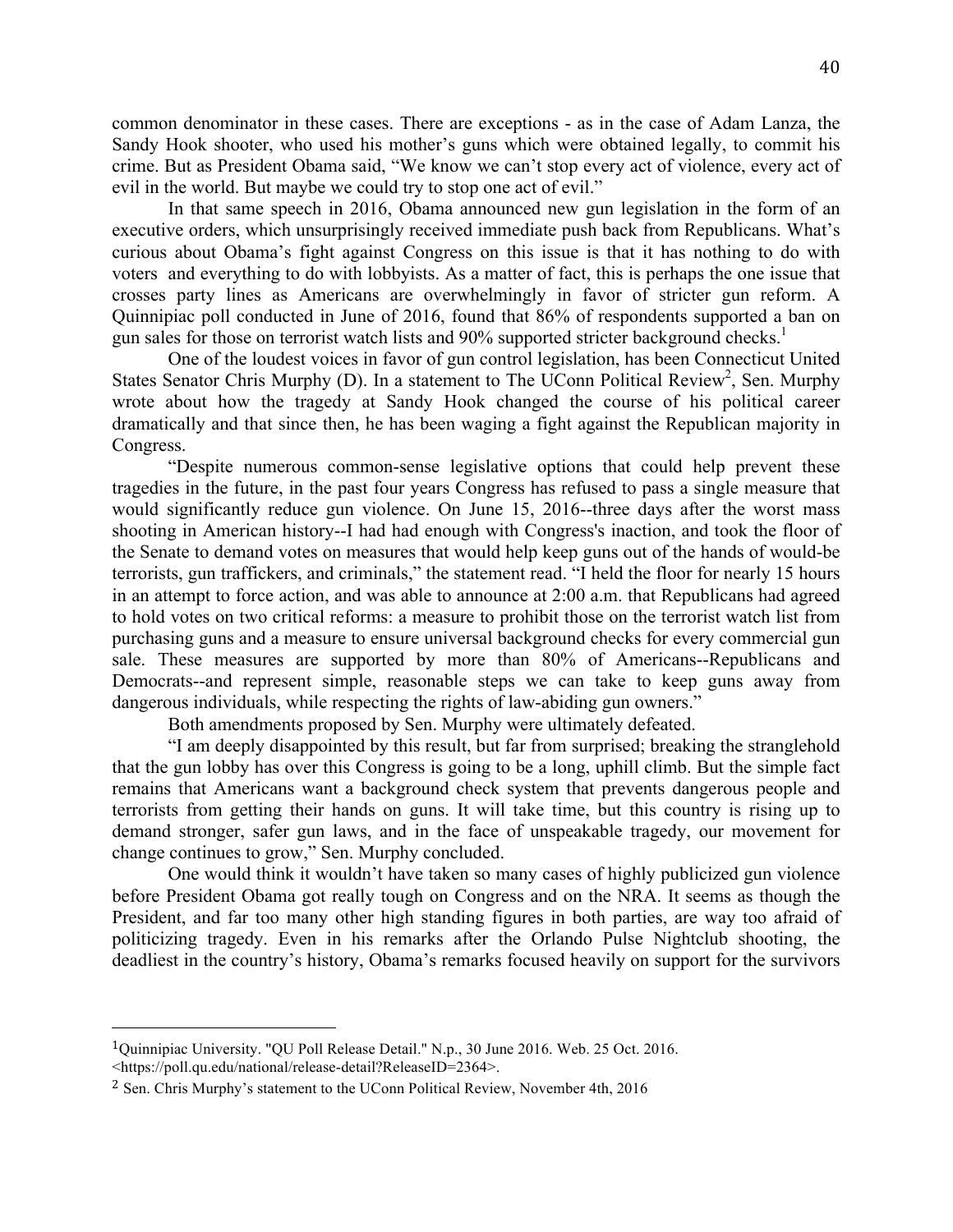common denominator in these cases. There are exceptions - as in the case of Adam Lanza, the Sandy Hook shooter, who used his mother's guns which were obtained legally, to commit his crime. But as President Obama said, "We know we can't stop every act of violence, every act of evil in the world. But maybe we could try to stop one act of evil."

In that same speech in 2016, Obama announced new gun legislation in the form of an executive orders, which unsurprisingly received immediate push back from Republicans. What's curious about Obama's fight against Congress on this issue is that it has nothing to do with voters and everything to do with lobbyists. As a matter of fact, this is perhaps the one issue that crosses party lines as Americans are overwhelmingly in favor of stricter gun reform. A Quinnipiac poll conducted in June of 2016, found that 86% of respondents supported a ban on gun sales for those on terrorist watch lists and 90% supported stricter background checks.[1]

One of the loudest voices in favor of gun control legislation, has been Connecticut United States Senator Chris Murphy (D). In a statement to The UConn Political Review[2], Sen. Murphy wrote about how the tragedy at Sandy Hook changed the course of his political career dramatically and that since then, he has been waging a fight against the Republican majority in Congress.

"Despite numerous common-sense legislative options that could help prevent these tragedies in the future, in the past four years Congress has refused to pass a single measure that would significantly reduce gun violence. On June 15, 2016--three days after the worst mass shooting in American history--I had had enough with Congress's inaction, and took the floor of the Senate to demand votes on measures that would help keep guns out of the hands of would-be terrorists, gun traffickers, and criminals," the statement read. "I held the floor for nearly 15 hours in an attempt to force action, and was able to announce at 2:00 a.m. that Republicans had agreed to hold votes on two critical reforms: a measure to prohibit those on the terrorist watch list from purchasing guns and a measure to ensure universal background checks for every commercial gun sale. These measures are supported by more than 80% of Americans--Republicans and Democrats--and represent simple, reasonable steps we can take to keep guns away from dangerous individuals, while respecting the rights of law-abiding gun owners."

Both amendments proposed by Sen. Murphy were ultimately defeated.

"I am deeply disappointed by this result, but far from surprised; breaking the stranglehold that the gun lobby has over this Congress is going to be a long, uphill climb. But the simple fact remains that Americans want a background check system that prevents dangerous people and terrorists from getting their hands on guns. It will take time, but this country is rising up to demand stronger, safer gun laws, and in the face of unspeakable tragedy, our movement for change continues to grow," Sen. Murphy concluded.

One would think it wouldn't have taken so many cases of highly publicized gun violence before President Obama got really tough on Congress and on the NRA. It seems as though the President, and far too many other high standing figures in both parties, are way too afraid of politicizing tragedy. Even in his remarks after the Orlando Pulse Nightclub shooting, the deadliest in the country's history, Obama's remarks focused heavily on support for the survivors

---

[1] Quinnipiac University. "QU Poll Release Detail." N.p., 30 June 2016. Web. 25 Oct. 2016. <https://poll.qu.edu/national/release-detail?ReleaseID=2364>.

[2] Sen. Chris Murphy's statement to the UConn Political Review, November 4th, 2016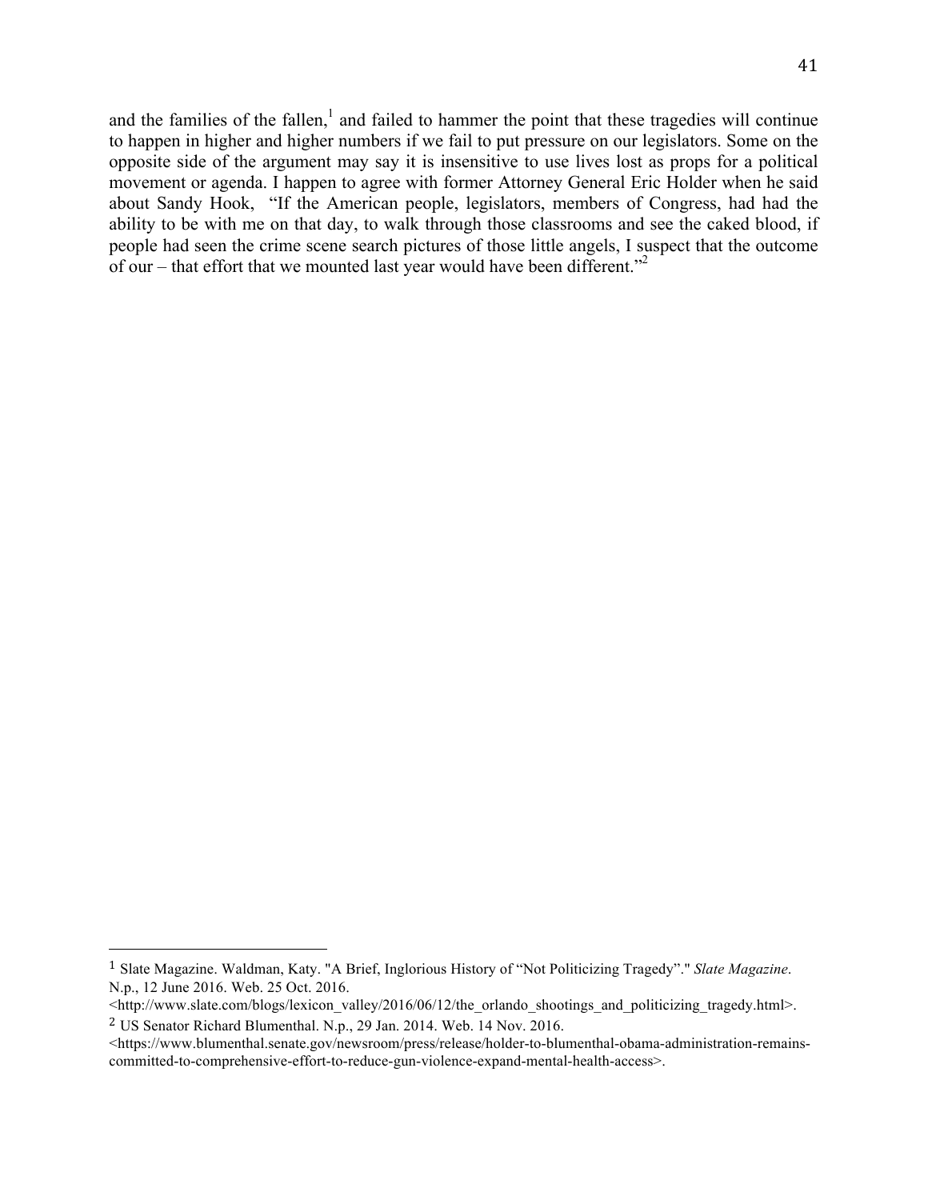and the families of the fallen,[1] and failed to hammer the point that these tragedies will continue to happen in higher and higher numbers if we fail to put pressure on our legislators. Some on the opposite side of the argument may say it is insensitive to use lives lost as props for a political movement or agenda. I happen to agree with former Attorney General Eric Holder when he said about Sandy Hook, "If the American people, legislators, members of Congress, had had the ability to be with me on that day, to walk through those classrooms and see the caked blood, if people had seen the crime scene search pictures of those little angels, I suspect that the outcome of our – that effort that we mounted last year would have been different."[2]

---

[1] Slate Magazine. Waldman, Katy. "A Brief, Inglorious History of "Not Politicizing Tragedy"." *Slate Magazine*. N.p., 12 June 2016. Web. 25 Oct. 2016. <http://www.slate.com/blogs/lexicon_valley/2016/06/12/the_orlando_shootings_and_politicizing_tragedy.html>.

[2] US Senator Richard Blumenthal. N.p., 29 Jan. 2014. Web. 14 Nov. 2016. <https://www.blumenthal.senate.gov/newsroom/press/release/holder-to-blumenthal-obama-administration-remains-committed-to-comprehensive-effort-to-reduce-gun-violence-expand-mental-health-access>.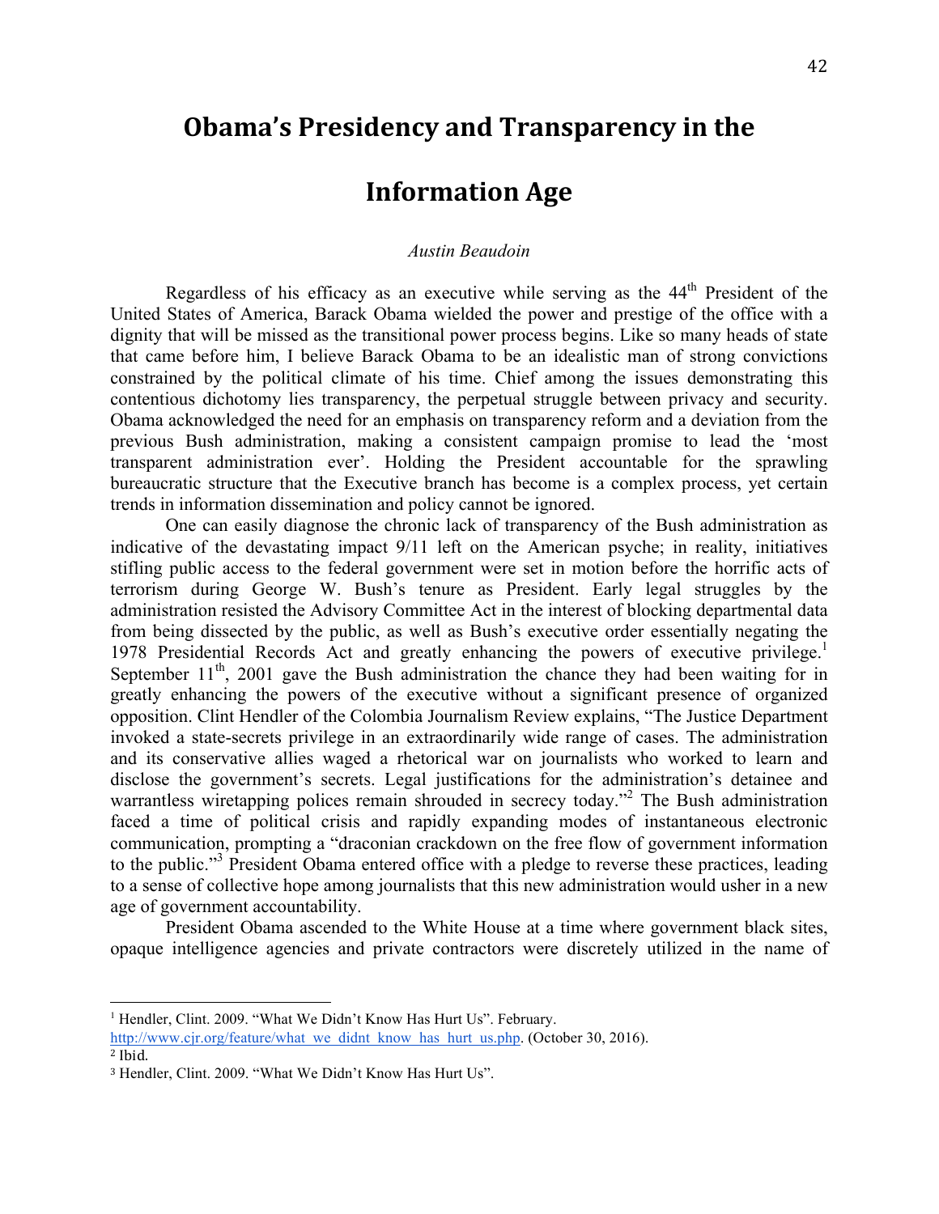# Obama's Presidency and Transparency in the Information Age

*Austin Beaudoin*

Regardless of his efficacy as an executive while serving as the 44th President of the United States of America, Barack Obama wielded the power and prestige of the office with a dignity that will be missed as the transitional power process begins. Like so many heads of state that came before him, I believe Barack Obama to be an idealistic man of strong convictions constrained by the political climate of his time. Chief among the issues demonstrating this contentious dichotomy lies transparency, the perpetual struggle between privacy and security. Obama acknowledged the need for an emphasis on transparency reform and a deviation from the previous Bush administration, making a consistent campaign promise to lead the 'most transparent administration ever'. Holding the President accountable for the sprawling bureaucratic structure that the Executive branch has become is a complex process, yet certain trends in information dissemination and policy cannot be ignored.

One can easily diagnose the chronic lack of transparency of the Bush administration as indicative of the devastating impact 9/11 left on the American psyche; in reality, initiatives stifling public access to the federal government were set in motion before the horrific acts of terrorism during George W. Bush's tenure as President. Early legal struggles by the administration resisted the Advisory Committee Act in the interest of blocking departmental data from being dissected by the public, as well as Bush's executive order essentially negating the 1978 Presidential Records Act and greatly enhancing the powers of executive privilege.[1] September 11th, 2001 gave the Bush administration the chance they had been waiting for in greatly enhancing the powers of the executive without a significant presence of organized opposition. Clint Hendler of the Colombia Journalism Review explains, "The Justice Department invoked a state-secrets privilege in an extraordinarily wide range of cases. The administration and its conservative allies waged a rhetorical war on journalists who worked to learn and disclose the government's secrets. Legal justifications for the administration's detainee and warrantless wiretapping polices remain shrouded in secrecy today."[2] The Bush administration faced a time of political crisis and rapidly expanding modes of instantaneous electronic communication, prompting a "draconian crackdown on the free flow of government information to the public."[3] President Obama entered office with a pledge to reverse these practices, leading to a sense of collective hope among journalists that this new administration would usher in a new age of government accountability.

President Obama ascended to the White House at a time where government black sites, opaque intelligence agencies and private contractors were discretely utilized in the name of

---

[1] Hendler, Clint. 2009. "What We Didn't Know Has Hurt Us". February. http://www.cjr.org/feature/what_we_didnt_know_has_hurt_us.php. (October 30, 2016).

[2] Ibid.

[3] Hendler, Clint. 2009. "What We Didn't Know Has Hurt Us".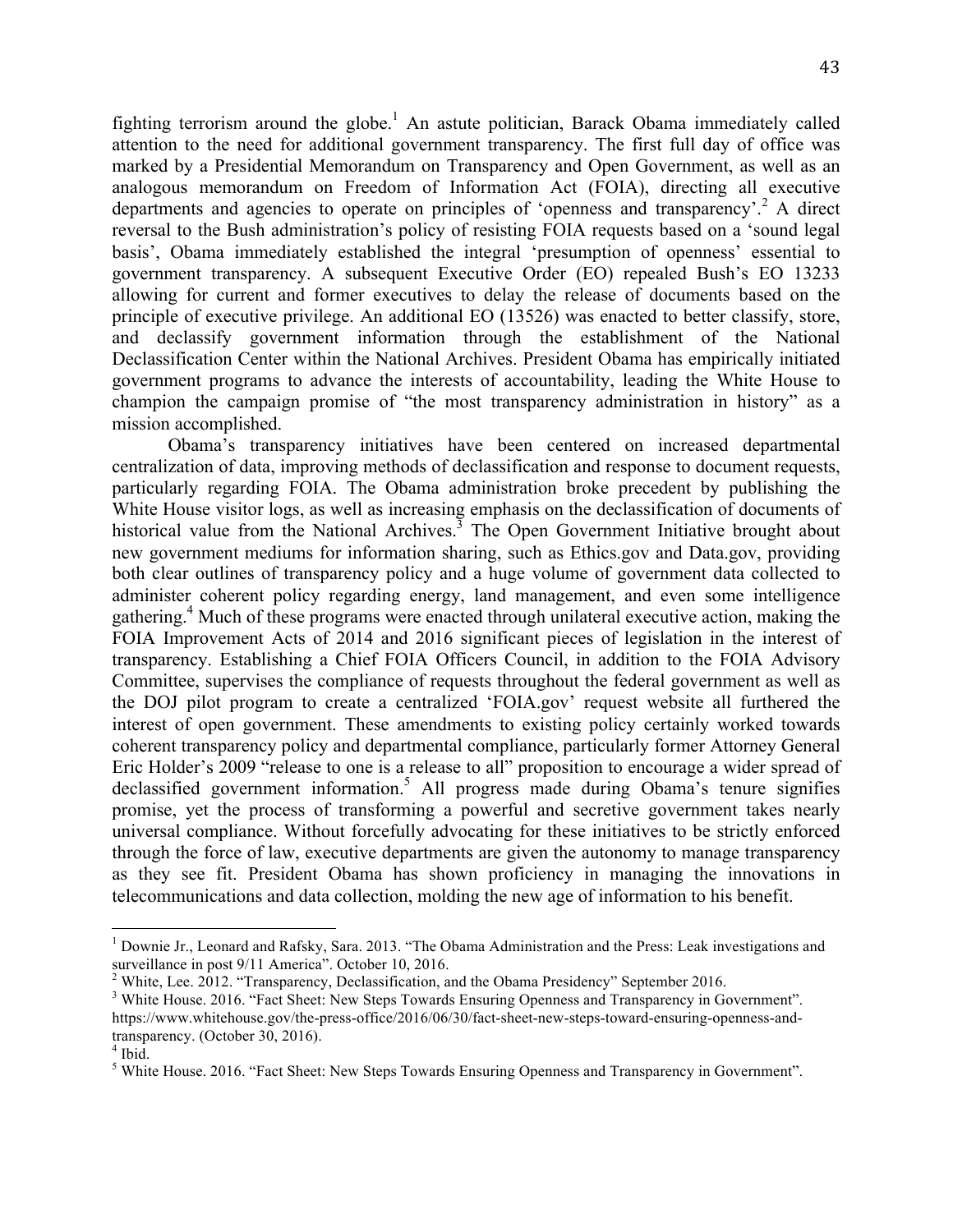fighting terrorism around the globe.[1] An astute politician, Barack Obama immediately called attention to the need for additional government transparency. The first full day of office was marked by a Presidential Memorandum on Transparency and Open Government, as well as an analogous memorandum on Freedom of Information Act (FOIA), directing all executive departments and agencies to operate on principles of 'openness and transparency'.[2] A direct reversal to the Bush administration's policy of resisting FOIA requests based on a 'sound legal basis', Obama immediately established the integral 'presumption of openness' essential to government transparency. A subsequent Executive Order (EO) repealed Bush's EO 13233 allowing for current and former executives to delay the release of documents based on the principle of executive privilege. An additional EO (13526) was enacted to better classify, store, and declassify government information through the establishment of the National Declassification Center within the National Archives. President Obama has empirically initiated government programs to advance the interests of accountability, leading the White House to champion the campaign promise of "the most transparency administration in history" as a mission accomplished.

Obama's transparency initiatives have been centered on increased departmental centralization of data, improving methods of declassification and response to document requests, particularly regarding FOIA. The Obama administration broke precedent by publishing the White House visitor logs, as well as increasing emphasis on the declassification of documents of historical value from the National Archives.[3] The Open Government Initiative brought about new government mediums for information sharing, such as Ethics.gov and Data.gov, providing both clear outlines of transparency policy and a huge volume of government data collected to administer coherent policy regarding energy, land management, and even some intelligence gathering.[4] Much of these programs were enacted through unilateral executive action, making the FOIA Improvement Acts of 2014 and 2016 significant pieces of legislation in the interest of transparency. Establishing a Chief FOIA Officers Council, in addition to the FOIA Advisory Committee, supervises the compliance of requests throughout the federal government as well as the DOJ pilot program to create a centralized 'FOIA.gov' request website all furthered the interest of open government. These amendments to existing policy certainly worked towards coherent transparency policy and departmental compliance, particularly former Attorney General Eric Holder's 2009 "release to one is a release to all" proposition to encourage a wider spread of declassified government information.[5] All progress made during Obama's tenure signifies promise, yet the process of transforming a powerful and secretive government takes nearly universal compliance. Without forcefully advocating for these initiatives to be strictly enforced through the force of law, executive departments are given the autonomy to manage transparency as they see fit. President Obama has shown proficiency in managing the innovations in telecommunications and data collection, molding the new age of information to his benefit.

---

[1] Downie Jr., Leonard and Rafsky, Sara. 2013. "The Obama Administration and the Press: Leak investigations and surveillance in post 9/11 America". October 10, 2016.

[2] White, Lee. 2012. "Transparency, Declassification, and the Obama Presidency" September 2016.

[3] White House. 2016. "Fact Sheet: New Steps Towards Ensuring Openness and Transparency in Government". https://www.whitehouse.gov/the-press-office/2016/06/30/fact-sheet-new-steps-toward-ensuring-openness-and-transparency. (October 30, 2016).

[4] Ibid.

[5] White House. 2016. "Fact Sheet: New Steps Towards Ensuring Openness and Transparency in Government".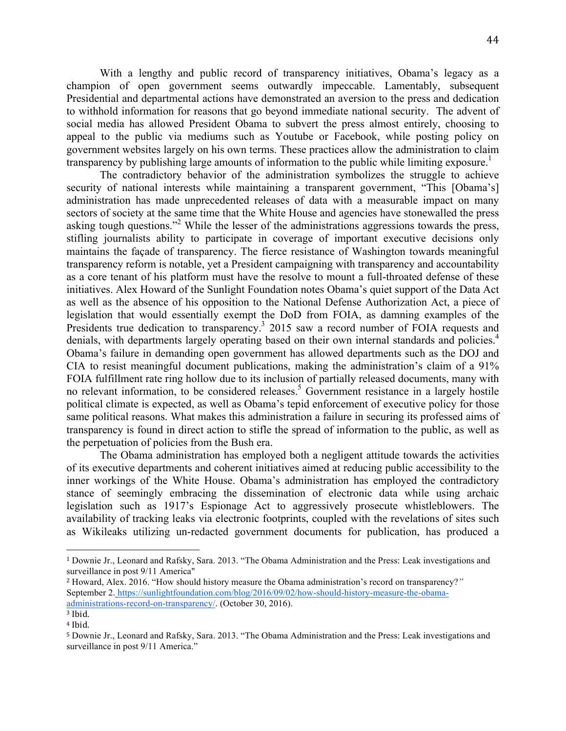With a lengthy and public record of transparency initiatives, Obama's legacy as a champion of open government seems outwardly impeccable. Lamentably, subsequent Presidential and departmental actions have demonstrated an aversion to the press and dedication to withhold information for reasons that go beyond immediate national security. The advent of social media has allowed President Obama to subvert the press almost entirely, choosing to appeal to the public via mediums such as Youtube or Facebook, while posting policy on government websites largely on his own terms. These practices allow the administration to claim transparency by publishing large amounts of information to the public while limiting exposure.[1]

The contradictory behavior of the administration symbolizes the struggle to achieve security of national interests while maintaining a transparent government, "This [Obama's] administration has made unprecedented releases of data with a measurable impact on many sectors of society at the same time that the White House and agencies have stonewalled the press asking tough questions."[2] While the lesser of the administrations aggressions towards the press, stifling journalists ability to participate in coverage of important executive decisions only maintains the façade of transparency. The fierce resistance of Washington towards meaningful transparency reform is notable, yet a President campaigning with transparency and accountability as a core tenant of his platform must have the resolve to mount a full-throated defense of these initiatives. Alex Howard of the Sunlight Foundation notes Obama's quiet support of the Data Act as well as the absence of his opposition to the National Defense Authorization Act, a piece of legislation that would essentially exempt the DoD from FOIA, as damning examples of the Presidents true dedication to transparency.[3] 2015 saw a record number of FOIA requests and denials, with departments largely operating based on their own internal standards and policies.[4] Obama's failure in demanding open government has allowed departments such as the DOJ and CIA to resist meaningful document publications, making the administration's claim of a 91% FOIA fulfillment rate ring hollow due to its inclusion of partially released documents, many with no relevant information, to be considered releases.[5] Government resistance in a largely hostile political climate is expected, as well as Obama's tepid enforcement of executive policy for those same political reasons. What makes this administration a failure in securing its professed aims of transparency is found in direct action to stifle the spread of information to the public, as well as the perpetuation of policies from the Bush era.

The Obama administration has employed both a negligent attitude towards the activities of its executive departments and coherent initiatives aimed at reducing public accessibility to the inner workings of the White House. Obama's administration has employed the contradictory stance of seemingly embracing the dissemination of electronic data while using archaic legislation such as 1917's Espionage Act to aggressively prosecute whistleblowers. The availability of tracking leaks via electronic footprints, coupled with the revelations of sites such as Wikileaks utilizing un-redacted government documents for publication, has produced a

---

[1] Downie Jr., Leonard and Rafsky, Sara. 2013. "The Obama Administration and the Press: Leak investigations and surveillance in post 9/11 America"

[2] Howard, Alex. 2016. "How should history measure the Obama administration's record on transparency?" September 2. https://sunlightfoundation.com/blog/2016/09/02/how-should-history-measure-the-obama-administrations-record-on-transparency/. (October 30, 2016).

[3] Ibid.

[4] Ibid.

[5] Downie Jr., Leonard and Rafsky, Sara. 2013. "The Obama Administration and the Press: Leak investigations and surveillance in post 9/11 America."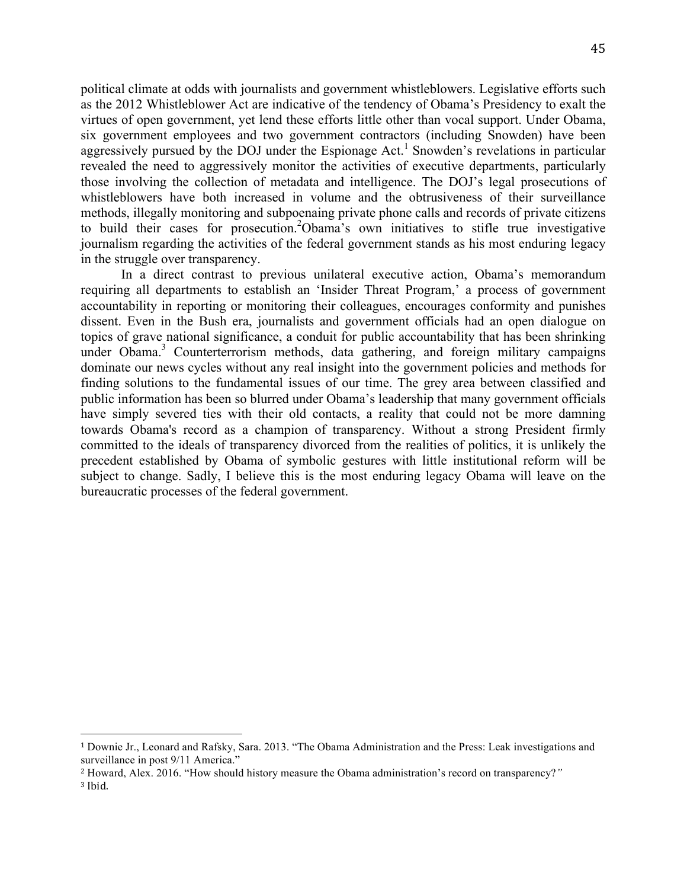political climate at odds with journalists and government whistleblowers. Legislative efforts such as the 2012 Whistleblower Act are indicative of the tendency of Obama's Presidency to exalt the virtues of open government, yet lend these efforts little other than vocal support. Under Obama, six government employees and two government contractors (including Snowden) have been aggressively pursued by the DOJ under the Espionage Act.[1] Snowden's revelations in particular revealed the need to aggressively monitor the activities of executive departments, particularly those involving the collection of metadata and intelligence. The DOJ's legal prosecutions of whistleblowers have both increased in volume and the obtrusiveness of their surveillance methods, illegally monitoring and subpoenaing private phone calls and records of private citizens to build their cases for prosecution.[2]Obama's own initiatives to stifle true investigative journalism regarding the activities of the federal government stands as his most enduring legacy in the struggle over transparency.

In a direct contrast to previous unilateral executive action, Obama's memorandum requiring all departments to establish an 'Insider Threat Program,' a process of government accountability in reporting or monitoring their colleagues, encourages conformity and punishes dissent. Even in the Bush era, journalists and government officials had an open dialogue on topics of grave national significance, a conduit for public accountability that has been shrinking under Obama.[3] Counterterrorism methods, data gathering, and foreign military campaigns dominate our news cycles without any real insight into the government policies and methods for finding solutions to the fundamental issues of our time. The grey area between classified and public information has been so blurred under Obama's leadership that many government officials have simply severed ties with their old contacts, a reality that could not be more damning towards Obama's record as a champion of transparency. Without a strong President firmly committed to the ideals of transparency divorced from the realities of politics, it is unlikely the precedent established by Obama of symbolic gestures with little institutional reform will be subject to change. Sadly, I believe this is the most enduring legacy Obama will leave on the bureaucratic processes of the federal government.

---

[1] Downie Jr., Leonard and Rafsky, Sara. 2013. "The Obama Administration and the Press: Leak investigations and surveillance in post 9/11 America."

[2] Howard, Alex. 2016. "How should history measure the Obama administration's record on transparency?"

[3] Ibid.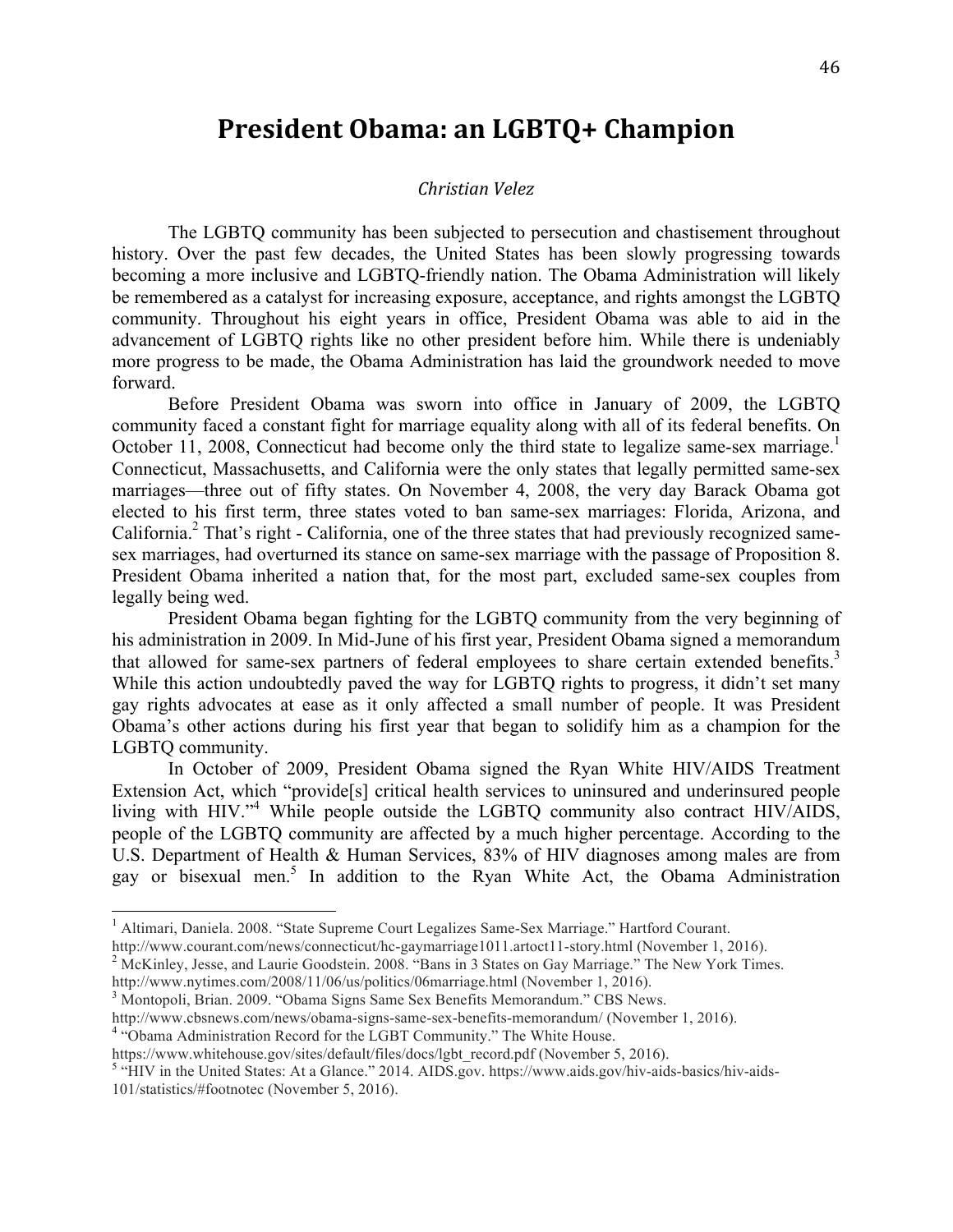# President Obama: an LGBTQ+ Champion

*Christian Velez*

The LGBTQ community has been subjected to persecution and chastisement throughout history. Over the past few decades, the United States has been slowly progressing towards becoming a more inclusive and LGBTQ-friendly nation. The Obama Administration will likely be remembered as a catalyst for increasing exposure, acceptance, and rights amongst the LGBTQ community. Throughout his eight years in office, President Obama was able to aid in the advancement of LGBTQ rights like no other president before him. While there is undeniably more progress to be made, the Obama Administration has laid the groundwork needed to move forward.

Before President Obama was sworn into office in January of 2009, the LGBTQ community faced a constant fight for marriage equality along with all of its federal benefits. On October 11, 2008, Connecticut had become only the third state to legalize same-sex marriage.[1] Connecticut, Massachusetts, and California were the only states that legally permitted same-sex marriages—three out of fifty states. On November 4, 2008, the very day Barack Obama got elected to his first term, three states voted to ban same-sex marriages: Florida, Arizona, and California.[2] That's right - California, one of the three states that had previously recognized same-sex marriages, had overturned its stance on same-sex marriage with the passage of Proposition 8. President Obama inherited a nation that, for the most part, excluded same-sex couples from legally being wed.

President Obama began fighting for the LGBTQ community from the very beginning of his administration in 2009. In Mid-June of his first year, President Obama signed a memorandum that allowed for same-sex partners of federal employees to share certain extended benefits.[3] While this action undoubtedly paved the way for LGBTQ rights to progress, it didn't set many gay rights advocates at ease as it only affected a small number of people. It was President Obama's other actions during his first year that began to solidify him as a champion for the LGBTQ community.

In October of 2009, President Obama signed the Ryan White HIV/AIDS Treatment Extension Act, which "provide[s] critical health services to uninsured and underinsured people living with HIV."[4] While people outside the LGBTQ community also contract HIV/AIDS, people of the LGBTQ community are affected by a much higher percentage. According to the U.S. Department of Health & Human Services, 83% of HIV diagnoses among males are from gay or bisexual men.[5] In addition to the Ryan White Act, the Obama Administration

---

[1] Altimari, Daniela. 2008. "State Supreme Court Legalizes Same-Sex Marriage." Hartford Courant. http://www.courant.com/news/connecticut/hc-gaymarriage1011.artoct11-story.html (November 1, 2016).

[2] McKinley, Jesse, and Laurie Goodstein. 2008. "Bans in 3 States on Gay Marriage." The New York Times. http://www.nytimes.com/2008/11/06/us/politics/06marriage.html (November 1, 2016).

[3] Montopoli, Brian. 2009. "Obama Signs Same Sex Benefits Memorandum." CBS News. http://www.cbsnews.com/news/obama-signs-same-sex-benefits-memorandum/ (November 1, 2016).

[4] "Obama Administration Record for the LGBT Community." The White House. https://www.whitehouse.gov/sites/default/files/docs/lgbt_record.pdf (November 5, 2016).

[5] "HIV in the United States: At a Glance." 2014. AIDS.gov. https://www.aids.gov/hiv-aids-basics/hiv-aids-101/statistics/#footnotec (November 5, 2016).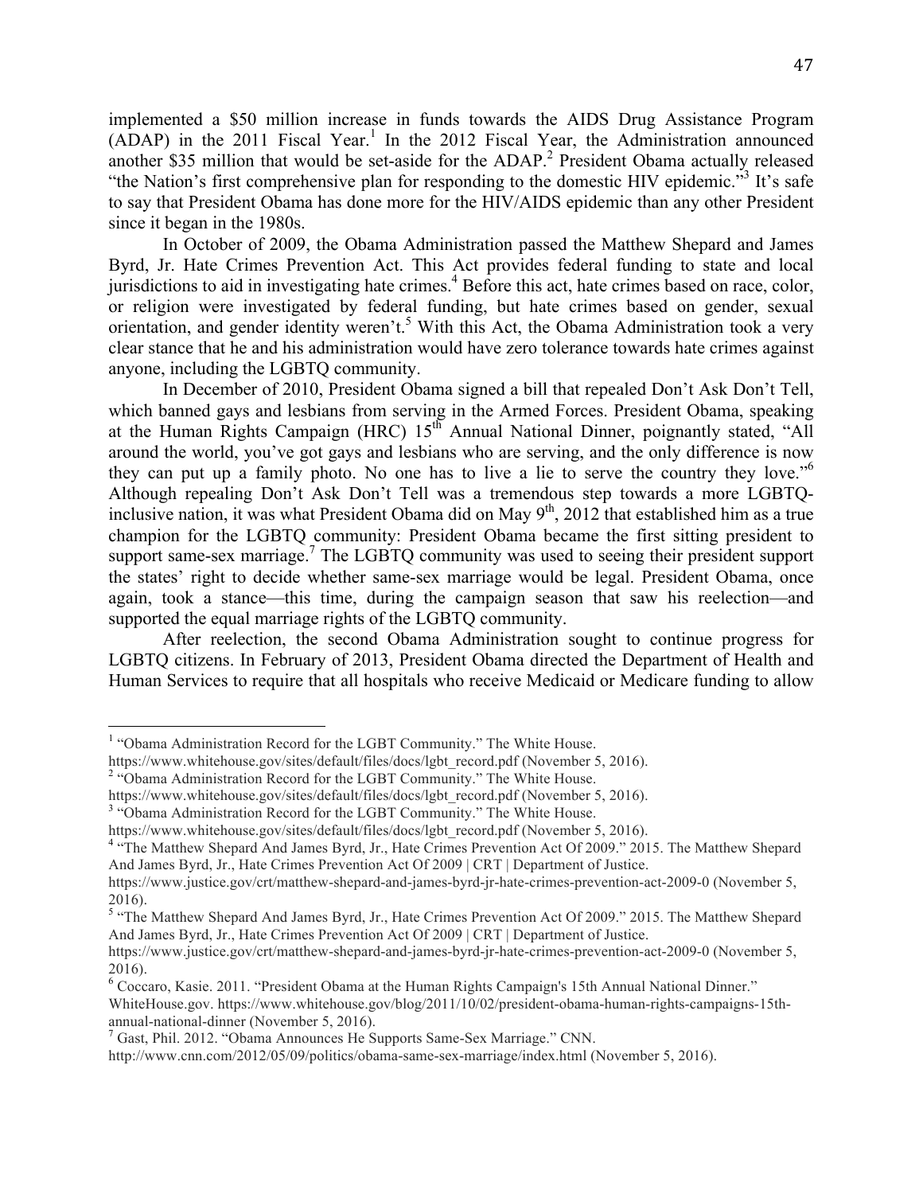implemented a $50 million increase in funds towards the AIDS Drug Assistance Program (ADAP) in the 2011 Fiscal Year.[1] In the 2012 Fiscal Year, the Administration announced another $35 million that would be set-aside for the ADAP.[2] President Obama actually released "the Nation's first comprehensive plan for responding to the domestic HIV epidemic."[3] It's safe to say that President Obama has done more for the HIV/AIDS epidemic than any other President since it began in the 1980s.

In October of 2009, the Obama Administration passed the Matthew Shepard and James Byrd, Jr. Hate Crimes Prevention Act. This Act provides federal funding to state and local jurisdictions to aid in investigating hate crimes.[4] Before this act, hate crimes based on race, color, or religion were investigated by federal funding, but hate crimes based on gender, sexual orientation, and gender identity weren't.[5] With this Act, the Obama Administration took a very clear stance that he and his administration would have zero tolerance towards hate crimes against anyone, including the LGBTQ community.

In December of 2010, President Obama signed a bill that repealed Don't Ask Don't Tell, which banned gays and lesbians from serving in the Armed Forces. President Obama, speaking at the Human Rights Campaign (HRC) 15th Annual National Dinner, poignantly stated, "All around the world, you've got gays and lesbians who are serving, and the only difference is now they can put up a family photo. No one has to live a lie to serve the country they love."[6] Although repealing Don't Ask Don't Tell was a tremendous step towards a more LGBTQ-inclusive nation, it was what President Obama did on May 9th, 2012 that established him as a true champion for the LGBTQ community: President Obama became the first sitting president to support same-sex marriage.[7] The LGBTQ community was used to seeing their president support the states' right to decide whether same-sex marriage would be legal. President Obama, once again, took a stance—this time, during the campaign season that saw his reelection—and supported the equal marriage rights of the LGBTQ community.

After reelection, the second Obama Administration sought to continue progress for LGBTQ citizens. In February of 2013, President Obama directed the Department of Health and Human Services to require that all hospitals who receive Medicaid or Medicare funding to allow

---

[1] "Obama Administration Record for the LGBT Community." The White House. https://www.whitehouse.gov/sites/default/files/docs/lgbt_record.pdf (November 5, 2016).

[2] "Obama Administration Record for the LGBT Community." The White House. https://www.whitehouse.gov/sites/default/files/docs/lgbt_record.pdf (November 5, 2016).

[3] "Obama Administration Record for the LGBT Community." The White House. https://www.whitehouse.gov/sites/default/files/docs/lgbt_record.pdf (November 5, 2016).

[4] "The Matthew Shepard And James Byrd, Jr., Hate Crimes Prevention Act Of 2009." 2015. The Matthew Shepard And James Byrd, Jr., Hate Crimes Prevention Act Of 2009 | CRT | Department of Justice. https://www.justice.gov/crt/matthew-shepard-and-james-byrd-jr-hate-crimes-prevention-act-2009-0 (November 5, 2016).

[5] "The Matthew Shepard And James Byrd, Jr., Hate Crimes Prevention Act Of 2009." 2015. The Matthew Shepard And James Byrd, Jr., Hate Crimes Prevention Act Of 2009 | CRT | Department of Justice. https://www.justice.gov/crt/matthew-shepard-and-james-byrd-jr-hate-crimes-prevention-act-2009-0 (November 5, 2016).

[6] Coccaro, Kasie. 2011. "President Obama at the Human Rights Campaign's 15th Annual National Dinner." WhiteHouse.gov. https://www.whitehouse.gov/blog/2011/10/02/president-obama-human-rights-campaigns-15th-annual-national-dinner (November 5, 2016).

[7] Gast, Phil. 2012. "Obama Announces He Supports Same-Sex Marriage." CNN. http://www.cnn.com/2012/05/09/politics/obama-same-sex-marriage/index.html (November 5, 2016).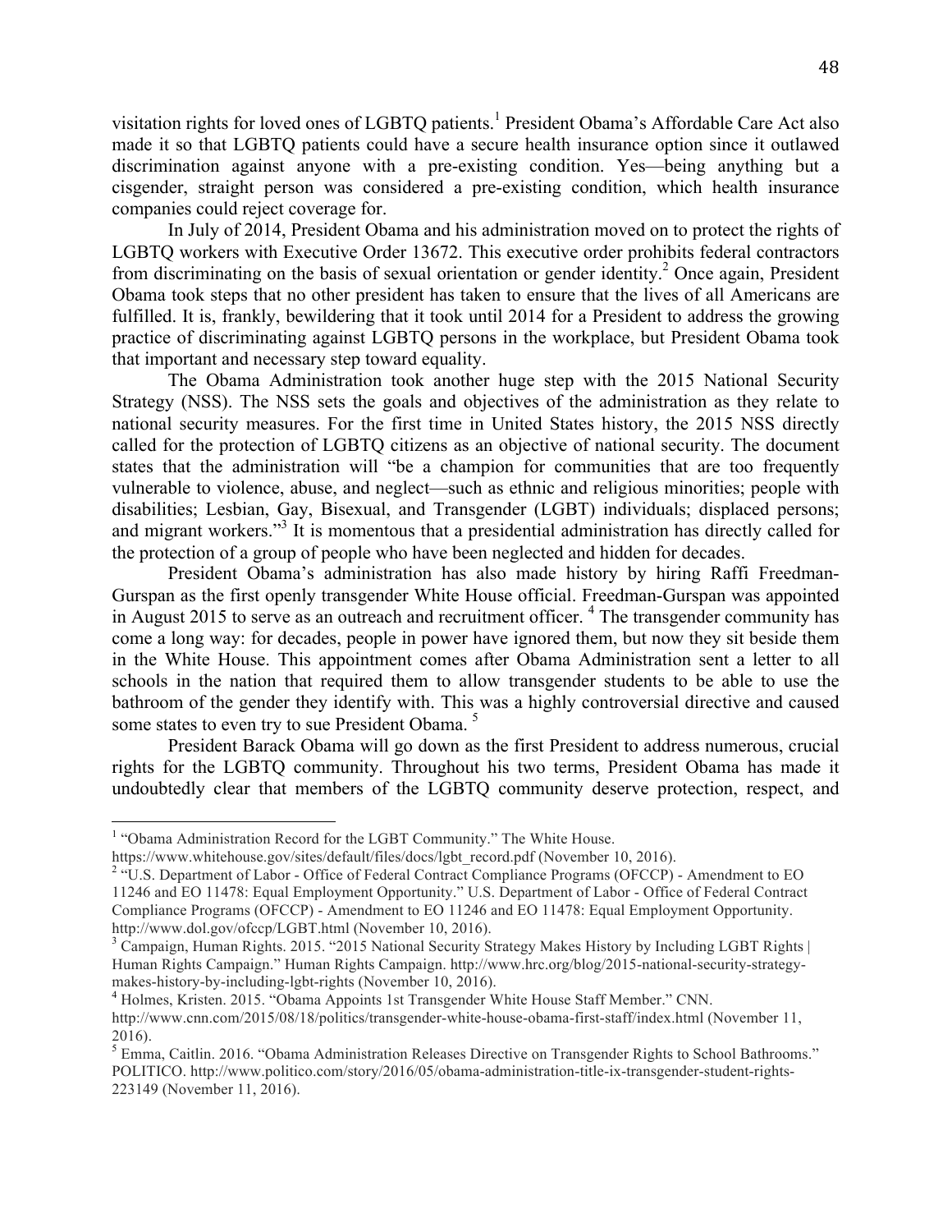visitation rights for loved ones of LGBTQ patients.[1] President Obama's Affordable Care Act also made it so that LGBTQ patients could have a secure health insurance option since it outlawed discrimination against anyone with a pre-existing condition. Yes—being anything but a cisgender, straight person was considered a pre-existing condition, which health insurance companies could reject coverage for.

In July of 2014, President Obama and his administration moved on to protect the rights of LGBTQ workers with Executive Order 13672. This executive order prohibits federal contractors from discriminating on the basis of sexual orientation or gender identity.[2] Once again, President Obama took steps that no other president has taken to ensure that the lives of all Americans are fulfilled. It is, frankly, bewildering that it took until 2014 for a President to address the growing practice of discriminating against LGBTQ persons in the workplace, but President Obama took that important and necessary step toward equality.

The Obama Administration took another huge step with the 2015 National Security Strategy (NSS). The NSS sets the goals and objectives of the administration as they relate to national security measures. For the first time in United States history, the 2015 NSS directly called for the protection of LGBTQ citizens as an objective of national security. The document states that the administration will "be a champion for communities that are too frequently vulnerable to violence, abuse, and neglect—such as ethnic and religious minorities; people with disabilities; Lesbian, Gay, Bisexual, and Transgender (LGBT) individuals; displaced persons; and migrant workers."[3] It is momentous that a presidential administration has directly called for the protection of a group of people who have been neglected and hidden for decades.

President Obama's administration has also made history by hiring Raffi Freedman-Gurspan as the first openly transgender White House official. Freedman-Gurspan was appointed in August 2015 to serve as an outreach and recruitment officer. [4] The transgender community has come a long way: for decades, people in power have ignored them, but now they sit beside them in the White House. This appointment comes after Obama Administration sent a letter to all schools in the nation that required them to allow transgender students to be able to use the bathroom of the gender they identify with. This was a highly controversial directive and caused some states to even try to sue President Obama. [5]

President Barack Obama will go down as the first President to address numerous, crucial rights for the LGBTQ community. Throughout his two terms, President Obama has made it undoubtedly clear that members of the LGBTQ community deserve protection, respect, and

---

[1] "Obama Administration Record for the LGBT Community." The White House. https://www.whitehouse.gov/sites/default/files/docs/lgbt_record.pdf (November 10, 2016).

[2] "U.S. Department of Labor - Office of Federal Contract Compliance Programs (OFCCP) - Amendment to EO 11246 and EO 11478: Equal Employment Opportunity." U.S. Department of Labor - Office of Federal Contract Compliance Programs (OFCCP) - Amendment to EO 11246 and EO 11478: Equal Employment Opportunity. http://www.dol.gov/ofccp/LGBT.html (November 10, 2016).

[3] Campaign, Human Rights. 2015. "2015 National Security Strategy Makes History by Including LGBT Rights | Human Rights Campaign." Human Rights Campaign. http://www.hrc.org/blog/2015-national-security-strategy-makes-history-by-including-lgbt-rights (November 10, 2016).

[4] Holmes, Kristen. 2015. "Obama Appoints 1st Transgender White House Staff Member." CNN. http://www.cnn.com/2015/08/18/politics/transgender-white-house-obama-first-staff/index.html (November 11, 2016).

[5] Emma, Caitlin. 2016. "Obama Administration Releases Directive on Transgender Rights to School Bathrooms." POLITICO. http://www.politico.com/story/2016/05/obama-administration-title-ix-transgender-student-rights-223149 (November 11, 2016).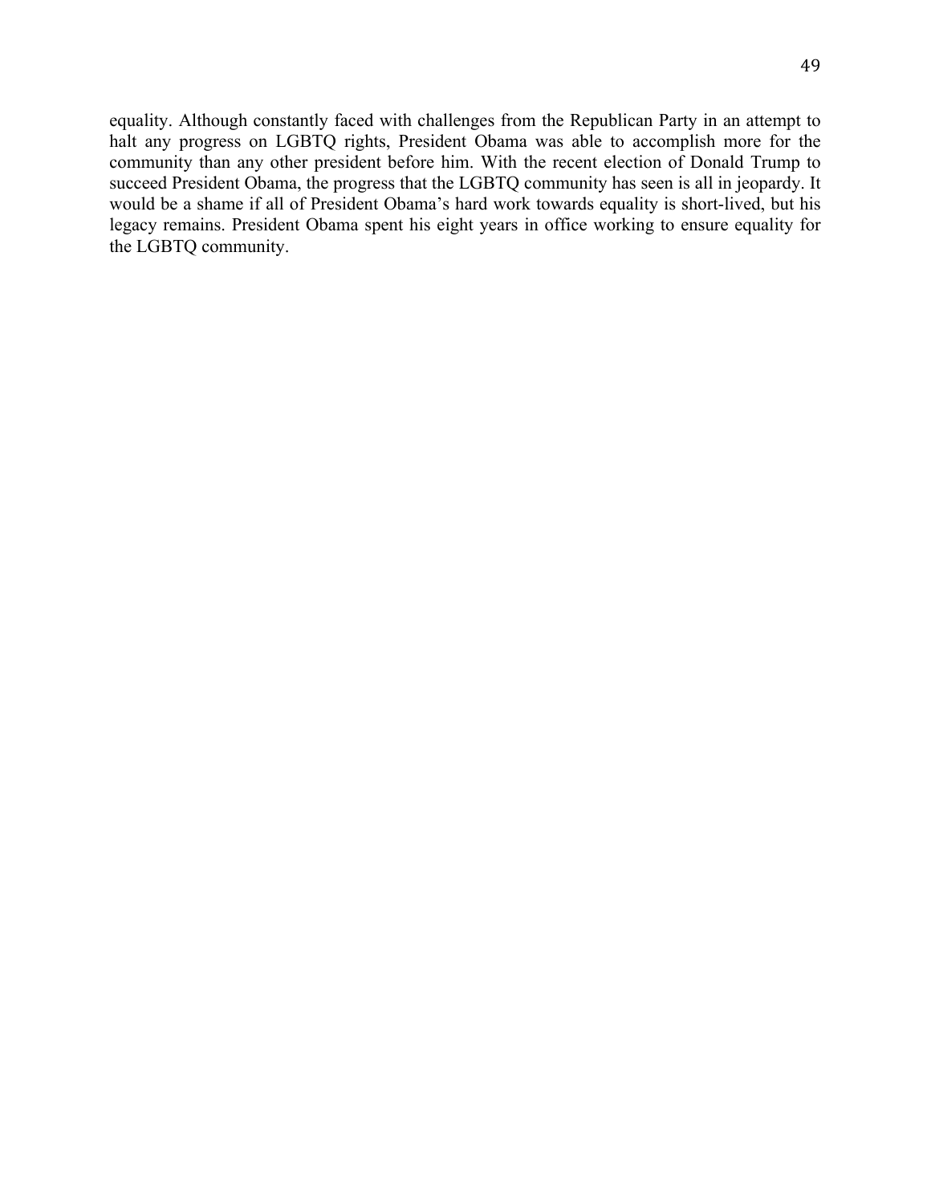equality. Although constantly faced with challenges from the Republican Party in an attempt to halt any progress on LGBTQ rights, President Obama was able to accomplish more for the community than any other president before him. With the recent election of Donald Trump to succeed President Obama, the progress that the LGBTQ community has seen is all in jeopardy. It would be a shame if all of President Obama's hard work towards equality is short-lived, but his legacy remains. President Obama spent his eight years in office working to ensure equality for the LGBTQ community.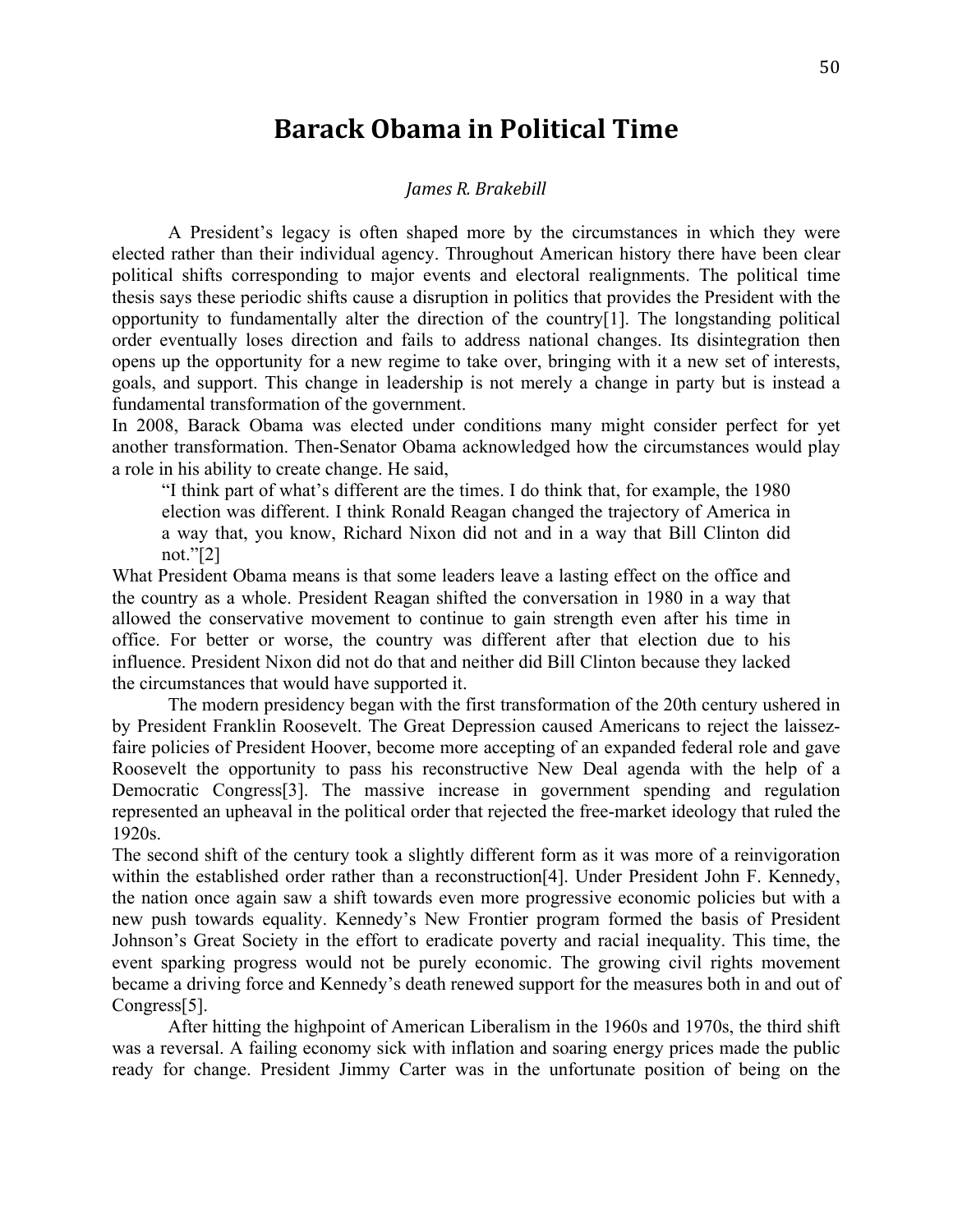# Barack Obama in Political Time

*James R. Brakebill*

A President's legacy is often shaped more by the circumstances in which they were elected rather than their individual agency. Throughout American history there have been clear political shifts corresponding to major events and electoral realignments. The political time thesis says these periodic shifts cause a disruption in politics that provides the President with the opportunity to fundamentally alter the direction of the country[1]. The longstanding political order eventually loses direction and fails to address national changes. Its disintegration then opens up the opportunity for a new regime to take over, bringing with it a new set of interests, goals, and support. This change in leadership is not merely a change in party but is instead a fundamental transformation of the government.

In 2008, Barack Obama was elected under conditions many might consider perfect for yet another transformation. Then-Senator Obama acknowledged how the circumstances would play a role in his ability to create change. He said,

> "I think part of what's different are the times. I do think that, for example, the 1980 election was different. I think Ronald Reagan changed the trajectory of America in a way that, you know, Richard Nixon did not and in a way that Bill Clinton did not."[2]

What President Obama means is that some leaders leave a lasting effect on the office and the country as a whole. President Reagan shifted the conversation in 1980 in a way that allowed the conservative movement to continue to gain strength even after his time in office. For better or worse, the country was different after that election due to his influence. President Nixon did not do that and neither did Bill Clinton because they lacked the circumstances that would have supported it.

The modern presidency began with the first transformation of the 20th century ushered in by President Franklin Roosevelt. The Great Depression caused Americans to reject the laissez-faire policies of President Hoover, become more accepting of an expanded federal role and gave Roosevelt the opportunity to pass his reconstructive New Deal agenda with the help of a Democratic Congress[3]. The massive increase in government spending and regulation represented an upheaval in the political order that rejected the free-market ideology that ruled the 1920s.

The second shift of the century took a slightly different form as it was more of a reinvigoration within the established order rather than a reconstruction[4]. Under President John F. Kennedy, the nation once again saw a shift towards even more progressive economic policies but with a new push towards equality. Kennedy's New Frontier program formed the basis of President Johnson's Great Society in the effort to eradicate poverty and racial inequality. This time, the event sparking progress would not be purely economic. The growing civil rights movement became a driving force and Kennedy's death renewed support for the measures both in and out of Congress[5].

After hitting the highpoint of American Liberalism in the 1960s and 1970s, the third shift was a reversal. A failing economy sick with inflation and soaring energy prices made the public ready for change. President Jimmy Carter was in the unfortunate position of being on the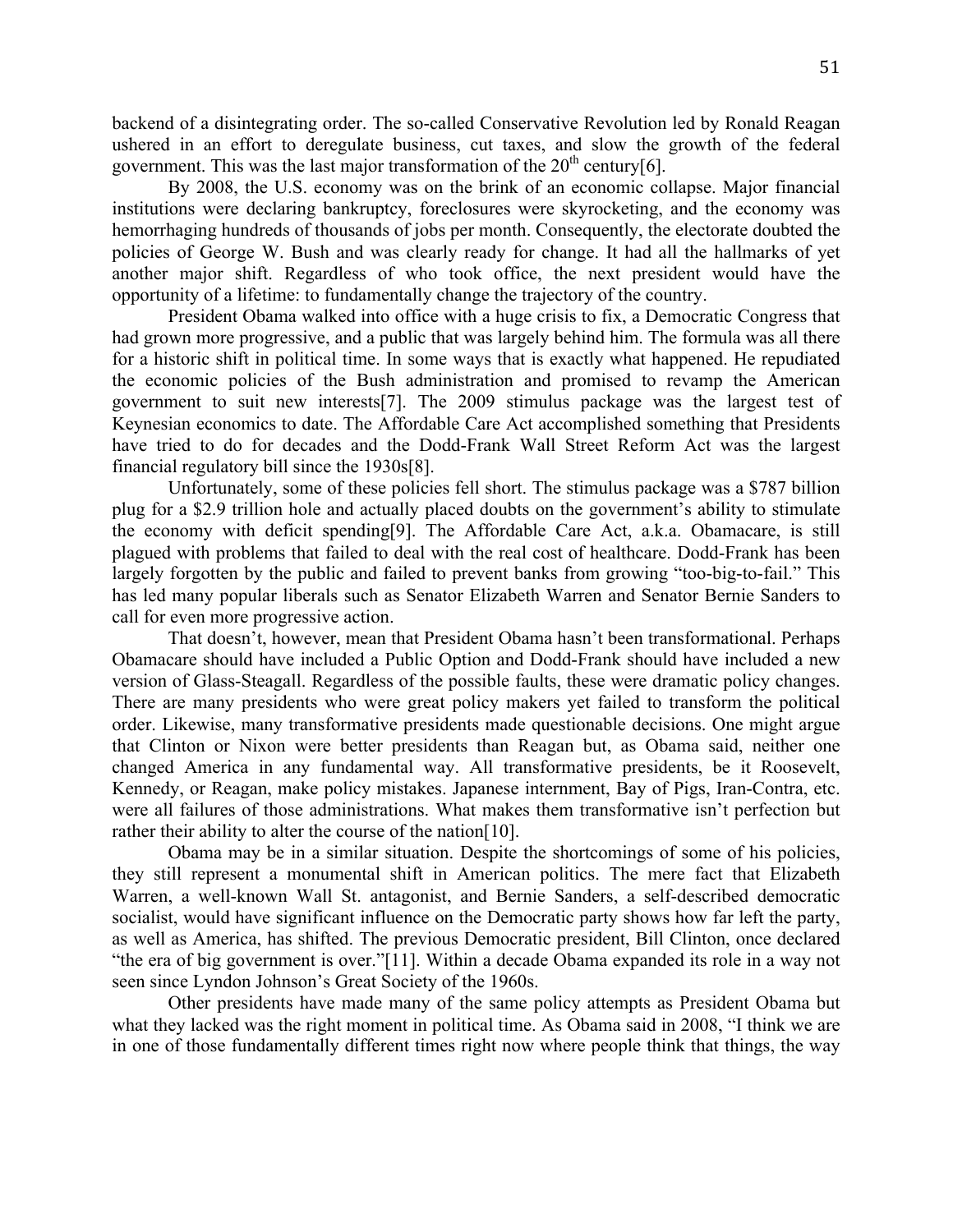backend of a disintegrating order. The so-called Conservative Revolution led by Ronald Reagan ushered in an effort to deregulate business, cut taxes, and slow the growth of the federal government. This was the last major transformation of the 20th century[6].

By 2008, the U.S. economy was on the brink of an economic collapse. Major financial institutions were declaring bankruptcy, foreclosures were skyrocketing, and the economy was hemorrhaging hundreds of thousands of jobs per month. Consequently, the electorate doubted the policies of George W. Bush and was clearly ready for change. It had all the hallmarks of yet another major shift. Regardless of who took office, the next president would have the opportunity of a lifetime: to fundamentally change the trajectory of the country.

President Obama walked into office with a huge crisis to fix, a Democratic Congress that had grown more progressive, and a public that was largely behind him. The formula was all there for a historic shift in political time. In some ways that is exactly what happened. He repudiated the economic policies of the Bush administration and promised to revamp the American government to suit new interests[7]. The 2009 stimulus package was the largest test of Keynesian economics to date. The Affordable Care Act accomplished something that Presidents have tried to do for decades and the Dodd-Frank Wall Street Reform Act was the largest financial regulatory bill since the 1930s[8].

Unfortunately, some of these policies fell short. The stimulus package was a $787 billion plug for a $2.9 trillion hole and actually placed doubts on the government's ability to stimulate the economy with deficit spending[9]. The Affordable Care Act, a.k.a. Obamacare, is still plagued with problems that failed to deal with the real cost of healthcare. Dodd-Frank has been largely forgotten by the public and failed to prevent banks from growing "too-big-to-fail." This has led many popular liberals such as Senator Elizabeth Warren and Senator Bernie Sanders to call for even more progressive action.

That doesn't, however, mean that President Obama hasn't been transformational. Perhaps Obamacare should have included a Public Option and Dodd-Frank should have included a new version of Glass-Steagall. Regardless of the possible faults, these were dramatic policy changes. There are many presidents who were great policy makers yet failed to transform the political order. Likewise, many transformative presidents made questionable decisions. One might argue that Clinton or Nixon were better presidents than Reagan but, as Obama said, neither one changed America in any fundamental way. All transformative presidents, be it Roosevelt, Kennedy, or Reagan, make policy mistakes. Japanese internment, Bay of Pigs, Iran-Contra, etc. were all failures of those administrations. What makes them transformative isn't perfection but rather their ability to alter the course of the nation[10].

Obama may be in a similar situation. Despite the shortcomings of some of his policies, they still represent a monumental shift in American politics. The mere fact that Elizabeth Warren, a well-known Wall St. antagonist, and Bernie Sanders, a self-described democratic socialist, would have significant influence on the Democratic party shows how far left the party, as well as America, has shifted. The previous Democratic president, Bill Clinton, once declared "the era of big government is over."[11]. Within a decade Obama expanded its role in a way not seen since Lyndon Johnson's Great Society of the 1960s.

Other presidents have made many of the same policy attempts as President Obama but what they lacked was the right moment in political time. As Obama said in 2008, "I think we are in one of those fundamentally different times right now where people think that things, the way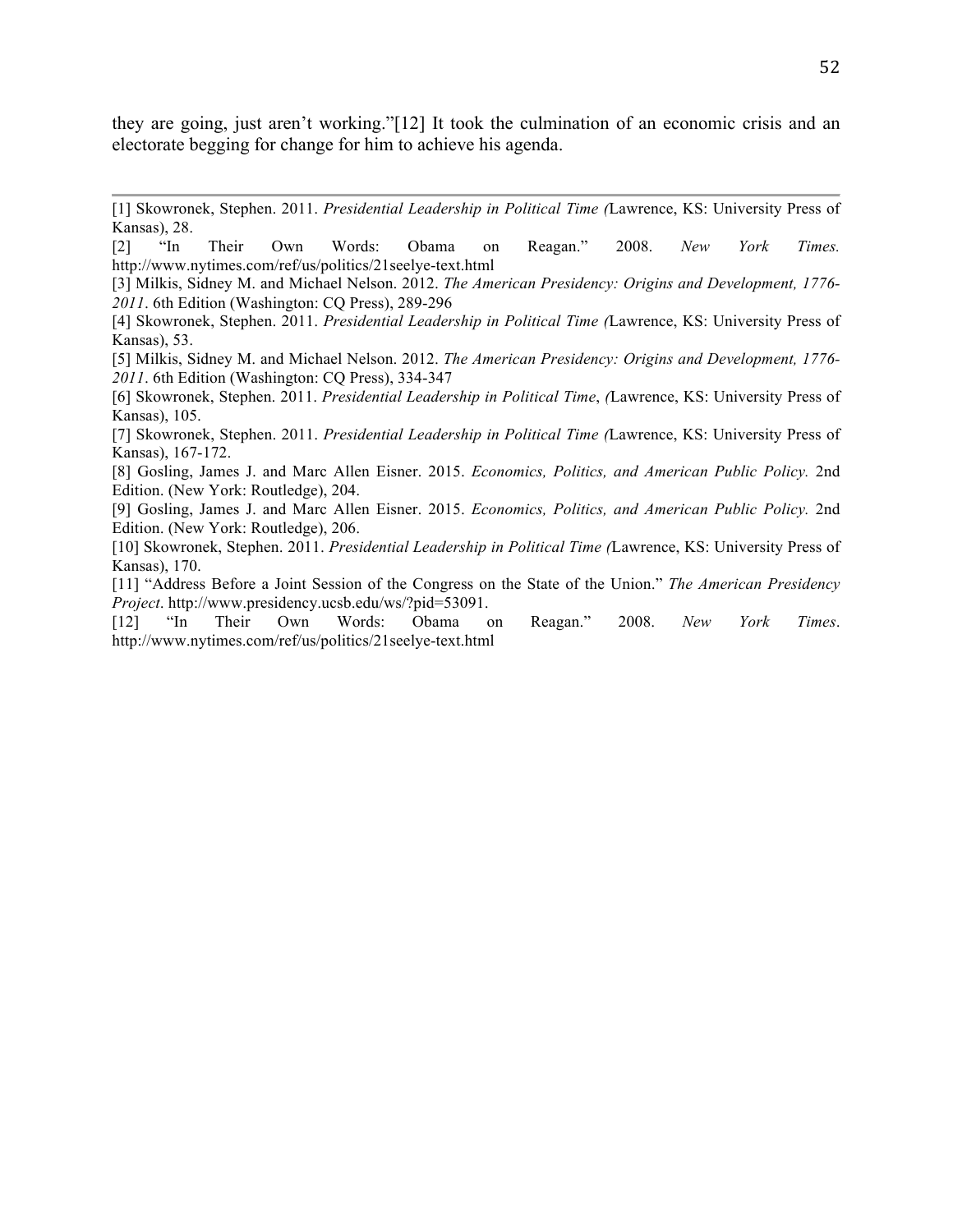they are going, just aren't working."[12] It took the culmination of an economic crisis and an electorate begging for change for him to achieve his agenda.

---

[1] Skowronek, Stephen. 2011. *Presidential Leadership in Political Time (*Lawrence, KS: University Press of Kansas), 28.

[2] "In Their Own Words: Obama on Reagan." 2008. *New York Times.* http://www.nytimes.com/ref/us/politics/21seelye-text.html

[3] Milkis, Sidney M. and Michael Nelson. 2012. *The American Presidency: Origins and Development, 1776-2011*. 6th Edition (Washington: CQ Press), 289-296

[4] Skowronek, Stephen. 2011. *Presidential Leadership in Political Time (*Lawrence, KS: University Press of Kansas), 53.

[5] Milkis, Sidney M. and Michael Nelson. 2012. *The American Presidency: Origins and Development, 1776-2011*. 6th Edition (Washington: CQ Press), 334-347

[6] Skowronek, Stephen. 2011. *Presidential Leadership in Political Time*, *(*Lawrence, KS: University Press of Kansas), 105.

[7] Skowronek, Stephen. 2011. *Presidential Leadership in Political Time (*Lawrence, KS: University Press of Kansas), 167-172.

[8] Gosling, James J. and Marc Allen Eisner. 2015. *Economics, Politics, and American Public Policy.* 2nd Edition. (New York: Routledge), 204.

[9] Gosling, James J. and Marc Allen Eisner. 2015. *Economics, Politics, and American Public Policy.* 2nd Edition. (New York: Routledge), 206.

[10] Skowronek, Stephen. 2011. *Presidential Leadership in Political Time (*Lawrence, KS: University Press of Kansas), 170.

[11] "Address Before a Joint Session of the Congress on the State of the Union." *The American Presidency Project*. http://www.presidency.ucsb.edu/ws/?pid=53091.

[12] "In Their Own Words: Obama on Reagan." 2008. *New York Times*. http://www.nytimes.com/ref/us/politics/21seelye-text.html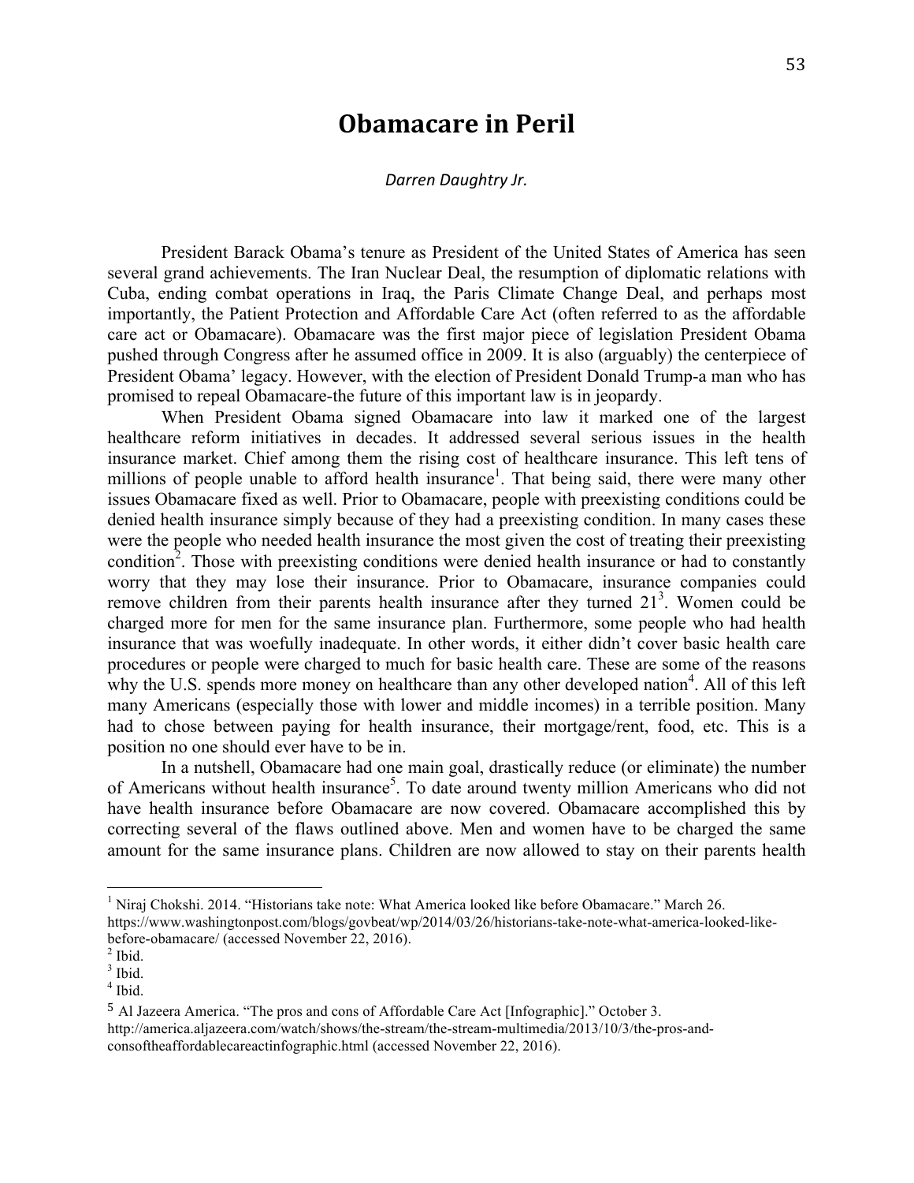# Obamacare in Peril

*Darren Daughtry Jr.*

President Barack Obama's tenure as President of the United States of America has seen several grand achievements. The Iran Nuclear Deal, the resumption of diplomatic relations with Cuba, ending combat operations in Iraq, the Paris Climate Change Deal, and perhaps most importantly, the Patient Protection and Affordable Care Act (often referred to as the affordable care act or Obamacare). Obamacare was the first major piece of legislation President Obama pushed through Congress after he assumed office in 2009. It is also (arguably) the centerpiece of President Obama' legacy. However, with the election of President Donald Trump-a man who has promised to repeal Obamacare-the future of this important law is in jeopardy.

When President Obama signed Obamacare into law it marked one of the largest healthcare reform initiatives in decades. It addressed several serious issues in the health insurance market. Chief among them the rising cost of healthcare insurance. This left tens of millions of people unable to afford health insurance[1]. That being said, there were many other issues Obamacare fixed as well. Prior to Obamacare, people with preexisting conditions could be denied health insurance simply because of they had a preexisting condition. In many cases these were the people who needed health insurance the most given the cost of treating their preexisting condition[2]. Those with preexisting conditions were denied health insurance or had to constantly worry that they may lose their insurance. Prior to Obamacare, insurance companies could remove children from their parents health insurance after they turned 21[3]. Women could be charged more for men for the same insurance plan. Furthermore, some people who had health insurance that was woefully inadequate. In other words, it either didn't cover basic health care procedures or people were charged to much for basic health care. These are some of the reasons why the U.S. spends more money on healthcare than any other developed nation[4]. All of this left many Americans (especially those with lower and middle incomes) in a terrible position. Many had to chose between paying for health insurance, their mortgage/rent, food, etc. This is a position no one should ever have to be in.

In a nutshell, Obamacare had one main goal, drastically reduce (or eliminate) the number of Americans without health insurance[5]. To date around twenty million Americans who did not have health insurance before Obamacare are now covered. Obamacare accomplished this by correcting several of the flaws outlined above. Men and women have to be charged the same amount for the same insurance plans. Children are now allowed to stay on their parents health

---

[1] Niraj Chokshi. 2014. "Historians take note: What America looked like before Obamacare." March 26. https://www.washingtonpost.com/blogs/govbeat/wp/2014/03/26/historians-take-note-what-america-looked-like-before-obamacare/ (accessed November 22, 2016).

[2] Ibid.

[3] Ibid.

[4] Ibid.

[5] Al Jazeera America. "The pros and cons of Affordable Care Act [Infographic]." October 3. http://america.aljazeera.com/watch/shows/the-stream/the-stream-multimedia/2013/10/3/the-pros-and-consoftheaffordablecareactinfographic.html (accessed November 22, 2016).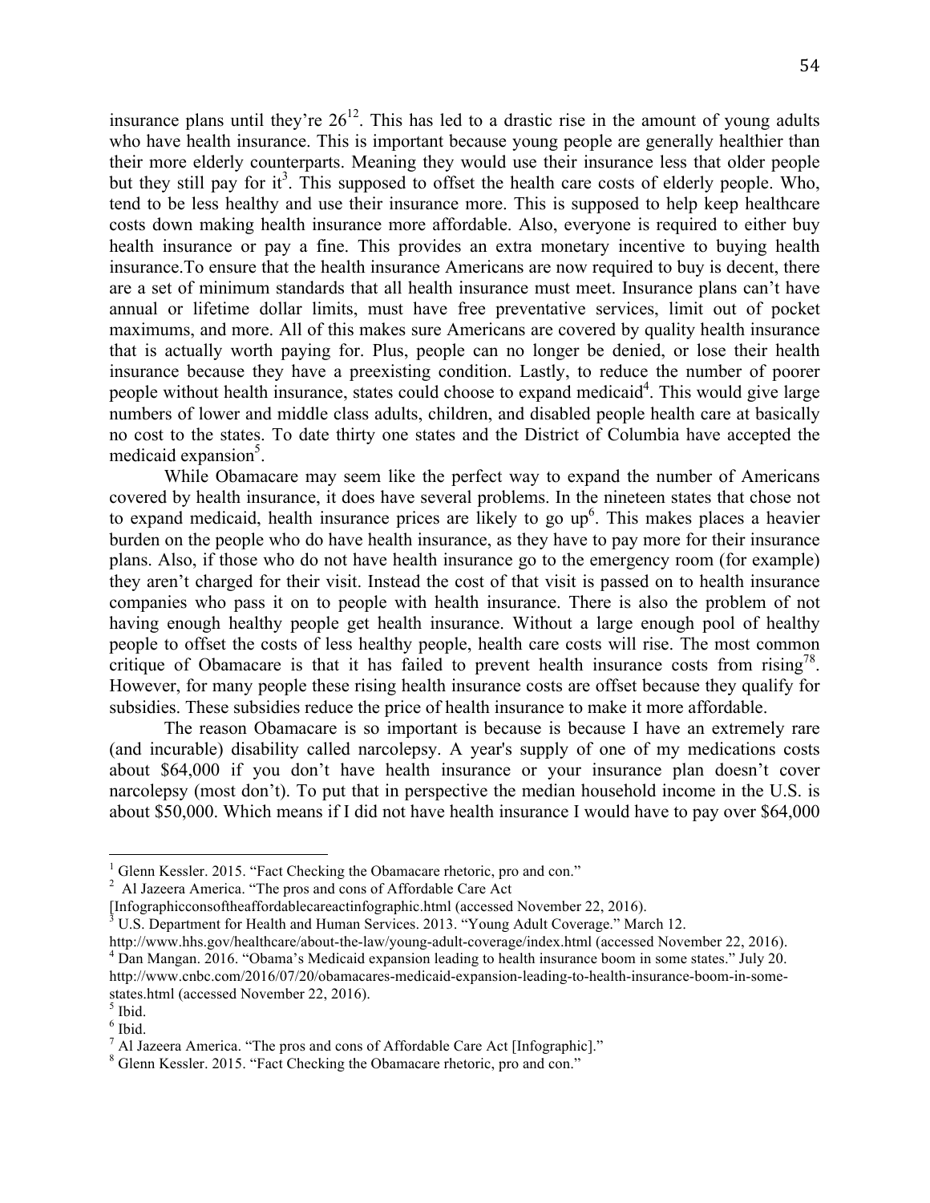insurance plans until they're 26[1][2]. This has led to a drastic rise in the amount of young adults who have health insurance. This is important because young people are generally healthier than their more elderly counterparts. Meaning they would use their insurance less that older people but they still pay for it[3]. This supposed to offset the health care costs of elderly people. Who, tend to be less healthy and use their insurance more. This is supposed to help keep healthcare costs down making health insurance more affordable. Also, everyone is required to either buy health insurance or pay a fine. This provides an extra monetary incentive to buying health insurance.To ensure that the health insurance Americans are now required to buy is decent, there are a set of minimum standards that all health insurance must meet. Insurance plans can't have annual or lifetime dollar limits, must have free preventative services, limit out of pocket maximums, and more. All of this makes sure Americans are covered by quality health insurance that is actually worth paying for. Plus, people can no longer be denied, or lose their health insurance because they have a preexisting condition. Lastly, to reduce the number of poorer people without health insurance, states could choose to expand medicaid[4]. This would give large numbers of lower and middle class adults, children, and disabled people health care at basically no cost to the states. To date thirty one states and the District of Columbia have accepted the medicaid expansion[5].

While Obamacare may seem like the perfect way to expand the number of Americans covered by health insurance, it does have several problems. In the nineteen states that chose not to expand medicaid, health insurance prices are likely to go up[6]. This makes places a heavier burden on the people who do have health insurance, as they have to pay more for their insurance plans. Also, if those who do not have health insurance go to the emergency room (for example) they aren't charged for their visit. Instead the cost of that visit is passed on to health insurance companies who pass it on to people with health insurance. There is also the problem of not having enough healthy people get health insurance. Without a large enough pool of healthy people to offset the costs of less healthy people, health care costs will rise. The most common critique of Obamacare is that it has failed to prevent health insurance costs from rising[7][8]. However, for many people these rising health insurance costs are offset because they qualify for subsidies. These subsidies reduce the price of health insurance to make it more affordable.

The reason Obamacare is so important is because is because I have an extremely rare (and incurable) disability called narcolepsy. A year's supply of one of my medications costs about $64,000 if you don't have health insurance or your insurance plan doesn't cover narcolepsy (most don't). To put that in perspective the median household income in the U.S. is about $50,000. Which means if I did not have health insurance I would have to pay over $64,000

---

[1] Glenn Kessler. 2015. "Fact Checking the Obamacare rhetoric, pro and con."

[2] Al Jazeera America. "The pros and cons of Affordable Care Act [Infographicconsoftheaffordablecareactinfographic.html (accessed November 22, 2016).

[3] U.S. Department for Health and Human Services. 2013. "Young Adult Coverage." March 12. http://www.hhs.gov/healthcare/about-the-law/young-adult-coverage/index.html (accessed November 22, 2016).

[4] Dan Mangan. 2016. "Obama's Medicaid expansion leading to health insurance boom in some states." July 20. http://www.cnbc.com/2016/07/20/obamacares-medicaid-expansion-leading-to-health-insurance-boom-in-some-states.html (accessed November 22, 2016).

[5] Ibid.

[6] Ibid.

[7] Al Jazeera America. "The pros and cons of Affordable Care Act [Infographic]."

[8] Glenn Kessler. 2015. "Fact Checking the Obamacare rhetoric, pro and con."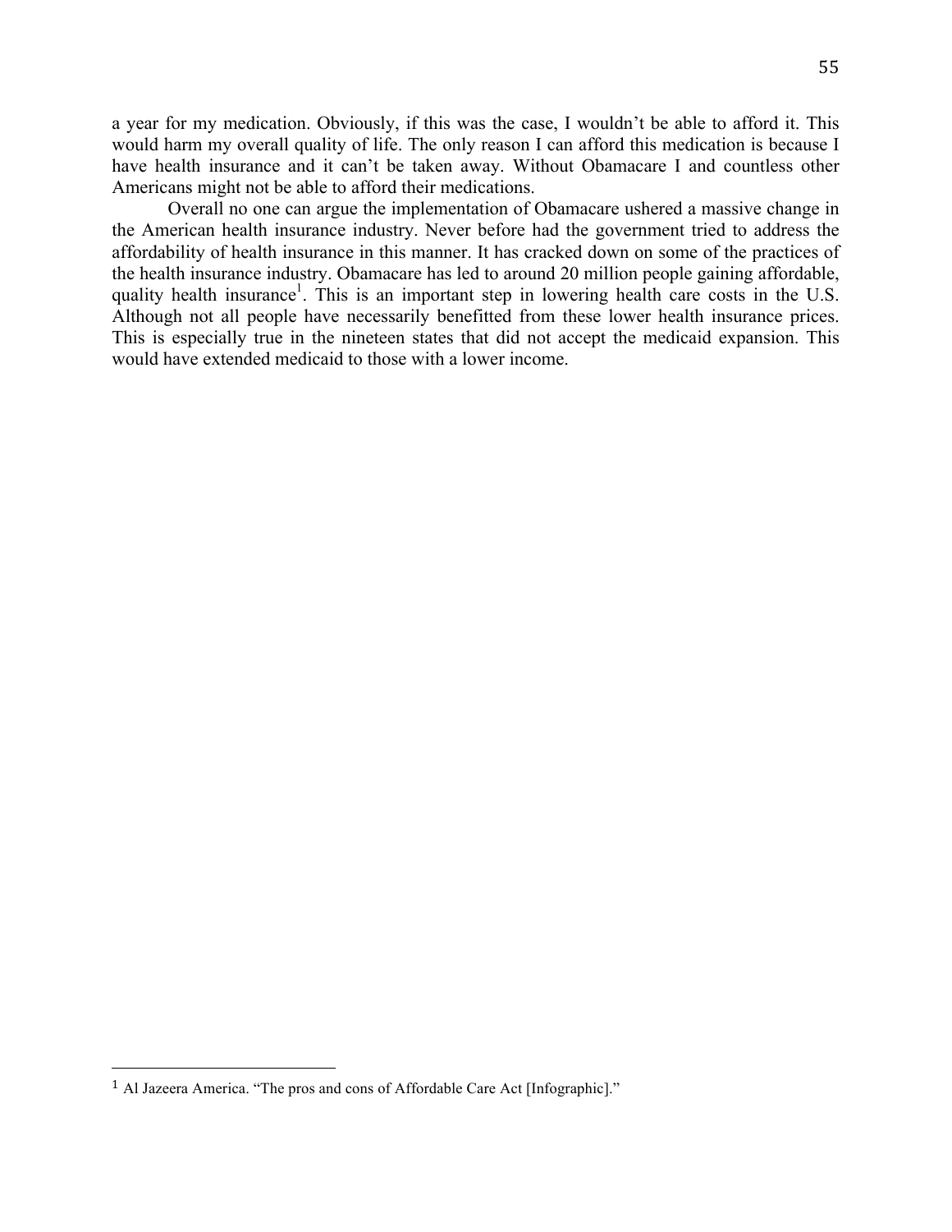a year for my medication. Obviously, if this was the case, I wouldn't be able to afford it. This would harm my overall quality of life. The only reason I can afford this medication is because I have health insurance and it can't be taken away. Without Obamacare I and countless other Americans might not be able to afford their medications.

Overall no one can argue the implementation of Obamacare ushered a massive change in the American health insurance industry. Never before had the government tried to address the affordability of health insurance in this manner. It has cracked down on some of the practices of the health insurance industry. Obamacare has led to around 20 million people gaining affordable, quality health insurance[1]. This is an important step in lowering health care costs in the U.S. Although not all people have necessarily benefitted from these lower health insurance prices. This is especially true in the nineteen states that did not accept the medicaid expansion. This would have extended medicaid to those with a lower income.

---

[1] Al Jazeera America. "The pros and cons of Affordable Care Act [Infographic]."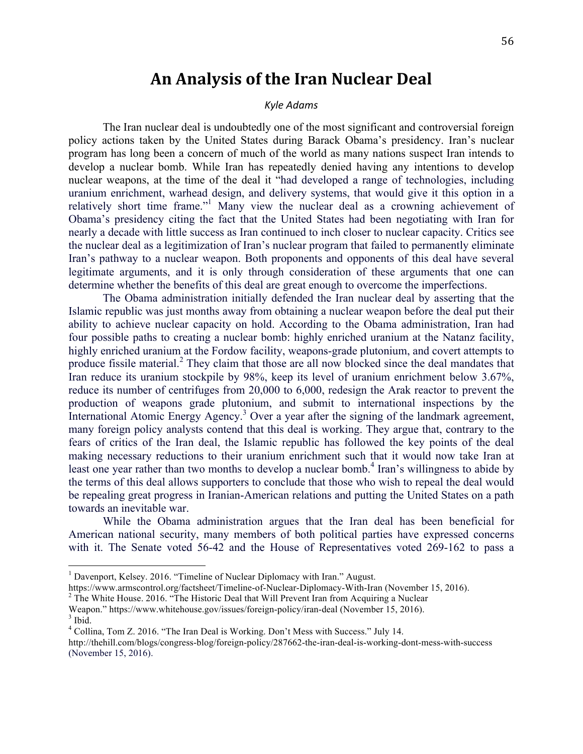# An Analysis of the Iran Nuclear Deal

*Kyle Adams*

The Iran nuclear deal is undoubtedly one of the most significant and controversial foreign policy actions taken by the United States during Barack Obama's presidency. Iran's nuclear program has long been a concern of much of the world as many nations suspect Iran intends to develop a nuclear bomb. While Iran has repeatedly denied having any intentions to develop nuclear weapons, at the time of the deal it "had developed a range of technologies, including uranium enrichment, warhead design, and delivery systems, that would give it this option in a relatively short time frame."[1] Many view the nuclear deal as a crowning achievement of Obama's presidency citing the fact that the United States had been negotiating with Iran for nearly a decade with little success as Iran continued to inch closer to nuclear capacity. Critics see the nuclear deal as a legitimization of Iran's nuclear program that failed to permanently eliminate Iran's pathway to a nuclear weapon. Both proponents and opponents of this deal have several legitimate arguments, and it is only through consideration of these arguments that one can determine whether the benefits of this deal are great enough to overcome the imperfections.

The Obama administration initially defended the Iran nuclear deal by asserting that the Islamic republic was just months away from obtaining a nuclear weapon before the deal put their ability to achieve nuclear capacity on hold. According to the Obama administration, Iran had four possible paths to creating a nuclear bomb: highly enriched uranium at the Natanz facility, highly enriched uranium at the Fordow facility, weapons-grade plutonium, and covert attempts to produce fissile material.[2] They claim that those are all now blocked since the deal mandates that Iran reduce its uranium stockpile by 98%, keep its level of uranium enrichment below 3.67%, reduce its number of centrifuges from 20,000 to 6,000, redesign the Arak reactor to prevent the production of weapons grade plutonium, and submit to international inspections by the International Atomic Energy Agency.[3] Over a year after the signing of the landmark agreement, many foreign policy analysts contend that this deal is working. They argue that, contrary to the fears of critics of the Iran deal, the Islamic republic has followed the key points of the deal making necessary reductions to their uranium enrichment such that it would now take Iran at least one year rather than two months to develop a nuclear bomb.[4] Iran's willingness to abide by the terms of this deal allows supporters to conclude that those who wish to repeal the deal would be repealing great progress in Iranian-American relations and putting the United States on a path towards an inevitable war.

While the Obama administration argues that the Iran deal has been beneficial for American national security, many members of both political parties have expressed concerns with it. The Senate voted 56-42 and the House of Representatives voted 269-162 to pass a

---

[1] Davenport, Kelsey. 2016. "Timeline of Nuclear Diplomacy with Iran." August. https://www.armscontrol.org/factsheet/Timeline-of-Nuclear-Diplomacy-With-Iran (November 15, 2016).

[2] The White House. 2016. "The Historic Deal that Will Prevent Iran from Acquiring a Nuclear Weapon." https://www.whitehouse.gov/issues/foreign-policy/iran-deal (November 15, 2016).

[3] Ibid.

[4] Collina, Tom Z. 2016. "The Iran Deal is Working. Don't Mess with Success." July 14. http://thehill.com/blogs/congress-blog/foreign-policy/287662-the-iran-deal-is-working-dont-mess-with-success (November 15, 2016).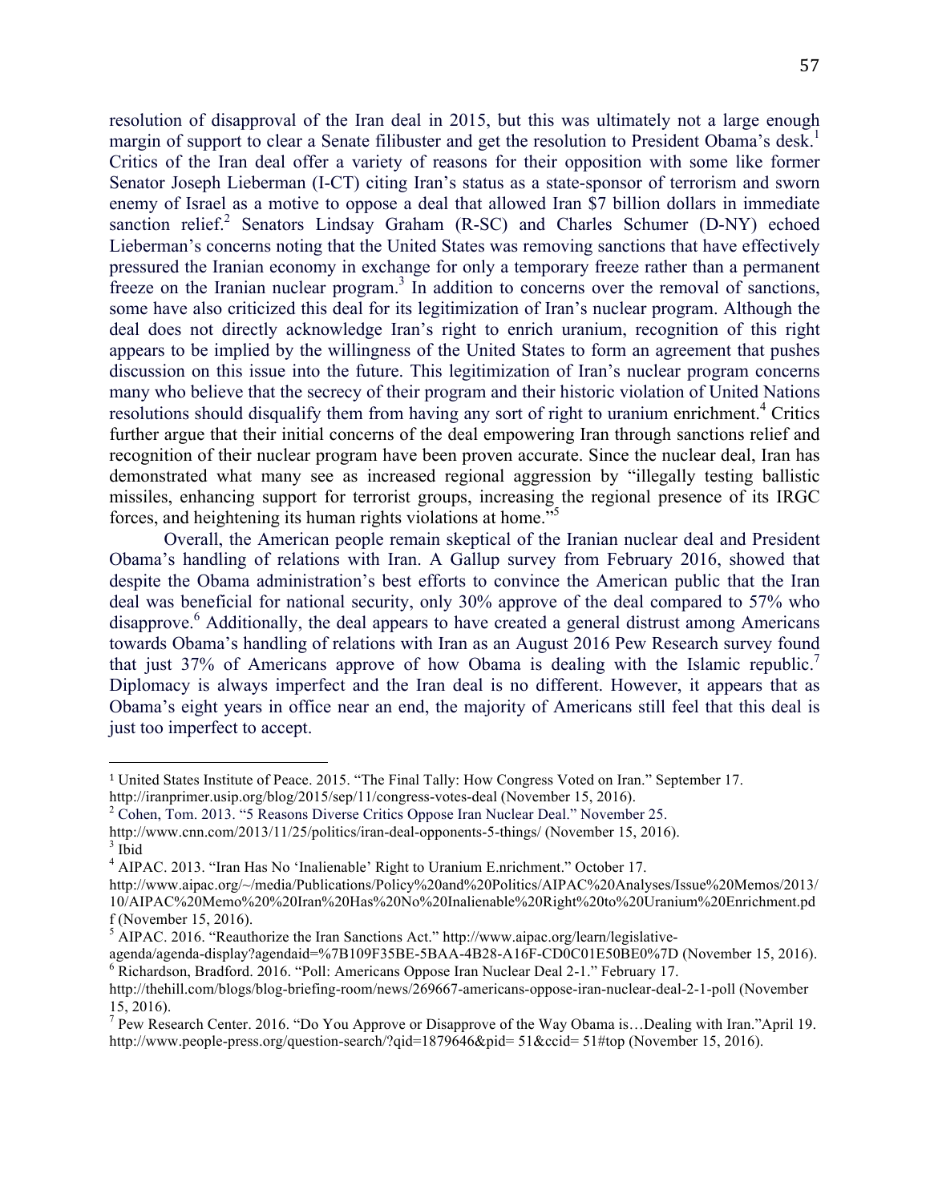resolution of disapproval of the Iran deal in 2015, but this was ultimately not a large enough margin of support to clear a Senate filibuster and get the resolution to President Obama's desk.[1] Critics of the Iran deal offer a variety of reasons for their opposition with some like former Senator Joseph Lieberman (I-CT) citing Iran's status as a state-sponsor of terrorism and sworn enemy of Israel as a motive to oppose a deal that allowed Iran $7 billion dollars in immediate sanction relief.[2] Senators Lindsay Graham (R-SC) and Charles Schumer (D-NY) echoed Lieberman's concerns noting that the United States was removing sanctions that have effectively pressured the Iranian economy in exchange for only a temporary freeze rather than a permanent freeze on the Iranian nuclear program.[3] In addition to concerns over the removal of sanctions, some have also criticized this deal for its legitimization of Iran's nuclear program. Although the deal does not directly acknowledge Iran's right to enrich uranium, recognition of this right appears to be implied by the willingness of the United States to form an agreement that pushes discussion on this issue into the future. This legitimization of Iran's nuclear program concerns many who believe that the secrecy of their program and their historic violation of United Nations resolutions should disqualify them from having any sort of right to uranium enrichment.[4] Critics further argue that their initial concerns of the deal empowering Iran through sanctions relief and recognition of their nuclear program have been proven accurate. Since the nuclear deal, Iran has demonstrated what many see as increased regional aggression by "illegally testing ballistic missiles, enhancing support for terrorist groups, increasing the regional presence of its IRGC forces, and heightening its human rights violations at home."[5]

Overall, the American people remain skeptical of the Iranian nuclear deal and President Obama's handling of relations with Iran. A Gallup survey from February 2016, showed that despite the Obama administration's best efforts to convince the American public that the Iran deal was beneficial for national security, only 30% approve of the deal compared to 57% who disapprove.[6] Additionally, the deal appears to have created a general distrust among Americans towards Obama's handling of relations with Iran as an August 2016 Pew Research survey found that just 37% of Americans approve of how Obama is dealing with the Islamic republic.[7] Diplomacy is always imperfect and the Iran deal is no different. However, it appears that as Obama's eight years in office near an end, the majority of Americans still feel that this deal is just too imperfect to accept.

---

[1] United States Institute of Peace. 2015. "The Final Tally: How Congress Voted on Iran." September 17. http://iranprimer.usip.org/blog/2015/sep/11/congress-votes-deal (November 15, 2016).

[2] Cohen, Tom. 2013. "5 Reasons Diverse Critics Oppose Iran Nuclear Deal." November 25. http://www.cnn.com/2013/11/25/politics/iran-deal-opponents-5-things/ (November 15, 2016).

[3] Ibid

[4] AIPAC. 2013. "Iran Has No 'Inalienable' Right to Uranium E.nrichment." October 17. http://www.aipac.org/~/media/Publications/Policy%20and%20Politics/AIPAC%20Analyses/Issue%20Memos/2013/10/AIPAC%20Memo%20%20Iran%20Has%20No%20Inalienable%20Right%20to%20Uranium%20Enrichment.pdf (November 15, 2016).

[5] AIPAC. 2016. "Reauthorize the Iran Sanctions Act." http://www.aipac.org/learn/legislative-agenda/agenda-display?agendaid=%7B109F35BE-5BAA-4B28-A16F-CD0C01E50BE0%7D (November 15, 2016).

[6] Richardson, Bradford. 2016. "Poll: Americans Oppose Iran Nuclear Deal 2-1." February 17. http://thehill.com/blogs/blog-briefing-room/news/269667-americans-oppose-iran-nuclear-deal-2-1-poll (November 15, 2016).

[7] Pew Research Center. 2016. "Do You Approve or Disapprove of the Way Obama is…Dealing with Iran."April 19. http://www.people-press.org/question-search/?qid=1879646&pid= 51&ccid= 51#top (November 15, 2016).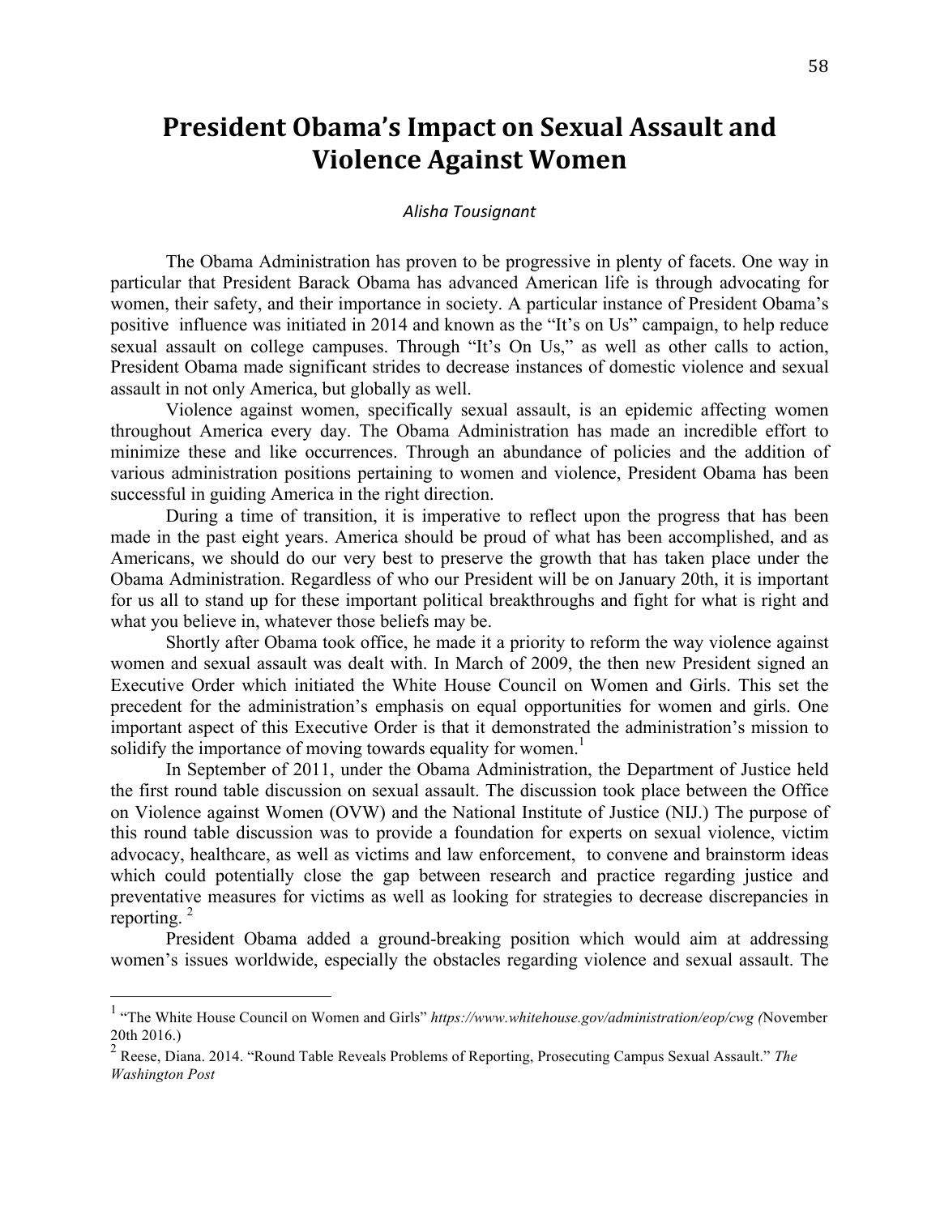# President Obama's Impact on Sexual Assault and Violence Against Women

*Alisha Tousignant*

The Obama Administration has proven to be progressive in plenty of facets. One way in particular that President Barack Obama has advanced American life is through advocating for women, their safety, and their importance in society. A particular instance of President Obama's positive influence was initiated in 2014 and known as the "It's on Us" campaign, to help reduce sexual assault on college campuses. Through "It's On Us," as well as other calls to action, President Obama made significant strides to decrease instances of domestic violence and sexual assault in not only America, but globally as well.

Violence against women, specifically sexual assault, is an epidemic affecting women throughout America every day. The Obama Administration has made an incredible effort to minimize these and like occurrences. Through an abundance of policies and the addition of various administration positions pertaining to women and violence, President Obama has been successful in guiding America in the right direction.

During a time of transition, it is imperative to reflect upon the progress that has been made in the past eight years. America should be proud of what has been accomplished, and as Americans, we should do our very best to preserve the growth that has taken place under the Obama Administration. Regardless of who our President will be on January 20th, it is important for us all to stand up for these important political breakthroughs and fight for what is right and what you believe in, whatever those beliefs may be.

Shortly after Obama took office, he made it a priority to reform the way violence against women and sexual assault was dealt with. In March of 2009, the then new President signed an Executive Order which initiated the White House Council on Women and Girls. This set the precedent for the administration's emphasis on equal opportunities for women and girls. One important aspect of this Executive Order is that it demonstrated the administration's mission to solidify the importance of moving towards equality for women.[1]

In September of 2011, under the Obama Administration, the Department of Justice held the first round table discussion on sexual assault. The discussion took place between the Office on Violence against Women (OVW) and the National Institute of Justice (NIJ.) The purpose of this round table discussion was to provide a foundation for experts on sexual violence, victim advocacy, healthcare, as well as victims and law enforcement, to convene and brainstorm ideas which could potentially close the gap between research and practice regarding justice and preventative measures for victims as well as looking for strategies to decrease discrepancies in reporting.[2]

President Obama added a ground-breaking position which would aim at addressing women's issues worldwide, especially the obstacles regarding violence and sexual assault. The

---

[1] "The White House Council on Women and Girls" *https://www.whitehouse.gov/administration/eop/cwg (*November 20th 2016.)

[2] Reese, Diana. 2014. "Round Table Reveals Problems of Reporting, Prosecuting Campus Sexual Assault." *The Washington Post*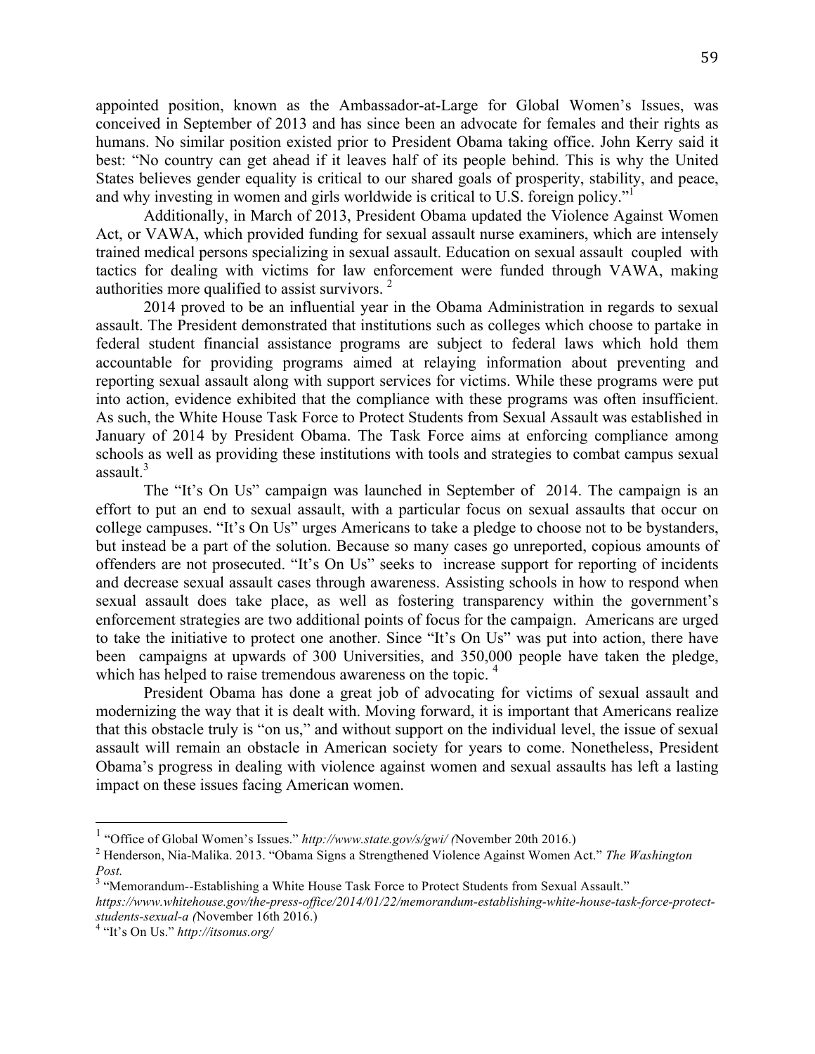appointed position, known as the Ambassador-at-Large for Global Women's Issues, was conceived in September of 2013 and has since been an advocate for females and their rights as humans. No similar position existed prior to President Obama taking office. John Kerry said it best: "No country can get ahead if it leaves half of its people behind. This is why the United States believes gender equality is critical to our shared goals of prosperity, stability, and peace, and why investing in women and girls worldwide is critical to U.S. foreign policy."[1]

Additionally, in March of 2013, President Obama updated the Violence Against Women Act, or VAWA, which provided funding for sexual assault nurse examiners, which are intensely trained medical persons specializing in sexual assault. Education on sexual assault coupled with tactics for dealing with victims for law enforcement were funded through VAWA, making authorities more qualified to assist survivors. [2]

2014 proved to be an influential year in the Obama Administration in regards to sexual assault. The President demonstrated that institutions such as colleges which choose to partake in federal student financial assistance programs are subject to federal laws which hold them accountable for providing programs aimed at relaying information about preventing and reporting sexual assault along with support services for victims. While these programs were put into action, evidence exhibited that the compliance with these programs was often insufficient. As such, the White House Task Force to Protect Students from Sexual Assault was established in January of 2014 by President Obama. The Task Force aims at enforcing compliance among schools as well as providing these institutions with tools and strategies to combat campus sexual assault.[3]

The "It's On Us" campaign was launched in September of 2014. The campaign is an effort to put an end to sexual assault, with a particular focus on sexual assaults that occur on college campuses. "It's On Us" urges Americans to take a pledge to choose not to be bystanders, but instead be a part of the solution. Because so many cases go unreported, copious amounts of offenders are not prosecuted. "It's On Us" seeks to increase support for reporting of incidents and decrease sexual assault cases through awareness. Assisting schools in how to respond when sexual assault does take place, as well as fostering transparency within the government's enforcement strategies are two additional points of focus for the campaign. Americans are urged to take the initiative to protect one another. Since "It's On Us" was put into action, there have been campaigns at upwards of 300 Universities, and 350,000 people have taken the pledge, which has helped to raise tremendous awareness on the topic. [4]

President Obama has done a great job of advocating for victims of sexual assault and modernizing the way that it is dealt with. Moving forward, it is important that Americans realize that this obstacle truly is "on us," and without support on the individual level, the issue of sexual assault will remain an obstacle in American society for years to come. Nonetheless, President Obama's progress in dealing with violence against women and sexual assaults has left a lasting impact on these issues facing American women.

---

[1] "Office of Global Women's Issues." *http://www.state.gov/s/gwi/ (*November 20th 2016.)

[2] Henderson, Nia-Malika. 2013. "Obama Signs a Strengthened Violence Against Women Act." *The Washington Post.*

[3] "Memorandum--Establishing a White House Task Force to Protect Students from Sexual Assault." *https://www.whitehouse.gov/the-press-office/2014/01/22/memorandum-establishing-white-house-task-force-protect-students-sexual-a (*November 16th 2016.)

[4] "It's On Us." *http://itsonus.org/*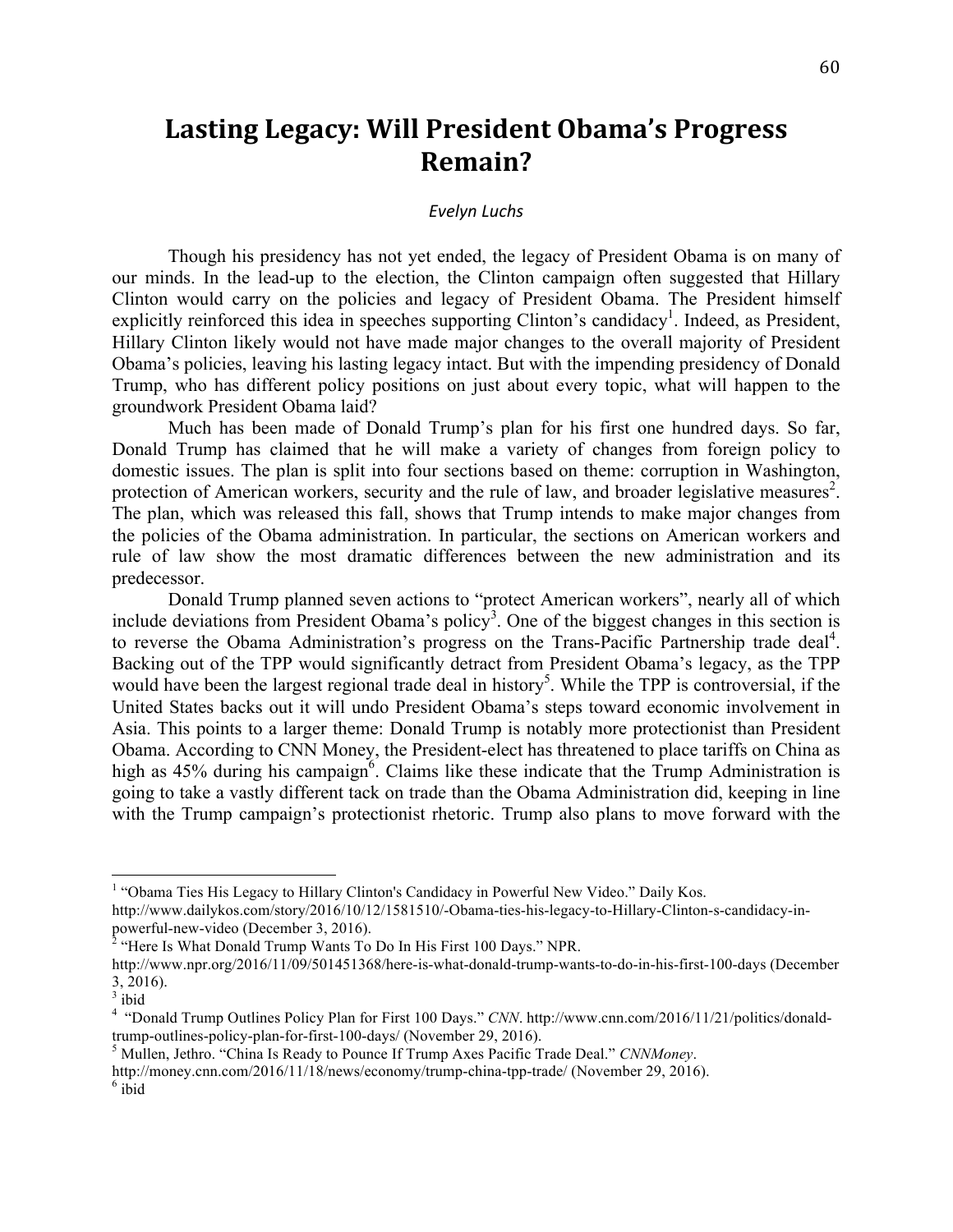# Lasting Legacy: Will President Obama's Progress Remain?

*Evelyn Luchs*

Though his presidency has not yet ended, the legacy of President Obama is on many of our minds. In the lead-up to the election, the Clinton campaign often suggested that Hillary Clinton would carry on the policies and legacy of President Obama. The President himself explicitly reinforced this idea in speeches supporting Clinton's candidacy[1]. Indeed, as President, Hillary Clinton likely would not have made major changes to the overall majority of President Obama's policies, leaving his lasting legacy intact. But with the impending presidency of Donald Trump, who has different policy positions on just about every topic, what will happen to the groundwork President Obama laid?

Much has been made of Donald Trump's plan for his first one hundred days. So far, Donald Trump has claimed that he will make a variety of changes from foreign policy to domestic issues. The plan is split into four sections based on theme: corruption in Washington, protection of American workers, security and the rule of law, and broader legislative measures[2]. The plan, which was released this fall, shows that Trump intends to make major changes from the policies of the Obama administration. In particular, the sections on American workers and rule of law show the most dramatic differences between the new administration and its predecessor.

Donald Trump planned seven actions to "protect American workers", nearly all of which include deviations from President Obama's policy[3]. One of the biggest changes in this section is to reverse the Obama Administration's progress on the Trans-Pacific Partnership trade deal[4]. Backing out of the TPP would significantly detract from President Obama's legacy, as the TPP would have been the largest regional trade deal in history[5]. While the TPP is controversial, if the United States backs out it will undo President Obama's steps toward economic involvement in Asia. This points to a larger theme: Donald Trump is notably more protectionist than President Obama. According to CNN Money, the President-elect has threatened to place tariffs on China as high as 45% during his campaign[6]. Claims like these indicate that the Trump Administration is going to take a vastly different tack on trade than the Obama Administration did, keeping in line with the Trump campaign's protectionist rhetoric. Trump also plans to move forward with the

---

[1] "Obama Ties His Legacy to Hillary Clinton's Candidacy in Powerful New Video." Daily Kos. http://www.dailykos.com/story/2016/10/12/1581510/-Obama-ties-his-legacy-to-Hillary-Clinton-s-candidacy-in-powerful-new-video (December 3, 2016).

[2] "Here Is What Donald Trump Wants To Do In His First 100 Days." NPR. http://www.npr.org/2016/11/09/501451368/here-is-what-donald-trump-wants-to-do-in-his-first-100-days (December 3, 2016).

[3] ibid

[4] "Donald Trump Outlines Policy Plan for First 100 Days." *CNN*. http://www.cnn.com/2016/11/21/politics/donald-trump-outlines-policy-plan-for-first-100-days/ (November 29, 2016).

[5] Mullen, Jethro. "China Is Ready to Pounce If Trump Axes Pacific Trade Deal." *CNNMoney*. http://money.cnn.com/2016/11/18/news/economy/trump-china-tpp-trade/ (November 29, 2016).

[6] ibid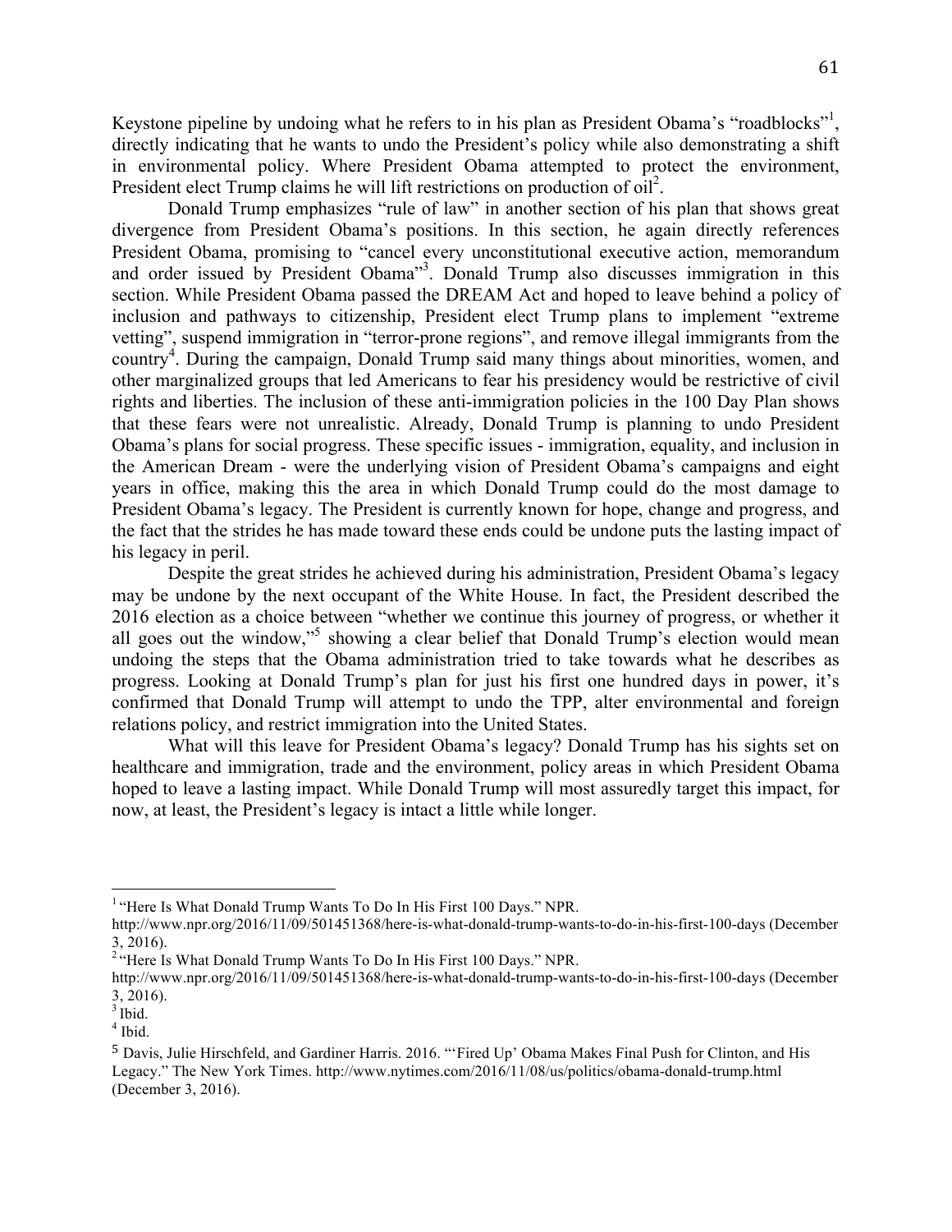Keystone pipeline by undoing what he refers to in his plan as President Obama's "roadblocks"[1], directly indicating that he wants to undo the President's policy while also demonstrating a shift in environmental policy. Where President Obama attempted to protect the environment, President elect Trump claims he will lift restrictions on production of oil[2].

Donald Trump emphasizes "rule of law" in another section of his plan that shows great divergence from President Obama's positions. In this section, he again directly references President Obama, promising to "cancel every unconstitutional executive action, memorandum and order issued by President Obama"[3]. Donald Trump also discusses immigration in this section. While President Obama passed the DREAM Act and hoped to leave behind a policy of inclusion and pathways to citizenship, President elect Trump plans to implement "extreme vetting", suspend immigration in "terror-prone regions", and remove illegal immigrants from the country[4]. During the campaign, Donald Trump said many things about minorities, women, and other marginalized groups that led Americans to fear his presidency would be restrictive of civil rights and liberties. The inclusion of these anti-immigration policies in the 100 Day Plan shows that these fears were not unrealistic. Already, Donald Trump is planning to undo President Obama's plans for social progress. These specific issues - immigration, equality, and inclusion in the American Dream - were the underlying vision of President Obama's campaigns and eight years in office, making this the area in which Donald Trump could do the most damage to President Obama's legacy. The President is currently known for hope, change and progress, and the fact that the strides he has made toward these ends could be undone puts the lasting impact of his legacy in peril.

Despite the great strides he achieved during his administration, President Obama's legacy may be undone by the next occupant of the White House. In fact, the President described the 2016 election as a choice between "whether we continue this journey of progress, or whether it all goes out the window,"[5] showing a clear belief that Donald Trump's election would mean undoing the steps that the Obama administration tried to take towards what he describes as progress. Looking at Donald Trump's plan for just his first one hundred days in power, it's confirmed that Donald Trump will attempt to undo the TPP, alter environmental and foreign relations policy, and restrict immigration into the United States.

What will this leave for President Obama's legacy? Donald Trump has his sights set on healthcare and immigration, trade and the environment, policy areas in which President Obama hoped to leave a lasting impact. While Donald Trump will most assuredly target this impact, for now, at least, the President's legacy is intact a little while longer.

---

[1] "Here Is What Donald Trump Wants To Do In His First 100 Days." NPR. http://www.npr.org/2016/11/09/501451368/here-is-what-donald-trump-wants-to-do-in-his-first-100-days (December 3, 2016).

[2] "Here Is What Donald Trump Wants To Do In His First 100 Days." NPR. http://www.npr.org/2016/11/09/501451368/here-is-what-donald-trump-wants-to-do-in-his-first-100-days (December 3, 2016).

[3] Ibid.

[4] Ibid.

[5] Davis, Julie Hirschfeld, and Gardiner Harris. 2016. "'Fired Up' Obama Makes Final Push for Clinton, and His Legacy." The New York Times. http://www.nytimes.com/2016/11/08/us/politics/obama-donald-trump.html (December 3, 2016).